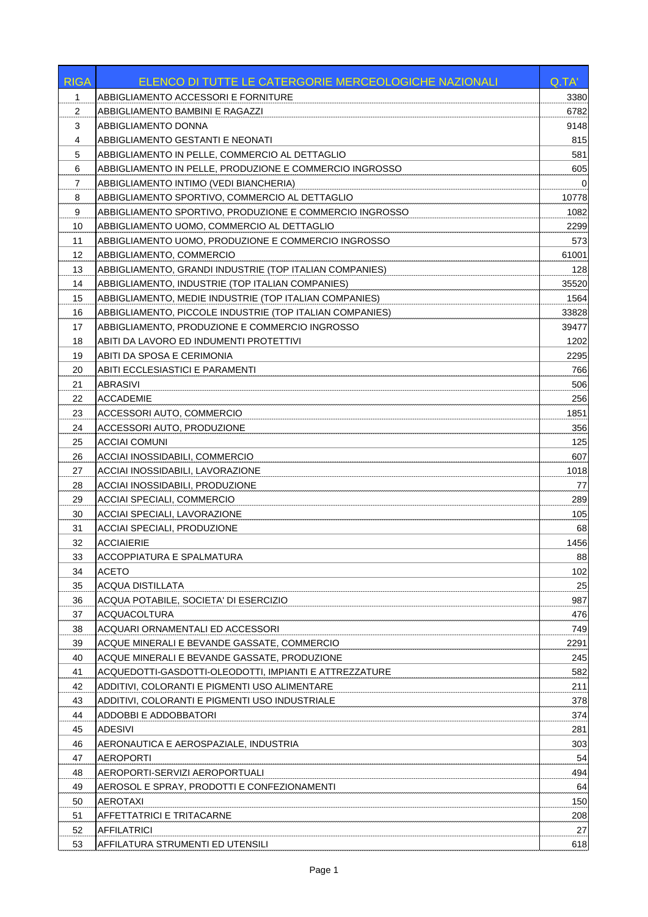| RIGA | ELENCO DI TUTTE LE CATERGORIE MERCEOLOGICHE NAZIONALI | Q.TA' |
|---|---|---|
| 1 | ABBIGLIAMENTO ACCESSORI E FORNITURE | 3380 |
| 2 | ABBIGLIAMENTO BAMBINI E RAGAZZI | 6782 |
| 3 | ABBIGLIAMENTO DONNA | 9148 |
| 4 | ABBIGLIAMENTO GESTANTI E NEONATI | 815 |
| 5 | ABBIGLIAMENTO IN PELLE, COMMERCIO AL DETTAGLIO | 581 |
| 6 | ABBIGLIAMENTO IN PELLE, PRODUZIONE E COMMERCIO INGROSSO | 605 |
| 7 | ABBIGLIAMENTO INTIMO (VEDI BIANCHERIA) | 0 |
| 8 | ABBIGLIAMENTO SPORTIVO, COMMERCIO AL DETTAGLIO | 10778 |
| 9 | ABBIGLIAMENTO SPORTIVO, PRODUZIONE E COMMERCIO INGROSSO | 1082 |
| 10 | ABBIGLIAMENTO UOMO, COMMERCIO AL DETTAGLIO | 2299 |
| 11 | ABBIGLIAMENTO UOMO, PRODUZIONE E COMMERCIO INGROSSO | 573 |
| 12 | ABBIGLIAMENTO, COMMERCIO | 61001 |
| 13 | ABBIGLIAMENTO, GRANDI INDUSTRIE (TOP ITALIAN COMPANIES) | 128 |
| 14 | ABBIGLIAMENTO, INDUSTRIE (TOP ITALIAN COMPANIES) | 35520 |
| 15 | ABBIGLIAMENTO, MEDIE INDUSTRIE (TOP ITALIAN COMPANIES) | 1564 |
| 16 | ABBIGLIAMENTO, PICCOLE INDUSTRIE (TOP ITALIAN COMPANIES) | 33828 |
| 17 | ABBIGLIAMENTO, PRODUZIONE E COMMERCIO INGROSSO | 39477 |
| 18 | ABITI DA LAVORO ED INDUMENTI PROTETTIVI | 1202 |
| 19 | ABITI DA SPOSA E CERIMONIA | 2295 |
| 20 | ABITI ECCLESIASTICI E PARAMENTI | 766 |
| 21 | ABRASIVI | 506 |
| 22 | ACCADEMIE | 256 |
| 23 | ACCESSORI AUTO, COMMERCIO | 1851 |
| 24 | ACCESSORI AUTO, PRODUZIONE | 356 |
| 25 | ACCIAI COMUNI | 125 |
| 26 | ACCIAI INOSSIDABILI, COMMERCIO | 607 |
| 27 | ACCIAI INOSSIDABILI, LAVORAZIONE | 1018 |
| 28 | ACCIAI INOSSIDABILI, PRODUZIONE | 77 |
| 29 | ACCIAI SPECIALI, COMMERCIO | 289 |
| 30 | ACCIAI SPECIALI, LAVORAZIONE | 105 |
| 31 | ACCIAI SPECIALI, PRODUZIONE | 68 |
| 32 | ACCIAIERIE | 1456 |
| 33 | ACCOPPIATURA E SPALMATURA | 88 |
| 34 | ACETO | 102 |
| 35 | ACQUA DISTILLATA | 25 |
| 36 | ACQUA POTABILE, SOCIETA' DI ESERCIZIO | 987 |
| 37 | ACQUACOLTURA | 476 |
| 38 | ACQUARI ORNAMENTALI ED ACCESSORI | 749 |
| 39 | ACQUE MINERALI E BEVANDE GASSATE, COMMERCIO | 2291 |
| 40 | ACQUE MINERALI E BEVANDE GASSATE, PRODUZIONE | 245 |
| 41 | ACQUEDOTTI-GASDOTTI-OLEODOTTI, IMPIANTI E ATTREZZATURE | 582 |
| 42 | ADDITIVI, COLORANTI E PIGMENTI USO ALIMENTARE | 211 |
| 43 | ADDITIVI, COLORANTI E PIGMENTI USO INDUSTRIALE | 378 |
| 44 | ADDOBBI E ADDOBBATORI | 374 |
| 45 | ADESIVI | 281 |
| 46 | AERONAUTICA E AEROSPAZIALE, INDUSTRIA | 303 |
| 47 | AEROPORTI | 54 |
| 48 | AEROPORTI-SERVIZI AEROPORTUALI | 494 |
| 49 | AEROSOL E SPRAY, PRODOTTI E CONFEZIONAMENTI | 64 |
| 50 | AEROTAXI | 150 |
| 51 | AFFETTATRICI E TRITACARNE | 208 |
| 52 | AFFILATRICI | 27 |
| 53 | AFFILATURA STRUMENTI ED UTENSILI | 618 |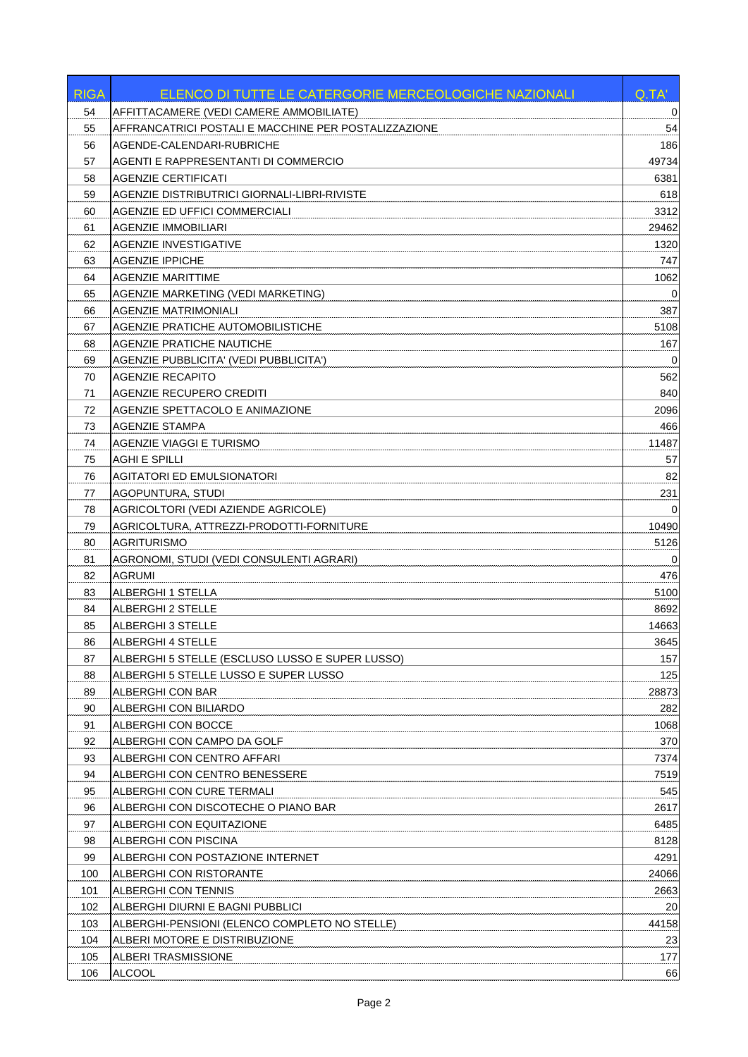| RIGA | ELENCO DI TUTTE LE CATERGORIE MERCEOLOGICHE NAZIONALI | Q.TA' |
|---|---|---|
| 54 | AFFITTACAMERE (VEDI CAMERE AMMOBILIATE) | 0 |
| 55 | AFFRANCATRICI POSTALI E MACCHINE PER POSTALIZZAZIONE | 54 |
| 56 | AGENDE-CALENDARI-RUBRICHE | 186 |
| 57 | AGENTI E RAPPRESENTANTI DI COMMERCIO | 49734 |
| 58 | AGENZIE CERTIFICATI | 6381 |
| 59 | AGENZIE DISTRIBUTRICI GIORNALI-LIBRI-RIVISTE | 618 |
| 60 | AGENZIE ED UFFICI COMMERCIALI | 3312 |
| 61 | AGENZIE IMMOBILIARI | 29462 |
| 62 | AGENZIE INVESTIGATIVE | 1320 |
| 63 | AGENZIE IPPICHE | 747 |
| 64 | AGENZIE MARITTIME | 1062 |
| 65 | AGENZIE MARKETING (VEDI MARKETING) | 0 |
| 66 | AGENZIE MATRIMONIALI | 387 |
| 67 | AGENZIE PRATICHE AUTOMOBILISTICHE | 5108 |
| 68 | AGENZIE PRATICHE NAUTICHE | 167 |
| 69 | AGENZIE PUBBLICITA' (VEDI PUBBLICITA') | 0 |
| 70 | AGENZIE RECAPITO | 562 |
| 71 | AGENZIE RECUPERO CREDITI | 840 |
| 72 | AGENZIE SPETTACOLO E ANIMAZIONE | 2096 |
| 73 | AGENZIE STAMPA | 466 |
| 74 | AGENZIE VIAGGI E TURISMO | 11487 |
| 75 | AGHI E SPILLI | 57 |
| 76 | AGITATORI ED EMULSIONATORI | 82 |
| 77 | AGOPUNTURA, STUDI | 231 |
| 78 | AGRICOLTORI (VEDI AZIENDE AGRICOLE) | 0 |
| 79 | AGRICOLTURA, ATTREZZI-PRODOTTI-FORNITURE | 10490 |
| 80 | AGRITURISMO | 5126 |
| 81 | AGRONOMI, STUDI (VEDI CONSULENTI AGRARI) | 0 |
| 82 | AGRUMI | 476 |
| 83 | ALBERGHI 1 STELLA | 5100 |
| 84 | ALBERGHI 2 STELLE | 8692 |
| 85 | ALBERGHI 3 STELLE | 14663 |
| 86 | ALBERGHI 4 STELLE | 3645 |
| 87 | ALBERGHI 5 STELLE (ESCLUSO LUSSO E SUPER LUSSO) | 157 |
| 88 | ALBERGHI 5 STELLE LUSSO E SUPER LUSSO | 125 |
| 89 | ALBERGHI CON BAR | 28873 |
| 90 | ALBERGHI CON BILIARDO | 282 |
| 91 | ALBERGHI CON BOCCE | 1068 |
| 92 | ALBERGHI CON CAMPO DA GOLF | 370 |
| 93 | ALBERGHI CON CENTRO AFFARI | 7374 |
| 94 | ALBERGHI CON CENTRO BENESSERE | 7519 |
| 95 | ALBERGHI CON CURE TERMALI | 545 |
| 96 | ALBERGHI CON DISCOTECHE O PIANO BAR | 2617 |
| 97 | ALBERGHI CON EQUITAZIONE | 6485 |
| 98 | ALBERGHI CON PISCINA | 8128 |
| 99 | ALBERGHI CON POSTAZIONE INTERNET | 4291 |
| 100 | ALBERGHI CON RISTORANTE | 24066 |
| 101 | ALBERGHI CON TENNIS | 2663 |
| 102 | ALBERGHI DIURNI E BAGNI PUBBLICI | 20 |
| 103 | ALBERGHI-PENSIONI (ELENCO COMPLETO NO STELLE) | 44158 |
| 104 | ALBERI MOTORE E DISTRIBUZIONE | 23 |
| 105 | ALBERI TRASMISSIONE | 177 |
| 106 | ALCOOL | 66 |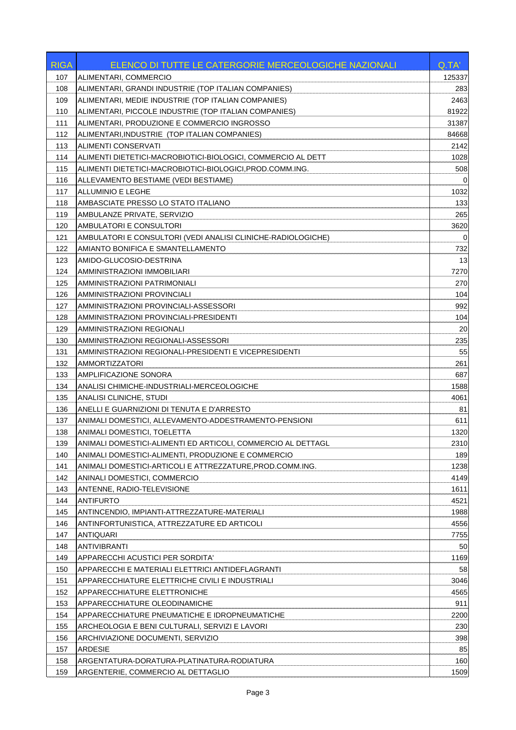| RIGA | ELENCO DI TUTTE LE CATERGORIE MERCEOLOGICHE NAZIONALI | Q.TA' |
|---|---|---|
| 107 | ALIMENTARI, COMMERCIO | 125337 |
| 108 | ALIMENTARI, GRANDI INDUSTRIE (TOP ITALIAN COMPANIES) | 283 |
| 109 | ALIMENTARI, MEDIE INDUSTRIE (TOP ITALIAN COMPANIES) | 2463 |
| 110 | ALIMENTARI, PICCOLE INDUSTRIE (TOP ITALIAN COMPANIES) | 81922 |
| 111 | ALIMENTARI, PRODUZIONE E COMMERCIO INGROSSO | 31387 |
| 112 | ALIMENTARI,INDUSTRIE (TOP ITALIAN COMPANIES) | 84668 |
| 113 | ALIMENTI CONSERVATI | 2142 |
| 114 | ALIMENTI DIETETICI-MACROBIOTICI-BIOLOGICI, COMMERCIO AL DETT | 1028 |
| 115 | ALIMENTI DIETETICI-MACROBIOTICI-BIOLOGICI,PROD.COMM.ING. | 508 |
| 116 | ALLEVAMENTO BESTIAME (VEDI BESTIAME) | 0 |
| 117 | ALLUMINIO E LEGHE | 1032 |
| 118 | AMBASCIATE PRESSO LO STATO ITALIANO | 133 |
| 119 | AMBULANZE PRIVATE, SERVIZIO | 265 |
| 120 | AMBULATORI E CONSULTORI | 3620 |
| 121 | AMBULATORI E CONSULTORI (VEDI ANALISI CLINICHE-RADIOLOGICHE) | 0 |
| 122 | AMIANTO BONIFICA E SMANTELLAMENTO | 732 |
| 123 | AMIDO-GLUCOSIO-DESTRINA | 13 |
| 124 | AMMINISTRAZIONI IMMOBILIARI | 7270 |
| 125 | AMMINISTRAZIONI PATRIMONIALI | 270 |
| 126 | AMMINISTRAZIONI PROVINCIALI | 104 |
| 127 | AMMINISTRAZIONI PROVINCIALI-ASSESSORI | 992 |
| 128 | AMMINISTRAZIONI PROVINCIALI-PRESIDENTI | 104 |
| 129 | AMMINISTRAZIONI REGIONALI | 20 |
| 130 | AMMINISTRAZIONI REGIONALI-ASSESSORI | 235 |
| 131 | AMMINISTRAZIONI REGIONALI-PRESIDENTI E VICEPRESIDENTI | 55 |
| 132 | AMMORTIZZATORI | 261 |
| 133 | AMPLIFICAZIONE SONORA | 687 |
| 134 | ANALISI CHIMICHE-INDUSTRIALI-MERCEOLOGICHE | 1588 |
| 135 | ANALISI CLINICHE, STUDI | 4061 |
| 136 | ANELLI E GUARNIZIONI DI TENUTA E D'ARRESTO | 81 |
| 137 | ANIMALI DOMESTICI, ALLEVAMENTO-ADDESTRAMENTO-PENSIONI | 611 |
| 138 | ANIMALI DOMESTICI, TOELETTA | 1320 |
| 139 | ANIMALI DOMESTICI-ALIMENTI ED ARTICOLI, COMMERCIO AL DETTAGL | 2310 |
| 140 | ANIMALI DOMESTICI-ALIMENTI, PRODUZIONE E COMMERCIO | 189 |
| 141 | ANIMALI DOMESTICI-ARTICOLI E ATTREZZATURE,PROD.COMM.ING. | 1238 |
| 142 | ANINALI DOMESTICI, COMMERCIO | 4149 |
| 143 | ANTENNE, RADIO-TELEVISIONE | 1611 |
| 144 | ANTIFURTO | 4521 |
| 145 | ANTINCENDIO, IMPIANTI-ATTREZZATURE-MATERIALI | 1988 |
| 146 | ANTINFORTUNISTICA, ATTREZZATURE ED ARTICOLI | 4556 |
| 147 | ANTIQUARI | 7755 |
| 148 | ANTIVIBRANTI | 50 |
| 149 | APPARECCHI ACUSTICI PER SORDITA' | 1169 |
| 150 | APPARECCHI E MATERIALI ELETTRICI ANTIDEFLAGRANTI | 58 |
| 151 | APPARECCHIATURE ELETTRICHE CIVILI E INDUSTRIALI | 3046 |
| 152 | APPARECCHIATURE ELETTRONICHE | 4565 |
| 153 | APPARECCHIATURE OLEODINAMICHE | 911 |
| 154 | APPARECCHIATURE PNEUMATICHE E IDROPNEUMATICHE | 2200 |
| 155 | ARCHEOLOGIA E BENI CULTURALI, SERVIZI E LAVORI | 230 |
| 156 | ARCHIVIAZIONE DOCUMENTI, SERVIZIO | 398 |
| 157 | ARDESIE | 85 |
| 158 | ARGENTATURA-DORATURA-PLATINATURA-RODIATURA | 160 |
| 159 | ARGENTERIE, COMMERCIO AL DETTAGLIO | 1509 |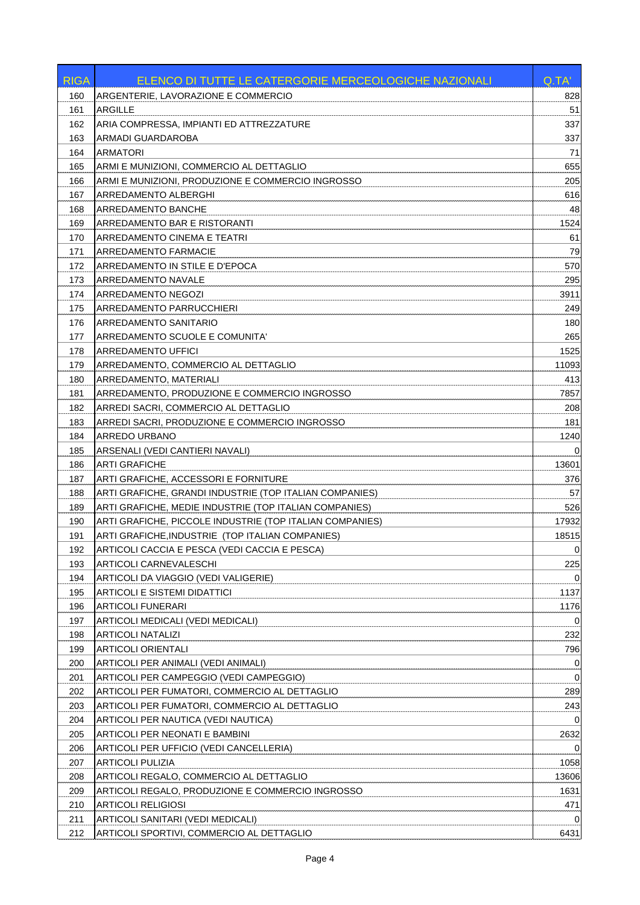| RIGA | ELENCO DI TUTTE LE CATERGORIE MERCEOLOGICHE NAZIONALI | Q.TA' |
|---|---|---|
| 160 | ARGENTERIE, LAVORAZIONE E COMMERCIO | 828 |
| 161 | ARGILLE | 51 |
| 162 | ARIA COMPRESSA, IMPIANTI ED ATTREZZATURE | 337 |
| 163 | ARMADI GUARDAROBA | 337 |
| 164 | ARMATORI | 71 |
| 165 | ARMI E MUNIZIONI, COMMERCIO AL DETTAGLIO | 655 |
| 166 | ARMI E MUNIZIONI, PRODUZIONE E COMMERCIO INGROSSO | 205 |
| 167 | ARREDAMENTO ALBERGHI | 616 |
| 168 | ARREDAMENTO BANCHE | 48 |
| 169 | ARREDAMENTO BAR E RISTORANTI | 1524 |
| 170 | ARREDAMENTO CINEMA E TEATRI | 61 |
| 171 | ARREDAMENTO FARMACIE | 79 |
| 172 | ARREDAMENTO IN STILE E D'EPOCA | 570 |
| 173 | ARREDAMENTO NAVALE | 295 |
| 174 | ARREDAMENTO NEGOZI | 3911 |
| 175 | ARREDAMENTO PARRUCCHIERI | 249 |
| 176 | ARREDAMENTO SANITARIO | 180 |
| 177 | ARREDAMENTO SCUOLE E COMUNITA' | 265 |
| 178 | ARREDAMENTO UFFICI | 1525 |
| 179 | ARREDAMENTO, COMMERCIO AL DETTAGLIO | 11093 |
| 180 | ARREDAMENTO, MATERIALI | 413 |
| 181 | ARREDAMENTO, PRODUZIONE E COMMERCIO INGROSSO | 7857 |
| 182 | ARREDI SACRI, COMMERCIO AL DETTAGLIO | 208 |
| 183 | ARREDI SACRI, PRODUZIONE E COMMERCIO INGROSSO | 181 |
| 184 | ARREDO URBANO | 1240 |
| 185 | ARSENALI (VEDI CANTIERI NAVALI) | 0 |
| 186 | ARTI GRAFICHE | 13601 |
| 187 | ARTI GRAFICHE, ACCESSORI E FORNITURE | 376 |
| 188 | ARTI GRAFICHE, GRANDI INDUSTRIE (TOP ITALIAN COMPANIES) | 57 |
| 189 | ARTI GRAFICHE, MEDIE INDUSTRIE (TOP ITALIAN COMPANIES) | 526 |
| 190 | ARTI GRAFICHE, PICCOLE INDUSTRIE (TOP ITALIAN COMPANIES) | 17932 |
| 191 | ARTI GRAFICHE,INDUSTRIE (TOP ITALIAN COMPANIES) | 18515 |
| 192 | ARTICOLI CACCIA E PESCA (VEDI CACCIA E PESCA) | 0 |
| 193 | ARTICOLI CARNEVALESCHI | 225 |
| 194 | ARTICOLI DA VIAGGIO (VEDI VALIGERIE) | 0 |
| 195 | ARTICOLI E SISTEMI DIDATTICI | 1137 |
| 196 | ARTICOLI FUNERARI | 1176 |
| 197 | ARTICOLI MEDICALI (VEDI MEDICALI) | 0 |
| 198 | ARTICOLI NATALIZI | 232 |
| 199 | ARTICOLI ORIENTALI | 796 |
| 200 | ARTICOLI PER ANIMALI (VEDI ANIMALI) | 0 |
| 201 | ARTICOLI PER CAMPEGGIO (VEDI CAMPEGGIO) | 0 |
| 202 | ARTICOLI PER FUMATORI, COMMERCIO AL DETTAGLIO | 289 |
| 203 | ARTICOLI PER FUMATORI, COMMERCIO AL DETTAGLIO | 243 |
| 204 | ARTICOLI PER NAUTICA (VEDI NAUTICA) | 0 |
| 205 | ARTICOLI PER NEONATI E BAMBINI | 2632 |
| 206 | ARTICOLI PER UFFICIO (VEDI CANCELLERIA) | 0 |
| 207 | ARTICOLI PULIZIA | 1058 |
| 208 | ARTICOLI REGALO, COMMERCIO AL DETTAGLIO | 13606 |
| 209 | ARTICOLI REGALO, PRODUZIONE E COMMERCIO INGROSSO | 1631 |
| 210 | ARTICOLI RELIGIOSI | 471 |
| 211 | ARTICOLI SANITARI (VEDI MEDICALI) | 0 |
| 212 | ARTICOLI SPORTIVI, COMMERCIO AL DETTAGLIO | 6431 |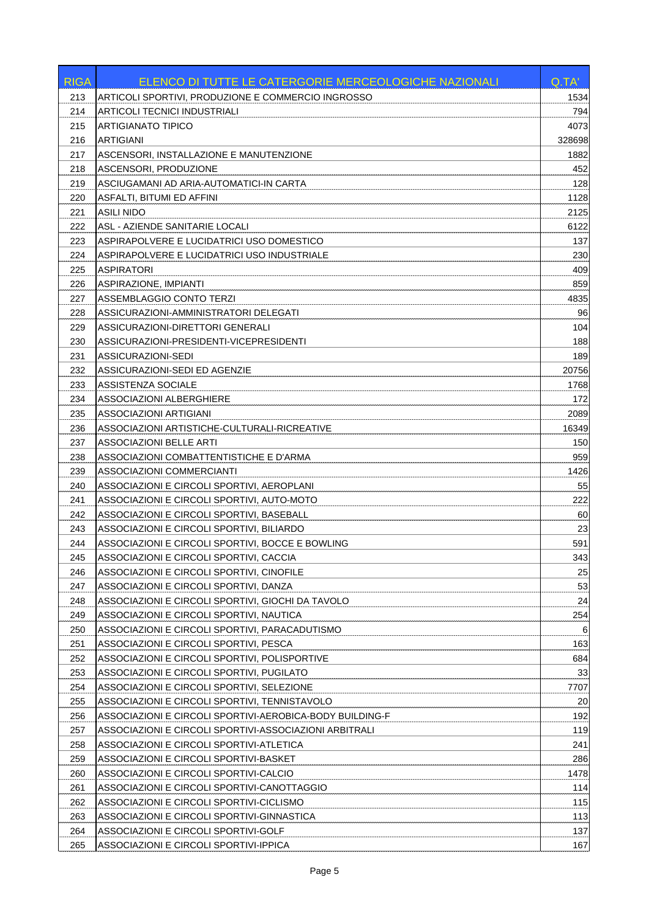| RIGA | ELENCO DI TUTTE LE CATERGORIE MERCEOLOGICHE NAZIONALI | Q.TA' |
|---|---|---|
| 213 | ARTICOLI SPORTIVI, PRODUZIONE E COMMERCIO INGROSSO | 1534 |
| 214 | ARTICOLI TECNICI INDUSTRIALI | 794 |
| 215 | ARTIGIANATO TIPICO | 4073 |
| 216 | ARTIGIANI | 328698 |
| 217 | ASCENSORI, INSTALLAZIONE E MANUTENZIONE | 1882 |
| 218 | ASCENSORI, PRODUZIONE | 452 |
| 219 | ASCIUGAMANI AD ARIA-AUTOMATICI-IN CARTA | 128 |
| 220 | ASFALTI, BITUMI ED AFFINI | 1128 |
| 221 | ASILI NIDO | 2125 |
| 222 | ASL - AZIENDE SANITARIE LOCALI | 6122 |
| 223 | ASPIRAPOLVERE E LUCIDATRICI USO DOMESTICO | 137 |
| 224 | ASPIRAPOLVERE E LUCIDATRICI USO INDUSTRIALE | 230 |
| 225 | ASPIRATORI | 409 |
| 226 | ASPIRAZIONE, IMPIANTI | 859 |
| 227 | ASSEMBLAGGIO CONTO TERZI | 4835 |
| 228 | ASSICURAZIONI-AMMINISTRATORI DELEGATI | 96 |
| 229 | ASSICURAZIONI-DIRETTORI GENERALI | 104 |
| 230 | ASSICURAZIONI-PRESIDENTI-VICEPRESIDENTI | 188 |
| 231 | ASSICURAZIONI-SEDI | 189 |
| 232 | ASSICURAZIONI-SEDI ED AGENZIE | 20756 |
| 233 | ASSISTENZA SOCIALE | 1768 |
| 234 | ASSOCIAZIONI ALBERGHIERE | 172 |
| 235 | ASSOCIAZIONI ARTIGIANI | 2089 |
| 236 | ASSOCIAZIONI ARTISTICHE-CULTURALI-RICREATIVE | 16349 |
| 237 | ASSOCIAZIONI BELLE ARTI | 150 |
| 238 | ASSOCIAZIONI COMBATTENTISTICHE E D'ARMA | 959 |
| 239 | ASSOCIAZIONI COMMERCIANTI | 1426 |
| 240 | ASSOCIAZIONI E CIRCOLI SPORTIVI, AEROPLANI | 55 |
| 241 | ASSOCIAZIONI E CIRCOLI SPORTIVI, AUTO-MOTO | 222 |
| 242 | ASSOCIAZIONI E CIRCOLI SPORTIVI, BASEBALL | 60 |
| 243 | ASSOCIAZIONI E CIRCOLI SPORTIVI, BILIARDO | 23 |
| 244 | ASSOCIAZIONI E CIRCOLI SPORTIVI, BOCCE E BOWLING | 591 |
| 245 | ASSOCIAZIONI E CIRCOLI SPORTIVI, CACCIA | 343 |
| 246 | ASSOCIAZIONI E CIRCOLI SPORTIVI, CINOFILE | 25 |
| 247 | ASSOCIAZIONI E CIRCOLI SPORTIVI, DANZA | 53 |
| 248 | ASSOCIAZIONI E CIRCOLI SPORTIVI, GIOCHI DA TAVOLO | 24 |
| 249 | ASSOCIAZIONI E CIRCOLI SPORTIVI, NAUTICA | 254 |
| 250 | ASSOCIAZIONI E CIRCOLI SPORTIVI, PARACADUTISMO | 6 |
| 251 | ASSOCIAZIONI E CIRCOLI SPORTIVI, PESCA | 163 |
| 252 | ASSOCIAZIONI E CIRCOLI SPORTIVI, POLISPORTIVE | 684 |
| 253 | ASSOCIAZIONI E CIRCOLI SPORTIVI, PUGILATO | 33 |
| 254 | ASSOCIAZIONI E CIRCOLI SPORTIVI, SELEZIONE | 7707 |
| 255 | ASSOCIAZIONI E CIRCOLI SPORTIVI, TENNISTAVOLO | 20 |
| 256 | ASSOCIAZIONI E CIRCOLI SPORTIVI-AEROBICA-BODY BUILDING-F | 192 |
| 257 | ASSOCIAZIONI E CIRCOLI SPORTIVI-ASSOCIAZIONI ARBITRALI | 119 |
| 258 | ASSOCIAZIONI E CIRCOLI SPORTIVI-ATLETICA | 241 |
| 259 | ASSOCIAZIONI E CIRCOLI SPORTIVI-BASKET | 286 |
| 260 | ASSOCIAZIONI E CIRCOLI SPORTIVI-CALCIO | 1478 |
| 261 | ASSOCIAZIONI E CIRCOLI SPORTIVI-CANOTTAGGIO | 114 |
| 262 | ASSOCIAZIONI E CIRCOLI SPORTIVI-CICLISMO | 115 |
| 263 | ASSOCIAZIONI E CIRCOLI SPORTIVI-GINNASTICA | 113 |
| 264 | ASSOCIAZIONI E CIRCOLI SPORTIVI-GOLF | 137 |
| 265 | ASSOCIAZIONI E CIRCOLI SPORTIVI-IPPICA | 167 |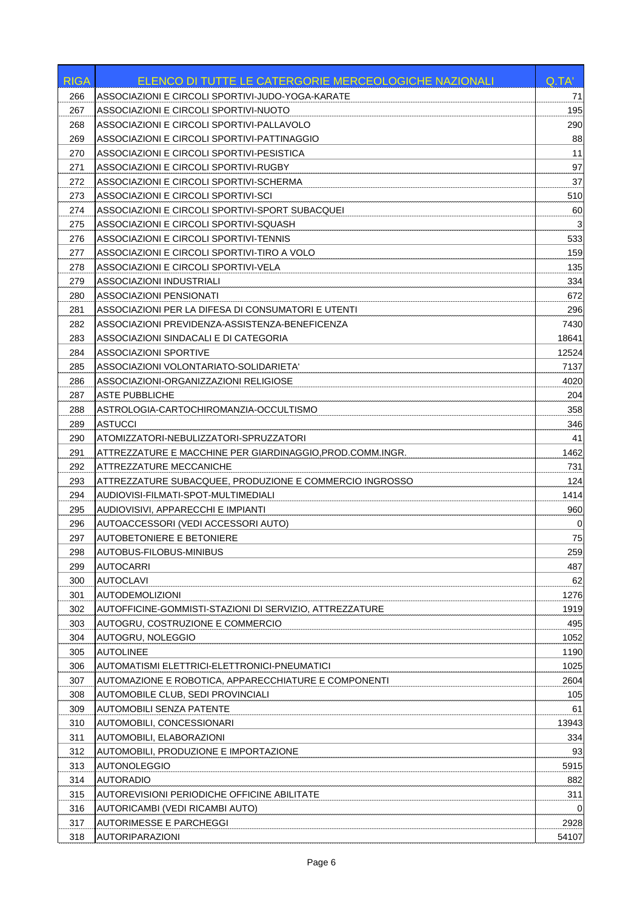| RIGA | ELENCO DI TUTTE LE CATERGORIE MERCEOLOGICHE NAZIONALI | Q.TA' |
|---|---|---|
| 266 | ASSOCIAZIONI E CIRCOLI SPORTIVI-JUDO-YOGA-KARATE | 71 |
| 267 | ASSOCIAZIONI E CIRCOLI SPORTIVI-NUOTO | 195 |
| 268 | ASSOCIAZIONI E CIRCOLI SPORTIVI-PALLAVOLO | 290 |
| 269 | ASSOCIAZIONI E CIRCOLI SPORTIVI-PATTINAGGIO | 88 |
| 270 | ASSOCIAZIONI E CIRCOLI SPORTIVI-PESISTICA | 11 |
| 271 | ASSOCIAZIONI E CIRCOLI SPORTIVI-RUGBY | 97 |
| 272 | ASSOCIAZIONI E CIRCOLI SPORTIVI-SCHERMA | 37 |
| 273 | ASSOCIAZIONI E CIRCOLI SPORTIVI-SCI | 510 |
| 274 | ASSOCIAZIONI E CIRCOLI SPORTIVI-SPORT SUBACQUEI | 60 |
| 275 | ASSOCIAZIONI E CIRCOLI SPORTIVI-SQUASH | 3 |
| 276 | ASSOCIAZIONI E CIRCOLI SPORTIVI-TENNIS | 533 |
| 277 | ASSOCIAZIONI E CIRCOLI SPORTIVI-TIRO A VOLO | 159 |
| 278 | ASSOCIAZIONI E CIRCOLI SPORTIVI-VELA | 135 |
| 279 | ASSOCIAZIONI INDUSTRIALI | 334 |
| 280 | ASSOCIAZIONI PENSIONATI | 672 |
| 281 | ASSOCIAZIONI PER LA DIFESA DI CONSUMATORI E UTENTI | 296 |
| 282 | ASSOCIAZIONI PREVIDENZA-ASSISTENZA-BENEFICENZA | 7430 |
| 283 | ASSOCIAZIONI SINDACALI E DI CATEGORIA | 18641 |
| 284 | ASSOCIAZIONI SPORTIVE | 12524 |
| 285 | ASSOCIAZIONI VOLONTARIATO-SOLIDARIETA' | 7137 |
| 286 | ASSOCIAZIONI-ORGANIZZAZIONI RELIGIOSE | 4020 |
| 287 | ASTE PUBBLICHE | 204 |
| 288 | ASTROLOGIA-CARTOCHIROMANZIA-OCCULTISMO | 358 |
| 289 | ASTUCCI | 346 |
| 290 | ATOMIZZATORI-NEBULIZZATORI-SPRUZZATORI | 41 |
| 291 | ATTREZZATURE E MACCHINE PER GIARDINAGGIO,PROD.COMM.INGR. | 1462 |
| 292 | ATTREZZATURE MECCANICHE | 731 |
| 293 | ATTREZZATURE SUBACQUEE, PRODUZIONE E COMMERCIO INGROSSO | 124 |
| 294 | AUDIOVISI-FILMATI-SPOT-MULTIMEDIALI | 1414 |
| 295 | AUDIOVISIVI, APPARECCHI E IMPIANTI | 960 |
| 296 | AUTOACCESSORI (VEDI ACCESSORI AUTO) | 0 |
| 297 | AUTOBETONIERE E BETONIERE | 75 |
| 298 | AUTOBUS-FILOBUS-MINIBUS | 259 |
| 299 | AUTOCARRI | 487 |
| 300 | AUTOCLAVI | 62 |
| 301 | AUTODEMOLIZIONI | 1276 |
| 302 | AUTOFFICINE-GOMMISTI-STAZIONI DI SERVIZIO, ATTREZZATURE | 1919 |
| 303 | AUTOGRU, COSTRUZIONE E COMMERCIO | 495 |
| 304 | AUTOGRU, NOLEGGIO | 1052 |
| 305 | AUTOLINEE | 1190 |
| 306 | AUTOMATISMI ELETTRICI-ELETTRONICI-PNEUMATICI | 1025 |
| 307 | AUTOMAZIONE E ROBOTICA, APPARECCHIATURE E COMPONENTI | 2604 |
| 308 | AUTOMOBILE CLUB, SEDI PROVINCIALI | 105 |
| 309 | AUTOMOBILI SENZA PATENTE | 61 |
| 310 | AUTOMOBILI, CONCESSIONARI | 13943 |
| 311 | AUTOMOBILI, ELABORAZIONI | 334 |
| 312 | AUTOMOBILI, PRODUZIONE E IMPORTAZIONE | 93 |
| 313 | AUTONOLEGGIO | 5915 |
| 314 | AUTORADIO | 882 |
| 315 | AUTOREVISIONI PERIODICHE OFFICINE ABILITATE | 311 |
| 316 | AUTORICAMBI (VEDI RICAMBI AUTO) | 0 |
| 317 | AUTORIMESSE E PARCHEGGI | 2928 |
| 318 | AUTORIPARAZIONI | 54107 |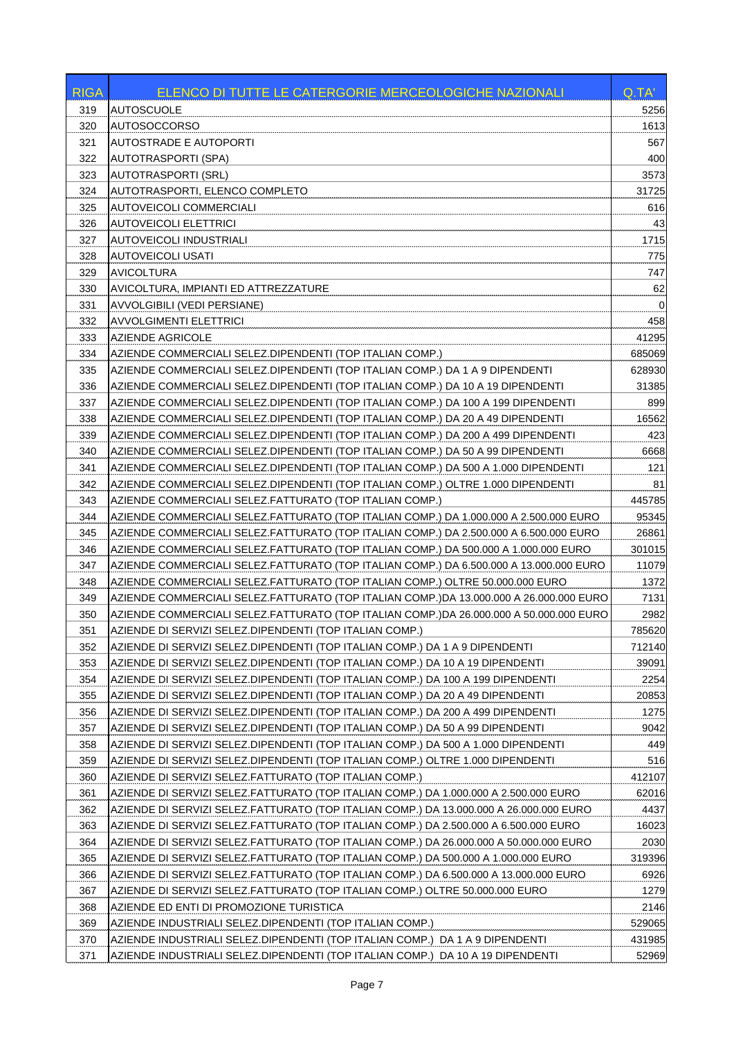| RIGA | ELENCO DI TUTTE LE CATERGORIE MERCEOLOGICHE NAZIONALI | Q.TA' |
|---|---|---|
| 319 | AUTOSCUOLE | 5256 |
| 320 | AUTOSOCCORSO | 1613 |
| 321 | AUTOSTRADE E AUTOPORTI | 567 |
| 322 | AUTOTRASPORTI (SPA) | 400 |
| 323 | AUTOTRASPORTI (SRL) | 3573 |
| 324 | AUTOTRASPORTI, ELENCO COMPLETO | 31725 |
| 325 | AUTOVEICOLI COMMERCIALI | 616 |
| 326 | AUTOVEICOLI ELETTRICI | 43 |
| 327 | AUTOVEICOLI INDUSTRIALI | 1715 |
| 328 | AUTOVEICOLI USATI | 775 |
| 329 | AVICOLTURA | 747 |
| 330 | AVICOLTURA, IMPIANTI ED ATTREZZATURE | 62 |
| 331 | AVVOLGIBILI (VEDI PERSIANE) | 0 |
| 332 | AVVOLGIMENTI ELETTRICI | 458 |
| 333 | AZIENDE AGRICOLE | 41295 |
| 334 | AZIENDE COMMERCIALI SELEZ.DIPENDENTI (TOP ITALIAN COMP.) | 685069 |
| 335 | AZIENDE COMMERCIALI SELEZ.DIPENDENTI (TOP ITALIAN COMP.) DA 1 A 9 DIPENDENTI | 628930 |
| 336 | AZIENDE COMMERCIALI SELEZ.DIPENDENTI (TOP ITALIAN COMP.) DA 10 A 19 DIPENDENTI | 31385 |
| 337 | AZIENDE COMMERCIALI SELEZ.DIPENDENTI (TOP ITALIAN COMP.) DA 100 A 199 DIPENDENTI | 899 |
| 338 | AZIENDE COMMERCIALI SELEZ.DIPENDENTI (TOP ITALIAN COMP.) DA 20 A 49 DIPENDENTI | 16562 |
| 339 | AZIENDE COMMERCIALI SELEZ.DIPENDENTI (TOP ITALIAN COMP.) DA 200 A 499 DIPENDENTI | 423 |
| 340 | AZIENDE COMMERCIALI SELEZ.DIPENDENTI (TOP ITALIAN COMP.) DA 50 A 99 DIPENDENTI | 6668 |
| 341 | AZIENDE COMMERCIALI SELEZ.DIPENDENTI (TOP ITALIAN COMP.) DA 500 A 1.000 DIPENDENTI | 121 |
| 342 | AZIENDE COMMERCIALI SELEZ.DIPENDENTI (TOP ITALIAN COMP.) OLTRE 1.000 DIPENDENTI | 81 |
| 343 | AZIENDE COMMERCIALI SELEZ.FATTURATO (TOP ITALIAN COMP.) | 445785 |
| 344 | AZIENDE COMMERCIALI SELEZ.FATTURATO (TOP ITALIAN COMP.) DA 1.000.000 A 2.500.000 EURO | 95345 |
| 345 | AZIENDE COMMERCIALI SELEZ.FATTURATO (TOP ITALIAN COMP.) DA 2.500.000 A 6.500.000 EURO | 26861 |
| 346 | AZIENDE COMMERCIALI SELEZ.FATTURATO (TOP ITALIAN COMP.) DA 500.000 A 1.000.000 EURO | 301015 |
| 347 | AZIENDE COMMERCIALI SELEZ.FATTURATO (TOP ITALIAN COMP.) DA 6.500.000 A 13.000.000 EURO | 11079 |
| 348 | AZIENDE COMMERCIALI SELEZ.FATTURATO (TOP ITALIAN COMP.) OLTRE 50.000.000 EURO | 1372 |
| 349 | AZIENDE COMMERCIALI SELEZ.FATTURATO (TOP ITALIAN COMP.)DA 13.000.000 A 26.000.000 EURO | 7131 |
| 350 | AZIENDE COMMERCIALI SELEZ.FATTURATO (TOP ITALIAN COMP.)DA 26.000.000 A 50.000.000 EURO | 2982 |
| 351 | AZIENDE DI SERVIZI SELEZ.DIPENDENTI (TOP ITALIAN COMP.) | 785620 |
| 352 | AZIENDE DI SERVIZI SELEZ.DIPENDENTI (TOP ITALIAN COMP.) DA 1 A 9 DIPENDENTI | 712140 |
| 353 | AZIENDE DI SERVIZI SELEZ.DIPENDENTI (TOP ITALIAN COMP.) DA 10 A 19 DIPENDENTI | 39091 |
| 354 | AZIENDE DI SERVIZI SELEZ.DIPENDENTI (TOP ITALIAN COMP.) DA 100 A 199 DIPENDENTI | 2254 |
| 355 | AZIENDE DI SERVIZI SELEZ.DIPENDENTI (TOP ITALIAN COMP.) DA 20 A 49 DIPENDENTI | 20853 |
| 356 | AZIENDE DI SERVIZI SELEZ.DIPENDENTI (TOP ITALIAN COMP.) DA 200 A 499 DIPENDENTI | 1275 |
| 357 | AZIENDE DI SERVIZI SELEZ.DIPENDENTI (TOP ITALIAN COMP.) DA 50 A 99 DIPENDENTI | 9042 |
| 358 | AZIENDE DI SERVIZI SELEZ.DIPENDENTI (TOP ITALIAN COMP.) DA 500 A 1.000 DIPENDENTI | 449 |
| 359 | AZIENDE DI SERVIZI SELEZ.DIPENDENTI (TOP ITALIAN COMP.) OLTRE 1.000 DIPENDENTI | 516 |
| 360 | AZIENDE DI SERVIZI SELEZ.FATTURATO (TOP ITALIAN COMP.) | 412107 |
| 361 | AZIENDE DI SERVIZI SELEZ.FATTURATO (TOP ITALIAN COMP.) DA 1.000.000 A 2.500.000 EURO | 62016 |
| 362 | AZIENDE DI SERVIZI SELEZ.FATTURATO (TOP ITALIAN COMP.) DA 13.000.000 A 26.000.000 EURO | 4437 |
| 363 | AZIENDE DI SERVIZI SELEZ.FATTURATO (TOP ITALIAN COMP.) DA 2.500.000 A 6.500.000 EURO | 16023 |
| 364 | AZIENDE DI SERVIZI SELEZ.FATTURATO (TOP ITALIAN COMP.) DA 26.000.000 A 50.000.000 EURO | 2030 |
| 365 | AZIENDE DI SERVIZI SELEZ.FATTURATO (TOP ITALIAN COMP.) DA 500.000 A 1.000.000 EURO | 319396 |
| 366 | AZIENDE DI SERVIZI SELEZ.FATTURATO (TOP ITALIAN COMP.) DA 6.500.000 A 13.000.000 EURO | 6926 |
| 367 | AZIENDE DI SERVIZI SELEZ.FATTURATO (TOP ITALIAN COMP.) OLTRE 50.000.000 EURO | 1279 |
| 368 | AZIENDE ED ENTI DI PROMOZIONE TURISTICA | 2146 |
| 369 | AZIENDE INDUSTRIALI SELEZ.DIPENDENTI (TOP ITALIAN COMP.) | 529065 |
| 370 | AZIENDE INDUSTRIALI SELEZ.DIPENDENTI (TOP ITALIAN COMP.) DA 1 A 9 DIPENDENTI | 431985 |
| 371 | AZIENDE INDUSTRIALI SELEZ.DIPENDENTI (TOP ITALIAN COMP.) DA 10 A 19 DIPENDENTI | 52969 |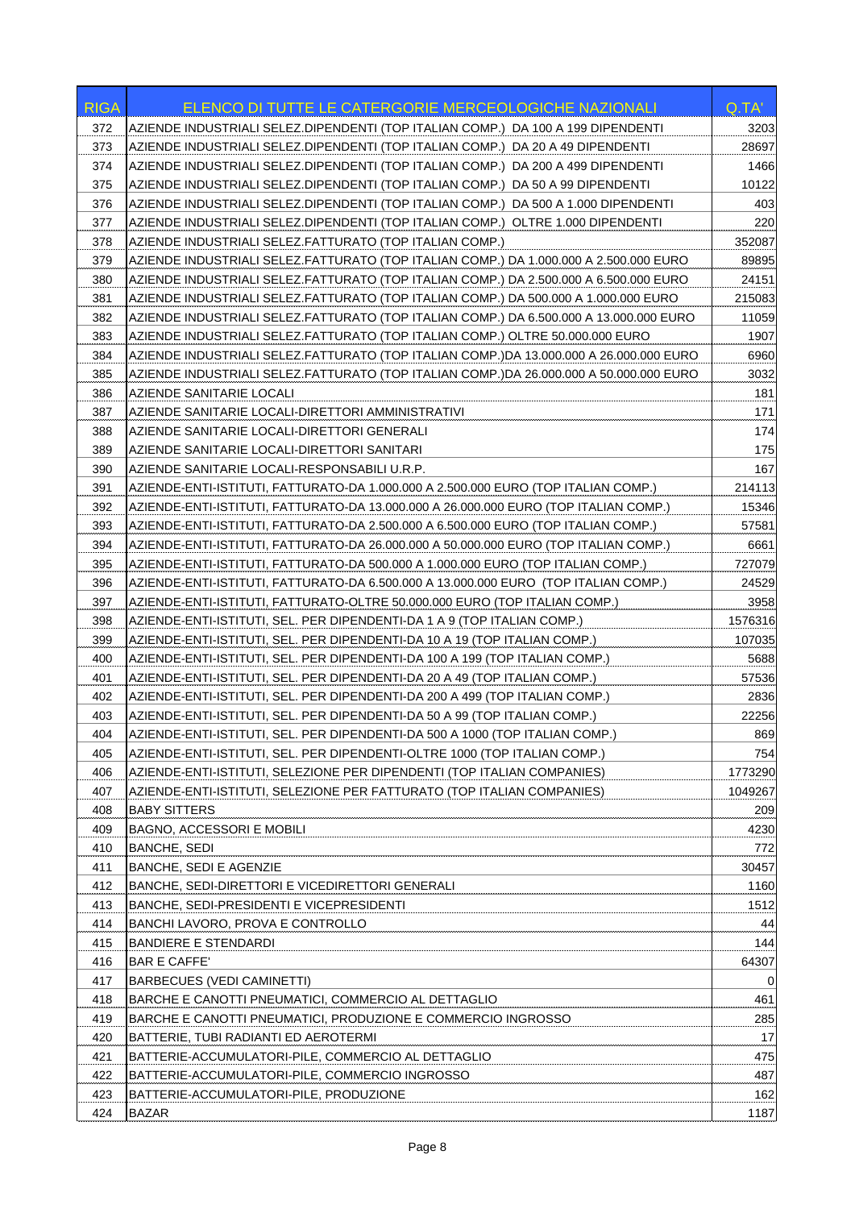| RIGA | ELENCO DI TUTTE LE CATERGORIE MERCEOLOGICHE NAZIONALI | Q.TA' |
|---|---|---|
| 372 | AZIENDE INDUSTRIALI SELEZ.DIPENDENTI (TOP ITALIAN COMP.) DA 100 A 199 DIPENDENTI | 3203 |
| 373 | AZIENDE INDUSTRIALI SELEZ.DIPENDENTI (TOP ITALIAN COMP.) DA 20 A 49 DIPENDENTI | 28697 |
| 374 | AZIENDE INDUSTRIALI SELEZ.DIPENDENTI (TOP ITALIAN COMP.) DA 200 A 499 DIPENDENTI | 1466 |
| 375 | AZIENDE INDUSTRIALI SELEZ.DIPENDENTI (TOP ITALIAN COMP.) DA 50 A 99 DIPENDENTI | 10122 |
| 376 | AZIENDE INDUSTRIALI SELEZ.DIPENDENTI (TOP ITALIAN COMP.) DA 500 A 1.000 DIPENDENTI | 403 |
| 377 | AZIENDE INDUSTRIALI SELEZ.DIPENDENTI (TOP ITALIAN COMP.) OLTRE 1.000 DIPENDENTI | 220 |
| 378 | AZIENDE INDUSTRIALI SELEZ.FATTURATO (TOP ITALIAN COMP.) | 352087 |
| 379 | AZIENDE INDUSTRIALI SELEZ.FATTURATO (TOP ITALIAN COMP.) DA 1.000.000 A 2.500.000 EURO | 89895 |
| 380 | AZIENDE INDUSTRIALI SELEZ.FATTURATO (TOP ITALIAN COMP.) DA 2.500.000 A 6.500.000 EURO | 24151 |
| 381 | AZIENDE INDUSTRIALI SELEZ.FATTURATO (TOP ITALIAN COMP.) DA 500.000 A 1.000.000 EURO | 215083 |
| 382 | AZIENDE INDUSTRIALI SELEZ.FATTURATO (TOP ITALIAN COMP.) DA 6.500.000 A 13.000.000 EURO | 11059 |
| 383 | AZIENDE INDUSTRIALI SELEZ.FATTURATO (TOP ITALIAN COMP.) OLTRE 50.000.000 EURO | 1907 |
| 384 | AZIENDE INDUSTRIALI SELEZ.FATTURATO (TOP ITALIAN COMP.)DA 13.000.000 A 26.000.000 EURO | 6960 |
| 385 | AZIENDE INDUSTRIALI SELEZ.FATTURATO (TOP ITALIAN COMP.)DA 26.000.000 A 50.000.000 EURO | 3032 |
| 386 | AZIENDE SANITARIE LOCALI | 181 |
| 387 | AZIENDE SANITARIE LOCALI-DIRETTORI AMMINISTRATIVI | 171 |
| 388 | AZIENDE SANITARIE LOCALI-DIRETTORI GENERALI | 174 |
| 389 | AZIENDE SANITARIE LOCALI-DIRETTORI SANITARI | 175 |
| 390 | AZIENDE SANITARIE LOCALI-RESPONSABILI U.R.P. | 167 |
| 391 | AZIENDE-ENTI-ISTITUTI, FATTURATO-DA 1.000.000 A 2.500.000 EURO (TOP ITALIAN COMP.) | 214113 |
| 392 | AZIENDE-ENTI-ISTITUTI, FATTURATO-DA 13.000.000 A 26.000.000 EURO (TOP ITALIAN COMP.) | 15346 |
| 393 | AZIENDE-ENTI-ISTITUTI, FATTURATO-DA 2.500.000 A 6.500.000 EURO (TOP ITALIAN COMP.) | 57581 |
| 394 | AZIENDE-ENTI-ISTITUTI, FATTURATO-DA 26.000.000 A 50.000.000 EURO (TOP ITALIAN COMP.) | 6661 |
| 395 | AZIENDE-ENTI-ISTITUTI, FATTURATO-DA 500.000 A 1.000.000 EURO (TOP ITALIAN COMP.) | 727079 |
| 396 | AZIENDE-ENTI-ISTITUTI, FATTURATO-DA 6.500.000 A 13.000.000 EURO (TOP ITALIAN COMP.) | 24529 |
| 397 | AZIENDE-ENTI-ISTITUTI, FATTURATO-OLTRE 50.000.000 EURO (TOP ITALIAN COMP.) | 3958 |
| 398 | AZIENDE-ENTI-ISTITUTI, SEL. PER DIPENDENTI-DA 1 A 9 (TOP ITALIAN COMP.) | 1576316 |
| 399 | AZIENDE-ENTI-ISTITUTI, SEL. PER DIPENDENTI-DA 10 A 19 (TOP ITALIAN COMP.) | 107035 |
| 400 | AZIENDE-ENTI-ISTITUTI, SEL. PER DIPENDENTI-DA 100 A 199 (TOP ITALIAN COMP.) | 5688 |
| 401 | AZIENDE-ENTI-ISTITUTI, SEL. PER DIPENDENTI-DA 20 A 49 (TOP ITALIAN COMP.) | 57536 |
| 402 | AZIENDE-ENTI-ISTITUTI, SEL. PER DIPENDENTI-DA 200 A 499 (TOP ITALIAN COMP.) | 2836 |
| 403 | AZIENDE-ENTI-ISTITUTI, SEL. PER DIPENDENTI-DA 50 A 99 (TOP ITALIAN COMP.) | 22256 |
| 404 | AZIENDE-ENTI-ISTITUTI, SEL. PER DIPENDENTI-DA 500 A 1000 (TOP ITALIAN COMP.) | 869 |
| 405 | AZIENDE-ENTI-ISTITUTI, SEL. PER DIPENDENTI-OLTRE 1000 (TOP ITALIAN COMP.) | 754 |
| 406 | AZIENDE-ENTI-ISTITUTI, SELEZIONE PER DIPENDENTI (TOP ITALIAN COMPANIES) | 1773290 |
| 407 | AZIENDE-ENTI-ISTITUTI, SELEZIONE PER FATTURATO (TOP ITALIAN COMPANIES) | 1049267 |
| 408 | BABY SITTERS | 209 |
| 409 | BAGNO, ACCESSORI E MOBILI | 4230 |
| 410 | BANCHE, SEDI | 772 |
| 411 | BANCHE, SEDI E AGENZIE | 30457 |
| 412 | BANCHE, SEDI-DIRETTORI E VICEDIRETTORI GENERALI | 1160 |
| 413 | BANCHE, SEDI-PRESIDENTI E VICEPRESIDENTI | 1512 |
| 414 | BANCHI LAVORO, PROVA E CONTROLLO | 44 |
| 415 | BANDIERE E STENDARDI | 144 |
| 416 | BAR E CAFFE' | 64307 |
| 417 | BARBECUES (VEDI CAMINETTI) | 0 |
| 418 | BARCHE E CANOTTI PNEUMATICI, COMMERCIO AL DETTAGLIO | 461 |
| 419 | BARCHE E CANOTTI PNEUMATICI, PRODUZIONE E COMMERCIO INGROSSO | 285 |
| 420 | BATTERIE, TUBI RADIANTI ED AEROTERMI | 17 |
| 421 | BATTERIE-ACCUMULATORI-PILE, COMMERCIO AL DETTAGLIO | 475 |
| 422 | BATTERIE-ACCUMULATORI-PILE, COMMERCIO INGROSSO | 487 |
| 423 | BATTERIE-ACCUMULATORI-PILE, PRODUZIONE | 162 |
| 424 | BAZAR | 1187 |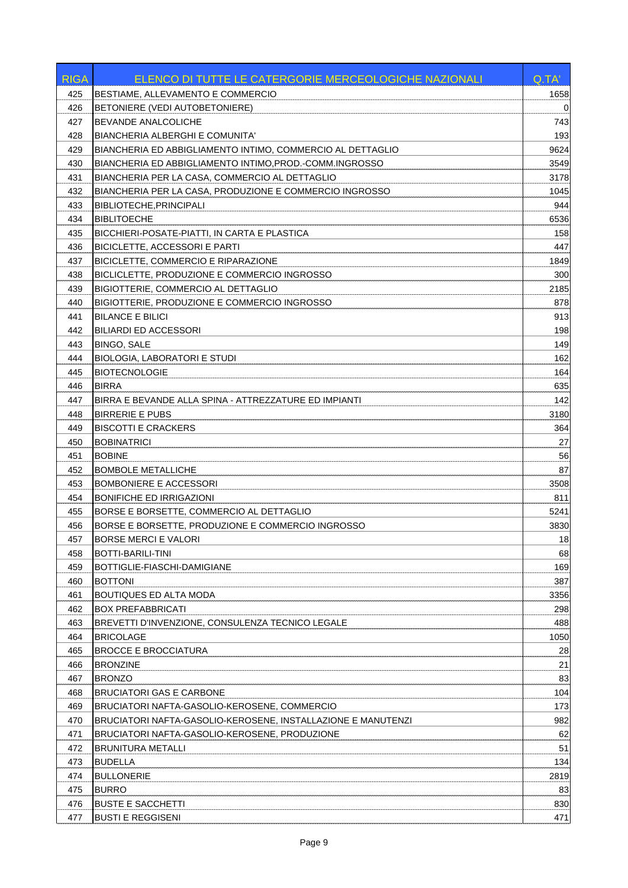| RIGA | ELENCO DI TUTTE LE CATERGORIE MERCEOLOGICHE NAZIONALI | Q.TA' |
|---|---|---|
| 425 | BESTIAME, ALLEVAMENTO E COMMERCIO | 1658 |
| 426 | BETONIERE (VEDI AUTOBETONIERE) | 0 |
| 427 | BEVANDE ANALCOLICHE | 743 |
| 428 | BIANCHERIA ALBERGHI E COMUNITA' | 193 |
| 429 | BIANCHERIA ED ABBIGLIAMENTO INTIMO, COMMERCIO AL DETTAGLIO | 9624 |
| 430 | BIANCHERIA ED ABBIGLIAMENTO INTIMO,PROD.-COMM.INGROSSO | 3549 |
| 431 | BIANCHERIA PER LA CASA, COMMERCIO AL DETTAGLIO | 3178 |
| 432 | BIANCHERIA PER LA CASA, PRODUZIONE E COMMERCIO INGROSSO | 1045 |
| 433 | BIBLIOTECHE,PRINCIPALI | 944 |
| 434 | BIBLITOECHE | 6536 |
| 435 | BICCHIERI-POSATE-PIATTI, IN CARTA E PLASTICA | 158 |
| 436 | BICICLETTE, ACCESSORI E PARTI | 447 |
| 437 | BICICLETTE, COMMERCIO E RIPARAZIONE | 1849 |
| 438 | BICLICLETTE, PRODUZIONE E COMMERCIO INGROSSO | 300 |
| 439 | BIGIOTTERIE, COMMERCIO AL DETTAGLIO | 2185 |
| 440 | BIGIOTTERIE, PRODUZIONE E COMMERCIO INGROSSO | 878 |
| 441 | BILANCE E BILICI | 913 |
| 442 | BILIARDI ED ACCESSORI | 198 |
| 443 | BINGO, SALE | 149 |
| 444 | BIOLOGIA, LABORATORI E STUDI | 162 |
| 445 | BIOTECNOLOGIE | 164 |
| 446 | BIRRA | 635 |
| 447 | BIRRA E BEVANDE ALLA SPINA - ATTREZZATURE ED IMPIANTI | 142 |
| 448 | BIRRERIE E PUBS | 3180 |
| 449 | BISCOTTI E CRACKERS | 364 |
| 450 | BOBINATRICI | 27 |
| 451 | BOBINE | 56 |
| 452 | BOMBOLE METALLICHE | 87 |
| 453 | BOMBONIERE E ACCESSORI | 3508 |
| 454 | BONIFICHE ED IRRIGAZIONI | 811 |
| 455 | BORSE E BORSETTE, COMMERCIO AL DETTAGLIO | 5241 |
| 456 | BORSE E BORSETTE, PRODUZIONE E COMMERCIO INGROSSO | 3830 |
| 457 | BORSE MERCI E VALORI | 18 |
| 458 | BOTTI-BARILI-TINI | 68 |
| 459 | BOTTIGLIE-FIASCHI-DAMIGIANE | 169 |
| 460 | BOTTONI | 387 |
| 461 | BOUTIQUES ED ALTA MODA | 3356 |
| 462 | BOX PREFABBRICATI | 298 |
| 463 | BREVETTI D'INVENZIONE, CONSULENZA TECNICO LEGALE | 488 |
| 464 | BRICOLAGE | 1050 |
| 465 | BROCCE E BROCCIATURA | 28 |
| 466 | BRONZINE | 21 |
| 467 | BRONZO | 83 |
| 468 | BRUCIATORI GAS E CARBONE | 104 |
| 469 | BRUCIATORI NAFTA-GASOLIO-KEROSENE, COMMERCIO | 173 |
| 470 | BRUCIATORI NAFTA-GASOLIO-KEROSENE, INSTALLAZIONE E MANUTENZI | 982 |
| 471 | BRUCIATORI NAFTA-GASOLIO-KEROSENE, PRODUZIONE | 62 |
| 472 | BRUNITURA METALLI | 51 |
| 473 | BUDELLA | 134 |
| 474 | BULLONERIE | 2819 |
| 475 | BURRO | 83 |
| 476 | BUSTE E SACCHETTI | 830 |
| 477 | BUSTI E REGGISENI | 471 |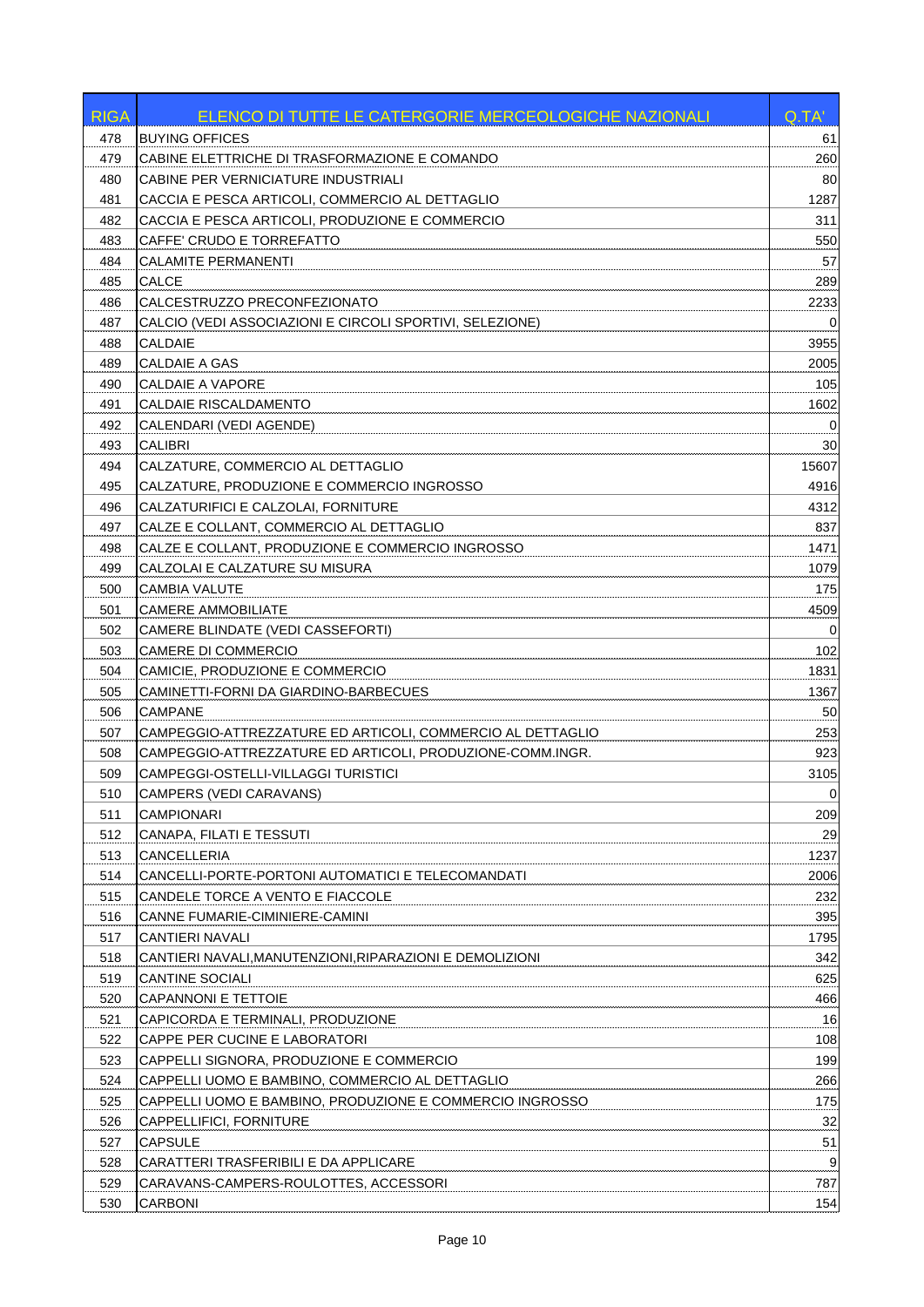| RIGA | ELENCO DI TUTTE LE CATERGORIE MERCEOLOGICHE NAZIONALI | Q.TA' |
|---|---|---|
| 478 | BUYING OFFICES | 61 |
| 479 | CABINE ELETTRICHE DI TRASFORMAZIONE E COMANDO | 260 |
| 480 | CABINE PER VERNICIATURE INDUSTRIALI | 80 |
| 481 | CACCIA E PESCA ARTICOLI, COMMERCIO AL DETTAGLIO | 1287 |
| 482 | CACCIA E PESCA ARTICOLI, PRODUZIONE E COMMERCIO | 311 |
| 483 | CAFFE' CRUDO E TORREFATTO | 550 |
| 484 | CALAMITE PERMANENTI | 57 |
| 485 | CALCE | 289 |
| 486 | CALCESTRUZZO PRECONFEZIONATO | 2233 |
| 487 | CALCIO (VEDI ASSOCIAZIONI E CIRCOLI SPORTIVI, SELEZIONE) | 0 |
| 488 | CALDAIE | 3955 |
| 489 | CALDAIE A GAS | 2005 |
| 490 | CALDAIE A VAPORE | 105 |
| 491 | CALDAIE RISCALDAMENTO | 1602 |
| 492 | CALENDARI (VEDI AGENDE) | 0 |
| 493 | CALIBRI | 30 |
| 494 | CALZATURE, COMMERCIO AL DETTAGLIO | 15607 |
| 495 | CALZATURE, PRODUZIONE E COMMERCIO INGROSSO | 4916 |
| 496 | CALZATURIFICI E CALZOLAI, FORNITURE | 4312 |
| 497 | CALZE E COLLANT, COMMERCIO AL DETTAGLIO | 837 |
| 498 | CALZE E COLLANT, PRODUZIONE E COMMERCIO INGROSSO | 1471 |
| 499 | CALZOLAI E CALZATURE SU MISURA | 1079 |
| 500 | CAMBIA VALUTE | 175 |
| 501 | CAMERE AMMOBILIATE | 4509 |
| 502 | CAMERE BLINDATE (VEDI CASSEFORTI) | 0 |
| 503 | CAMERE DI COMMERCIO | 102 |
| 504 | CAMICIE, PRODUZIONE E COMMERCIO | 1831 |
| 505 | CAMINETTI-FORNI DA GIARDINO-BARBECUES | 1367 |
| 506 | CAMPANE | 50 |
| 507 | CAMPEGGIO-ATTREZZATURE ED ARTICOLI, COMMERCIO AL DETTAGLIO | 253 |
| 508 | CAMPEGGIO-ATTREZZATURE ED ARTICOLI, PRODUZIONE-COMM.INGR. | 923 |
| 509 | CAMPEGGI-OSTELLI-VILLAGGI TURISTICI | 3105 |
| 510 | CAMPERS (VEDI CARAVANS) | 0 |
| 511 | CAMPIONARI | 209 |
| 512 | CANAPA, FILATI E TESSUTI | 29 |
| 513 | CANCELLERIA | 1237 |
| 514 | CANCELLI-PORTE-PORTONI AUTOMATICI E TELECOMANDATI | 2006 |
| 515 | CANDELE TORCE A VENTO E FIACCOLE | 232 |
| 516 | CANNE FUMARIE-CIMINIERE-CAMINI | 395 |
| 517 | CANTIERI NAVALI | 1795 |
| 518 | CANTIERI NAVALI,MANUTENZIONI,RIPARAZIONI E DEMOLIZIONI | 342 |
| 519 | CANTINE SOCIALI | 625 |
| 520 | CAPANNONI E TETTOIE | 466 |
| 521 | CAPICORDA E TERMINALI, PRODUZIONE | 16 |
| 522 | CAPPE PER CUCINE E LABORATORI | 108 |
| 523 | CAPPELLI SIGNORA, PRODUZIONE E COMMERCIO | 199 |
| 524 | CAPPELLI UOMO E BAMBINO, COMMERCIO AL DETTAGLIO | 266 |
| 525 | CAPPELLI UOMO E BAMBINO, PRODUZIONE E COMMERCIO INGROSSO | 175 |
| 526 | CAPPELLIFICI, FORNITURE | 32 |
| 527 | CAPSULE | 51 |
| 528 | CARATTERI TRASFERIBILI E DA APPLICARE | 9 |
| 529 | CARAVANS-CAMPERS-ROULOTTES, ACCESSORI | 787 |
| 530 | CARBONI | 154 |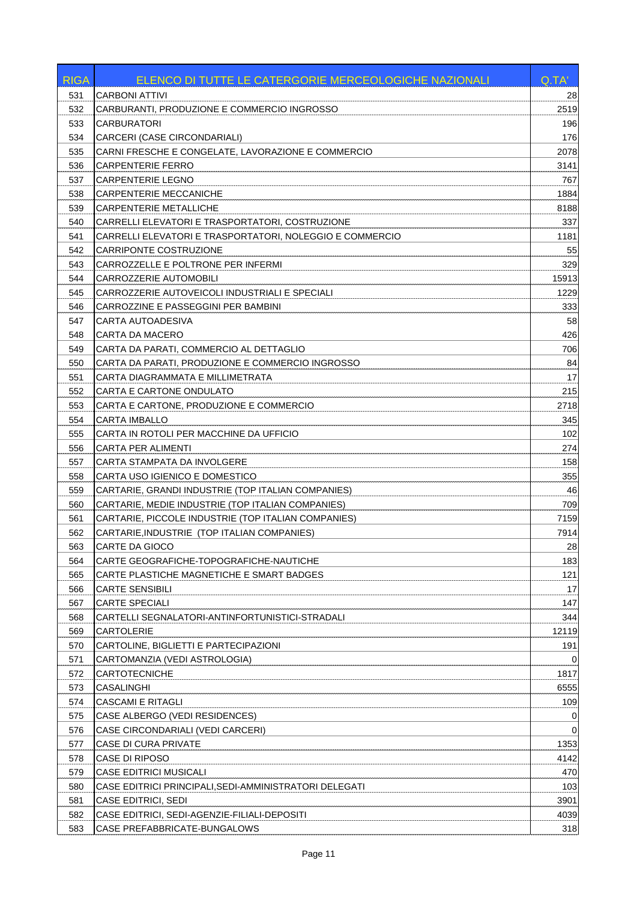| RIGA | ELENCO DI TUTTE LE CATERGORIE MERCEOLOGICHE NAZIONALI | Q.TA' |
|---|---|---|
| 531 | CARBONI ATTIVI | 28 |
| 532 | CARBURANTI, PRODUZIONE E COMMERCIO INGROSSO | 2519 |
| 533 | CARBURATORI | 196 |
| 534 | CARCERI (CASE CIRCONDARIALI) | 176 |
| 535 | CARNI FRESCHE E CONGELATE, LAVORAZIONE E COMMERCIO | 2078 |
| 536 | CARPENTERIE FERRO | 3141 |
| 537 | CARPENTERIE LEGNO | 767 |
| 538 | CARPENTERIE MECCANICHE | 1884 |
| 539 | CARPENTERIE METALLICHE | 8188 |
| 540 | CARRELLI ELEVATORI E TRASPORTATORI, COSTRUZIONE | 337 |
| 541 | CARRELLI ELEVATORI E TRASPORTATORI, NOLEGGIO E COMMERCIO | 1181 |
| 542 | CARRIPONTE COSTRUZIONE | 55 |
| 543 | CARROZZELLE E POLTRONE PER INFERMI | 329 |
| 544 | CARROZZERIE AUTOMOBILI | 15913 |
| 545 | CARROZZERIE AUTOVEICOLI INDUSTRIALI E SPECIALI | 1229 |
| 546 | CARROZZINE E PASSEGGINI PER BAMBINI | 333 |
| 547 | CARTA AUTOADESIVA | 58 |
| 548 | CARTA DA MACERO | 426 |
| 549 | CARTA DA PARATI, COMMERCIO AL DETTAGLIO | 706 |
| 550 | CARTA DA PARATI, PRODUZIONE E COMMERCIO INGROSSO | 84 |
| 551 | CARTA DIAGRAMMATA E MILLIMETRATA | 17 |
| 552 | CARTA E CARTONE ONDULATO | 215 |
| 553 | CARTA E CARTONE, PRODUZIONE E COMMERCIO | 2718 |
| 554 | CARTA IMBALLO | 345 |
| 555 | CARTA IN ROTOLI PER MACCHINE DA UFFICIO | 102 |
| 556 | CARTA PER ALIMENTI | 274 |
| 557 | CARTA STAMPATA DA INVOLGERE | 158 |
| 558 | CARTA USO IGIENICO E DOMESTICO | 355 |
| 559 | CARTARIE, GRANDI INDUSTRIE (TOP ITALIAN COMPANIES) | 46 |
| 560 | CARTARIE, MEDIE INDUSTRIE (TOP ITALIAN COMPANIES) | 709 |
| 561 | CARTARIE, PICCOLE INDUSTRIE (TOP ITALIAN COMPANIES) | 7159 |
| 562 | CARTARIE,INDUSTRIE (TOP ITALIAN COMPANIES) | 7914 |
| 563 | CARTE DA GIOCO | 28 |
| 564 | CARTE GEOGRAFICHE-TOPOGRAFICHE-NAUTICHE | 183 |
| 565 | CARTE PLASTICHE MAGNETICHE E SMART BADGES | 121 |
| 566 | CARTE SENSIBILI | 17 |
| 567 | CARTE SPECIALI | 147 |
| 568 | CARTELLI SEGNALATORI-ANTINFORTUNISTICI-STRADALI | 344 |
| 569 | CARTOLERIE | 12119 |
| 570 | CARTOLINE, BIGLIETTI E PARTECIPAZIONI | 191 |
| 571 | CARTOMANZIA (VEDI ASTROLOGIA) | 0 |
| 572 | CARTOTECNICHE | 1817 |
| 573 | CASALINGHI | 6555 |
| 574 | CASCAMI E RITAGLI | 109 |
| 575 | CASE ALBERGO (VEDI RESIDENCES) | 0 |
| 576 | CASE CIRCONDARIALI (VEDI CARCERI) | 0 |
| 577 | CASE DI CURA PRIVATE | 1353 |
| 578 | CASE DI RIPOSO | 4142 |
| 579 | CASE EDITRICI MUSICALI | 470 |
| 580 | CASE EDITRICI PRINCIPALI,SEDI-AMMINISTRATORI DELEGATI | 103 |
| 581 | CASE EDITRICI, SEDI | 3901 |
| 582 | CASE EDITRICI, SEDI-AGENZIE-FILIALI-DEPOSITI | 4039 |
| 583 | CASE PREFABBRICATE-BUNGALOWS | 318 |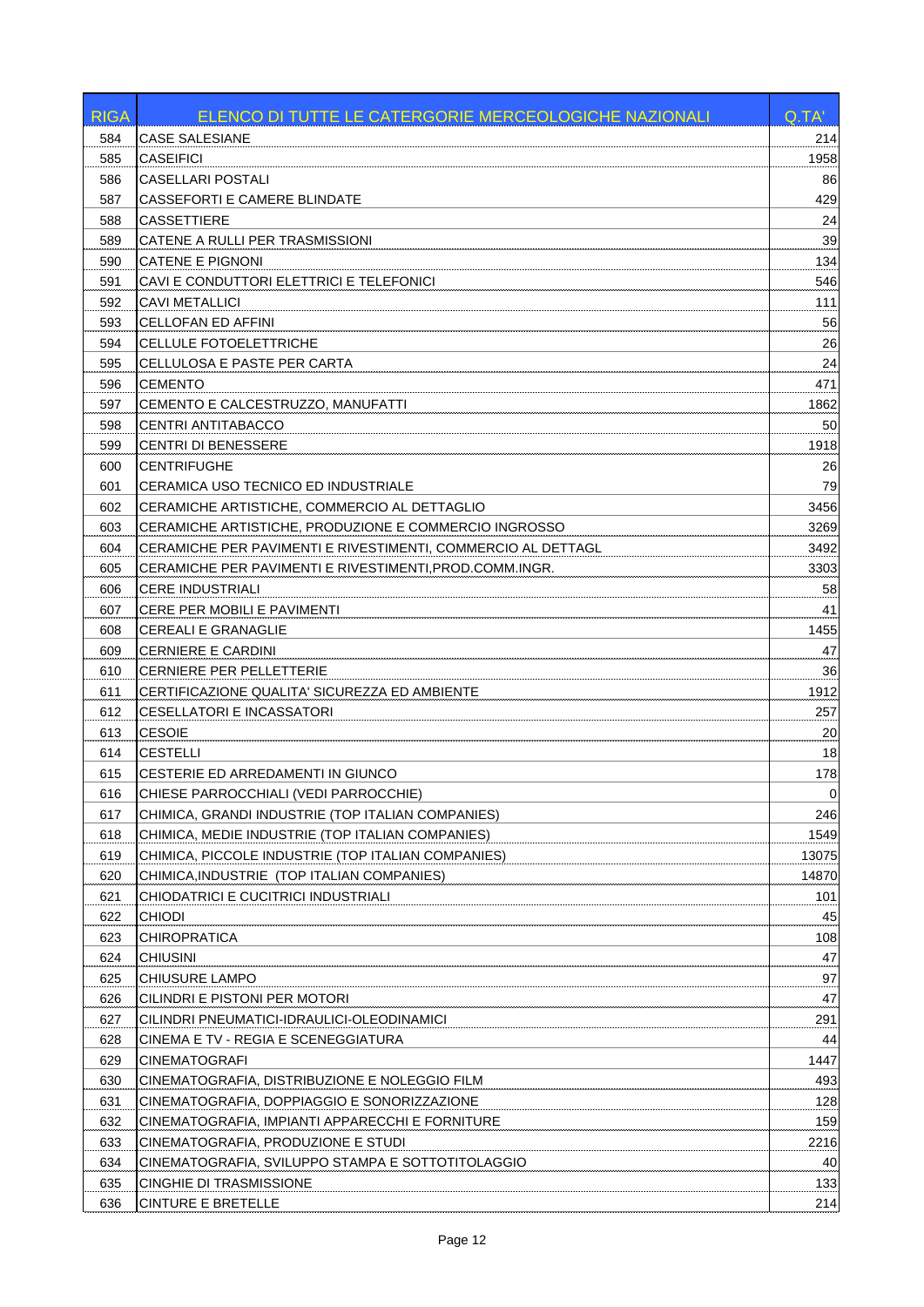| RIGA | ELENCO DI TUTTE LE CATERGORIE MERCEOLOGICHE NAZIONALI | Q.TA' |
|---|---|---|
| 584 | CASE SALESIANE | 214 |
| 585 | CASEIFICI | 1958 |
| 586 | CASELLARI POSTALI | 86 |
| 587 | CASSEFORTI E CAMERE BLINDATE | 429 |
| 588 | CASSETTIERE | 24 |
| 589 | CATENE A RULLI PER TRASMISSIONI | 39 |
| 590 | CATENE E PIGNONI | 134 |
| 591 | CAVI E CONDUTTORI ELETTRICI E TELEFONICI | 546 |
| 592 | CAVI METALLICI | 111 |
| 593 | CELLOFAN ED AFFINI | 56 |
| 594 | CELLULE FOTOELETTRICHE | 26 |
| 595 | CELLULOSA E PASTE PER CARTA | 24 |
| 596 | CEMENTO | 471 |
| 597 | CEMENTO E CALCESTRUZZO, MANUFATTI | 1862 |
| 598 | CENTRI ANTITABACCO | 50 |
| 599 | CENTRI DI BENESSERE | 1918 |
| 600 | CENTRIFUGHE | 26 |
| 601 | CERAMICA USO TECNICO ED INDUSTRIALE | 79 |
| 602 | CERAMICHE ARTISTICHE, COMMERCIO AL DETTAGLIO | 3456 |
| 603 | CERAMICHE ARTISTICHE, PRODUZIONE E COMMERCIO INGROSSO | 3269 |
| 604 | CERAMICHE PER PAVIMENTI E RIVESTIMENTI, COMMERCIO AL DETTAGL | 3492 |
| 605 | CERAMICHE PER PAVIMENTI E RIVESTIMENTI,PROD.COMM.INGR. | 3303 |
| 606 | CERE INDUSTRIALI | 58 |
| 607 | CERE PER MOBILI E PAVIMENTI | 41 |
| 608 | CEREALI E GRANAGLIE | 1455 |
| 609 | CERNIERE E CARDINI | 47 |
| 610 | CERNIERE PER PELLETTERIE | 36 |
| 611 | CERTIFICAZIONE QUALITA' SICUREZZA ED AMBIENTE | 1912 |
| 612 | CESELLATORI E INCASSATORI | 257 |
| 613 | CESOIE | 20 |
| 614 | CESTELLI | 18 |
| 615 | CESTERIE ED ARREDAMENTI IN GIUNCO | 178 |
| 616 | CHIESE PARROCCHIALI (VEDI PARROCCHIE) | 0 |
| 617 | CHIMICA, GRANDI INDUSTRIE (TOP ITALIAN COMPANIES) | 246 |
| 618 | CHIMICA, MEDIE INDUSTRIE (TOP ITALIAN COMPANIES) | 1549 |
| 619 | CHIMICA, PICCOLE INDUSTRIE (TOP ITALIAN COMPANIES) | 13075 |
| 620 | CHIMICA,INDUSTRIE (TOP ITALIAN COMPANIES) | 14870 |
| 621 | CHIODATRICI E CUCITRICI INDUSTRIALI | 101 |
| 622 | CHIODI | 45 |
| 623 | CHIROPRATICA | 108 |
| 624 | CHIUSINI | 47 |
| 625 | CHIUSURE LAMPO | 97 |
| 626 | CILINDRI E PISTONI PER MOTORI | 47 |
| 627 | CILINDRI PNEUMATICI-IDRAULICI-OLEODINAMICI | 291 |
| 628 | CINEMA E TV - REGIA E SCENEGGIATURA | 44 |
| 629 | CINEMATOGRAFI | 1447 |
| 630 | CINEMATOGRAFIA, DISTRIBUZIONE E NOLEGGIO FILM | 493 |
| 631 | CINEMATOGRAFIA, DOPPIAGGIO E SONORIZZAZIONE | 128 |
| 632 | CINEMATOGRAFIA, IMPIANTI APPARECCHI E FORNITURE | 159 |
| 633 | CINEMATOGRAFIA, PRODUZIONE E STUDI | 2216 |
| 634 | CINEMATOGRAFIA, SVILUPPO STAMPA E SOTTOTITOLAGGIO | 40 |
| 635 | CINGHIE DI TRASMISSIONE | 133 |
| 636 | CINTURE E BRETELLE | 214 |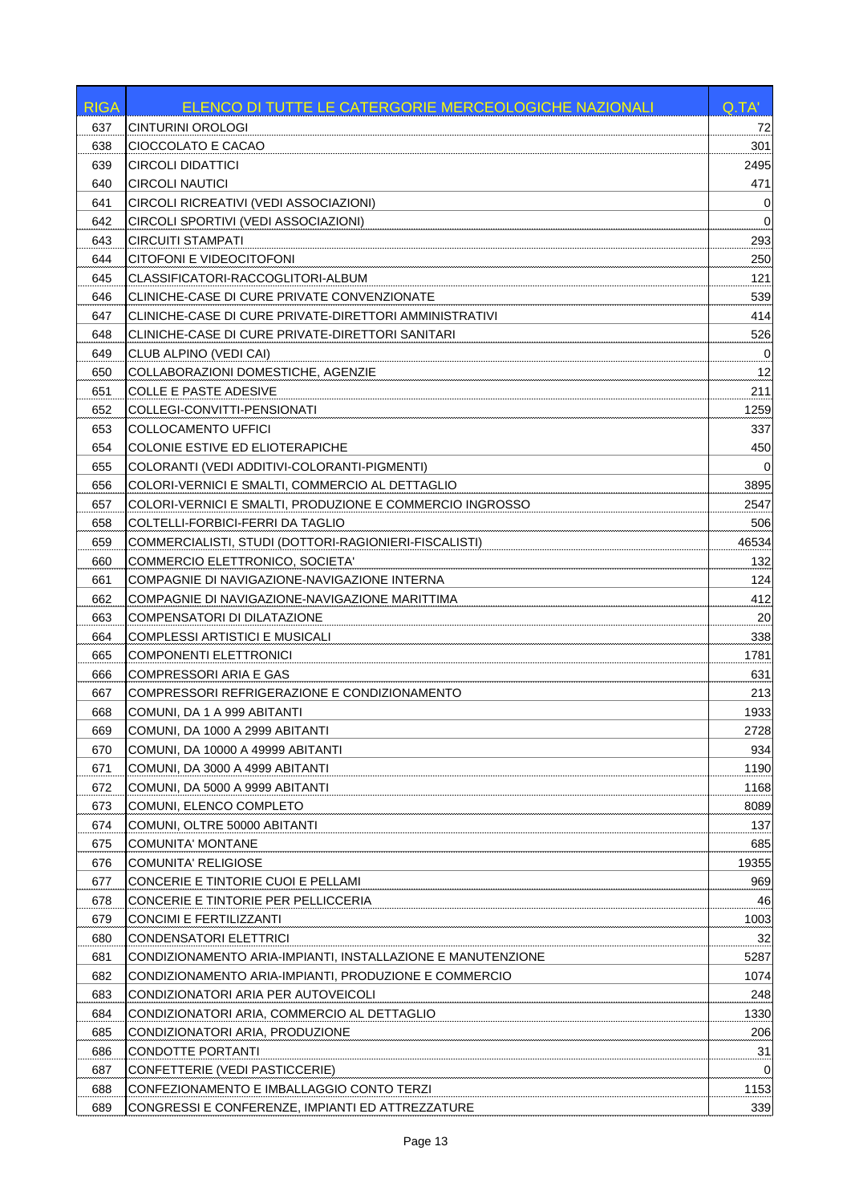| RIGA | ELENCO DI TUTTE LE CATERGORIE MERCEOLOGICHE NAZIONALI | Q.TA' |
|---|---|---|
| 637 | CINTURINI OROLOGI | 72 |
| 638 | CIOCCOLATO E CACAO | 301 |
| 639 | CIRCOLI DIDATTICI | 2495 |
| 640 | CIRCOLI NAUTICI | 471 |
| 641 | CIRCOLI RICREATIVI (VEDI ASSOCIAZIONI) | 0 |
| 642 | CIRCOLI SPORTIVI (VEDI ASSOCIAZIONI) | 0 |
| 643 | CIRCUITI STAMPATI | 293 |
| 644 | CITOFONI E VIDEOCITOFONI | 250 |
| 645 | CLASSIFICATORI-RACCOGLITORI-ALBUM | 121 |
| 646 | CLINICHE-CASE DI CURE PRIVATE CONVENZIONATE | 539 |
| 647 | CLINICHE-CASE DI CURE PRIVATE-DIRETTORI AMMINISTRATIVI | 414 |
| 648 | CLINICHE-CASE DI CURE PRIVATE-DIRETTORI SANITARI | 526 |
| 649 | CLUB ALPINO (VEDI CAI) | 0 |
| 650 | COLLABORAZIONI DOMESTICHE, AGENZIE | 12 |
| 651 | COLLE E PASTE ADESIVE | 211 |
| 652 | COLLEGI-CONVITTI-PENSIONATI | 1259 |
| 653 | COLLOCAMENTO UFFICI | 337 |
| 654 | COLONIE ESTIVE ED ELIOTERAPICHE | 450 |
| 655 | COLORANTI (VEDI ADDITIVI-COLORANTI-PIGMENTI) | 0 |
| 656 | COLORI-VERNICI E SMALTI, COMMERCIO AL DETTAGLIO | 3895 |
| 657 | COLORI-VERNICI E SMALTI, PRODUZIONE E COMMERCIO INGROSSO | 2547 |
| 658 | COLTELLI-FORBICI-FERRI DA TAGLIO | 506 |
| 659 | COMMERCIALISTI, STUDI (DOTTORI-RAGIONIERI-FISCALISTI) | 46534 |
| 660 | COMMERCIO ELETTRONICO, SOCIETA' | 132 |
| 661 | COMPAGNIE DI NAVIGAZIONE-NAVIGAZIONE INTERNA | 124 |
| 662 | COMPAGNIE DI NAVIGAZIONE-NAVIGAZIONE MARITTIMA | 412 |
| 663 | COMPENSATORI DI DILATAZIONE | 20 |
| 664 | COMPLESSI ARTISTICI E MUSICALI | 338 |
| 665 | COMPONENTI ELETTRONICI | 1781 |
| 666 | COMPRESSORI ARIA E GAS | 631 |
| 667 | COMPRESSORI REFRIGERAZIONE E CONDIZIONAMENTO | 213 |
| 668 | COMUNI, DA 1 A 999 ABITANTI | 1933 |
| 669 | COMUNI, DA 1000 A 2999 ABITANTI | 2728 |
| 670 | COMUNI, DA 10000 A 49999 ABITANTI | 934 |
| 671 | COMUNI, DA 3000 A 4999 ABITANTI | 1190 |
| 672 | COMUNI, DA 5000 A 9999 ABITANTI | 1168 |
| 673 | COMUNI, ELENCO COMPLETO | 8089 |
| 674 | COMUNI, OLTRE 50000 ABITANTI | 137 |
| 675 | COMUNITA' MONTANE | 685 |
| 676 | COMUNITA' RELIGIOSE | 19355 |
| 677 | CONCERIE E TINTORIE CUOI E PELLAMI | 969 |
| 678 | CONCERIE E TINTORIE PER PELLICCERIA | 46 |
| 679 | CONCIMI E FERTILIZZANTI | 1003 |
| 680 | CONDENSATORI ELETTRICI | 32 |
| 681 | CONDIZIONAMENTO ARIA-IMPIANTI, INSTALLAZIONE E MANUTENZIONE | 5287 |
| 682 | CONDIZIONAMENTO ARIA-IMPIANTI, PRODUZIONE E COMMERCIO | 1074 |
| 683 | CONDIZIONATORI ARIA PER AUTOVEICOLI | 248 |
| 684 | CONDIZIONATORI ARIA, COMMERCIO AL DETTAGLIO | 1330 |
| 685 | CONDIZIONATORI ARIA, PRODUZIONE | 206 |
| 686 | CONDOTTE PORTANTI | 31 |
| 687 | CONFETTERIE (VEDI PASTICCERIE) | 0 |
| 688 | CONFEZIONAMENTO E IMBALLAGGIO CONTO TERZI | 1153 |
| 689 | CONGRESSI E CONFERENZE, IMPIANTI ED ATTREZZATURE | 339 |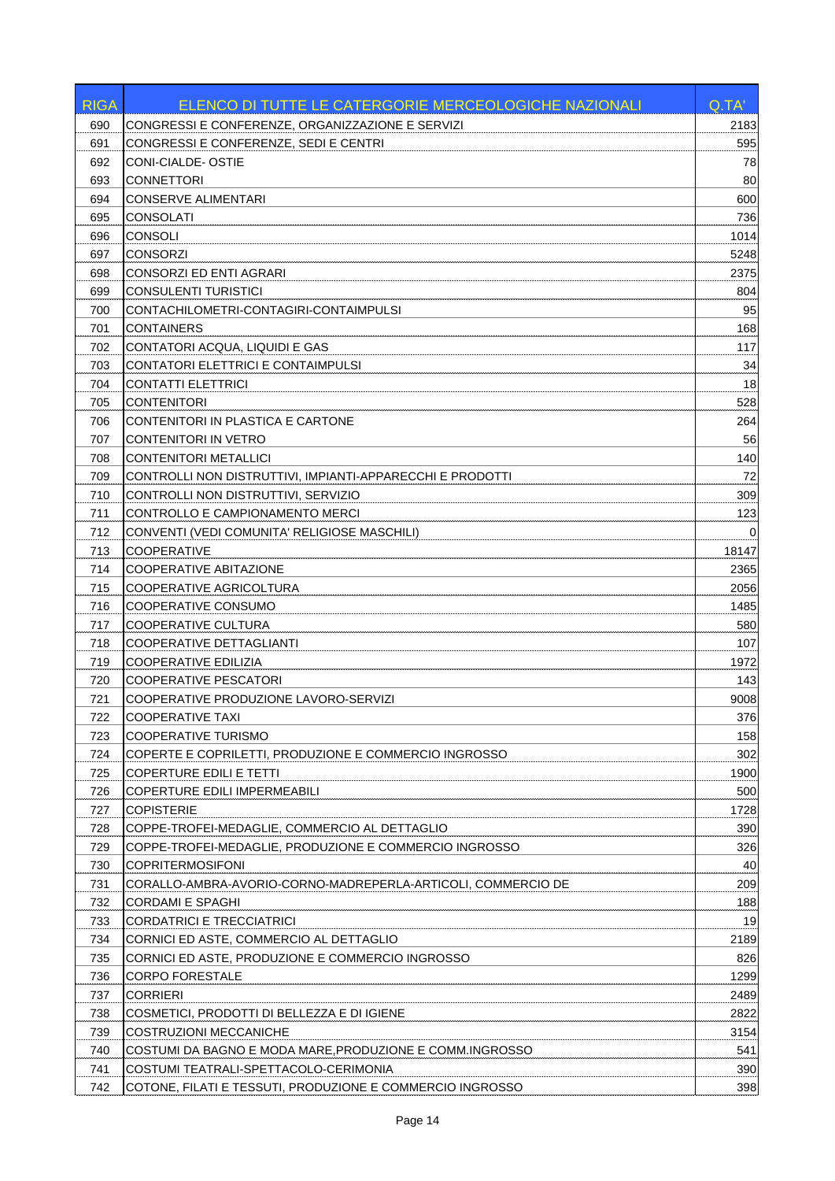| RIGA | ELENCO DI TUTTE LE CATERGORIE MERCEOLOGICHE NAZIONALI | Q.TA' |
|---|---|---|
| 690 | CONGRESSI E CONFERENZE, ORGANIZZAZIONE E SERVIZI | 2183 |
| 691 | CONGRESSI E CONFERENZE, SEDI E CENTRI | 595 |
| 692 | CONI-CIALDE- OSTIE | 78 |
| 693 | CONNETTORI | 80 |
| 694 | CONSERVE ALIMENTARI | 600 |
| 695 | CONSOLATI | 736 |
| 696 | CONSOLI | 1014 |
| 697 | CONSORZI | 5248 |
| 698 | CONSORZI ED ENTI AGRARI | 2375 |
| 699 | CONSULENTI TURISTICI | 804 |
| 700 | CONTACHILOMETRI-CONTAGIRI-CONTAIMPULSI | 95 |
| 701 | CONTAINERS | 168 |
| 702 | CONTATORI ACQUA, LIQUIDI E GAS | 117 |
| 703 | CONTATORI ELETTRICI E CONTAIMPULSI | 34 |
| 704 | CONTATTI ELETTRICI | 18 |
| 705 | CONTENITORI | 528 |
| 706 | CONTENITORI IN PLASTICA E CARTONE | 264 |
| 707 | CONTENITORI IN VETRO | 56 |
| 708 | CONTENITORI METALLICI | 140 |
| 709 | CONTROLLI NON DISTRUTTIVI, IMPIANTI-APPARECCHI E PRODOTTI | 72 |
| 710 | CONTROLLI NON DISTRUTTIVI, SERVIZIO | 309 |
| 711 | CONTROLLO E CAMPIONAMENTO MERCI | 123 |
| 712 | CONVENTI (VEDI COMUNITA' RELIGIOSE MASCHILI) | 0 |
| 713 | COOPERATIVE | 18147 |
| 714 | COOPERATIVE ABITAZIONE | 2365 |
| 715 | COOPERATIVE AGRICOLTURA | 2056 |
| 716 | COOPERATIVE CONSUMO | 1485 |
| 717 | COOPERATIVE CULTURA | 580 |
| 718 | COOPERATIVE DETTAGLIANTI | 107 |
| 719 | COOPERATIVE EDILIZIA | 1972 |
| 720 | COOPERATIVE PESCATORI | 143 |
| 721 | COOPERATIVE PRODUZIONE LAVORO-SERVIZI | 9008 |
| 722 | COOPERATIVE TAXI | 376 |
| 723 | COOPERATIVE TURISMO | 158 |
| 724 | COPERTE E COPRILETTI, PRODUZIONE E COMMERCIO INGROSSO | 302 |
| 725 | COPERTURE EDILI E TETTI | 1900 |
| 726 | COPERTURE EDILI IMPERMEABILI | 500 |
| 727 | COPISTERIE | 1728 |
| 728 | COPPE-TROFEI-MEDAGLIE, COMMERCIO AL DETTAGLIO | 390 |
| 729 | COPPE-TROFEI-MEDAGLIE, PRODUZIONE E COMMERCIO INGROSSO | 326 |
| 730 | COPRITERMOSIFONI | 40 |
| 731 | CORALLO-AMBRA-AVORIO-CORNO-MADREPERLA-ARTICOLI, COMMERCIO DE | 209 |
| 732 | CORDAMI E SPAGHI | 188 |
| 733 | CORDATRICI E TRECCIATRICI | 19 |
| 734 | CORNICI ED ASTE, COMMERCIO AL DETTAGLIO | 2189 |
| 735 | CORNICI ED ASTE, PRODUZIONE E COMMERCIO INGROSSO | 826 |
| 736 | CORPO FORESTALE | 1299 |
| 737 | CORRIERI | 2489 |
| 738 | COSMETICI, PRODOTTI DI BELLEZZA E DI IGIENE | 2822 |
| 739 | COSTRUZIONI MECCANICHE | 3154 |
| 740 | COSTUMI DA BAGNO E MODA MARE,PRODUZIONE E COMM.INGROSSO | 541 |
| 741 | COSTUMI TEATRALI-SPETTACOLO-CERIMONIA | 390 |
| 742 | COTONE, FILATI E TESSUTI, PRODUZIONE E COMMERCIO INGROSSO | 398 |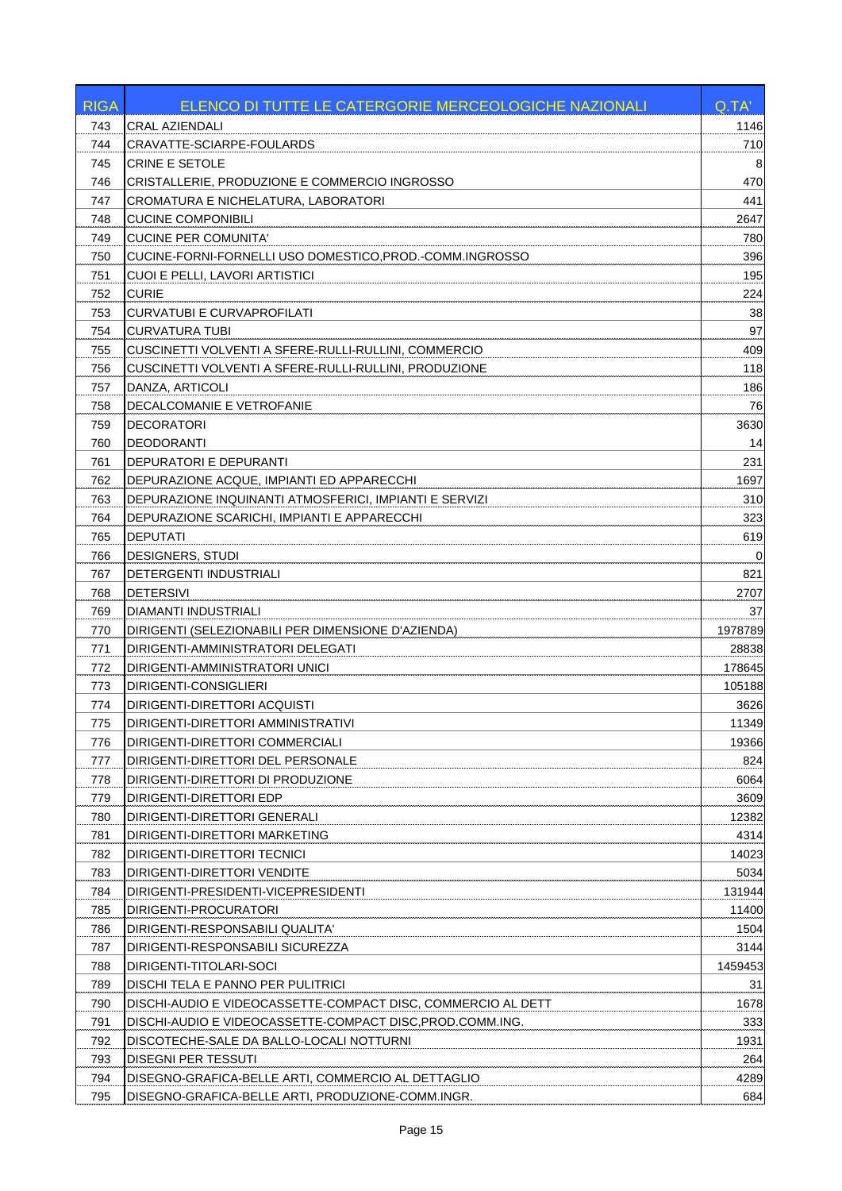| RIGA | ELENCO DI TUTTE LE CATERGORIE MERCEOLOGICHE NAZIONALI | Q.TA' |
|---|---|---|
| 743 | CRAL AZIENDALI | 1146 |
| 744 | CRAVATTE-SCIARPE-FOULARDS | 710 |
| 745 | CRINE E SETOLE | 8 |
| 746 | CRISTALLERIE, PRODUZIONE E COMMERCIO INGROSSO | 470 |
| 747 | CROMATURA E NICHELATURA, LABORATORI | 441 |
| 748 | CUCINE COMPONIBILI | 2647 |
| 749 | CUCINE PER COMUNITA' | 780 |
| 750 | CUCINE-FORNI-FORNELLI USO DOMESTICO,PROD.-COMM.INGROSSO | 396 |
| 751 | CUOI E PELLI, LAVORI ARTISTICI | 195 |
| 752 | CURIE | 224 |
| 753 | CURVATUBI E CURVAPROFILATI | 38 |
| 754 | CURVATURA TUBI | 97 |
| 755 | CUSCINETTI VOLVENTI A SFERE-RULLI-RULLINI, COMMERCIO | 409 |
| 756 | CUSCINETTI VOLVENTI A SFERE-RULLI-RULLINI, PRODUZIONE | 118 |
| 757 | DANZA, ARTICOLI | 186 |
| 758 | DECALCOMANIE E VETROFANIE | 76 |
| 759 | DECORATORI | 3630 |
| 760 | DEODORANTI | 14 |
| 761 | DEPURATORI E DEPURANTI | 231 |
| 762 | DEPURAZIONE ACQUE, IMPIANTI ED APPARECCHI | 1697 |
| 763 | DEPURAZIONE INQUINANTI ATMOSFERICI, IMPIANTI E SERVIZI | 310 |
| 764 | DEPURAZIONE SCARICHI, IMPIANTI E APPARECCHI | 323 |
| 765 | DEPUTATI | 619 |
| 766 | DESIGNERS, STUDI | 0 |
| 767 | DETERGENTI INDUSTRIALI | 821 |
| 768 | DETERSIVI | 2707 |
| 769 | DIAMANTI INDUSTRIALI | 37 |
| 770 | DIRIGENTI (SELEZIONABILI PER DIMENSIONE D'AZIENDA) | 1978789 |
| 771 | DIRIGENTI-AMMINISTRATORI DELEGATI | 28838 |
| 772 | DIRIGENTI-AMMINISTRATORI UNICI | 178645 |
| 773 | DIRIGENTI-CONSIGLIERI | 105188 |
| 774 | DIRIGENTI-DIRETTORI ACQUISTI | 3626 |
| 775 | DIRIGENTI-DIRETTORI AMMINISTRATIVI | 11349 |
| 776 | DIRIGENTI-DIRETTORI COMMERCIALI | 19366 |
| 777 | DIRIGENTI-DIRETTORI DEL PERSONALE | 824 |
| 778 | DIRIGENTI-DIRETTORI DI PRODUZIONE | 6064 |
| 779 | DIRIGENTI-DIRETTORI EDP | 3609 |
| 780 | DIRIGENTI-DIRETTORI GENERALI | 12382 |
| 781 | DIRIGENTI-DIRETTORI MARKETING | 4314 |
| 782 | DIRIGENTI-DIRETTORI TECNICI | 14023 |
| 783 | DIRIGENTI-DIRETTORI VENDITE | 5034 |
| 784 | DIRIGENTI-PRESIDENTI-VICEPRESIDENTI | 131944 |
| 785 | DIRIGENTI-PROCURATORI | 11400 |
| 786 | DIRIGENTI-RESPONSABILI QUALITA' | 1504 |
| 787 | DIRIGENTI-RESPONSABILI SICUREZZA | 3144 |
| 788 | DIRIGENTI-TITOLARI-SOCI | 1459453 |
| 789 | DISCHI TELA E PANNO PER PULITRICI | 31 |
| 790 | DISCHI-AUDIO E VIDEOCASSETTE-COMPACT DISC, COMMERCIO AL DETT | 1678 |
| 791 | DISCHI-AUDIO E VIDEOCASSETTE-COMPACT DISC,PROD.COMM.ING. | 333 |
| 792 | DISCOTECHE-SALE DA BALLO-LOCALI NOTTURNI | 1931 |
| 793 | DISEGNI PER TESSUTI | 264 |
| 794 | DISEGNO-GRAFICA-BELLE ARTI, COMMERCIO AL DETTAGLIO | 4289 |
| 795 | DISEGNO-GRAFICA-BELLE ARTI, PRODUZIONE-COMM.INGR. | 684 |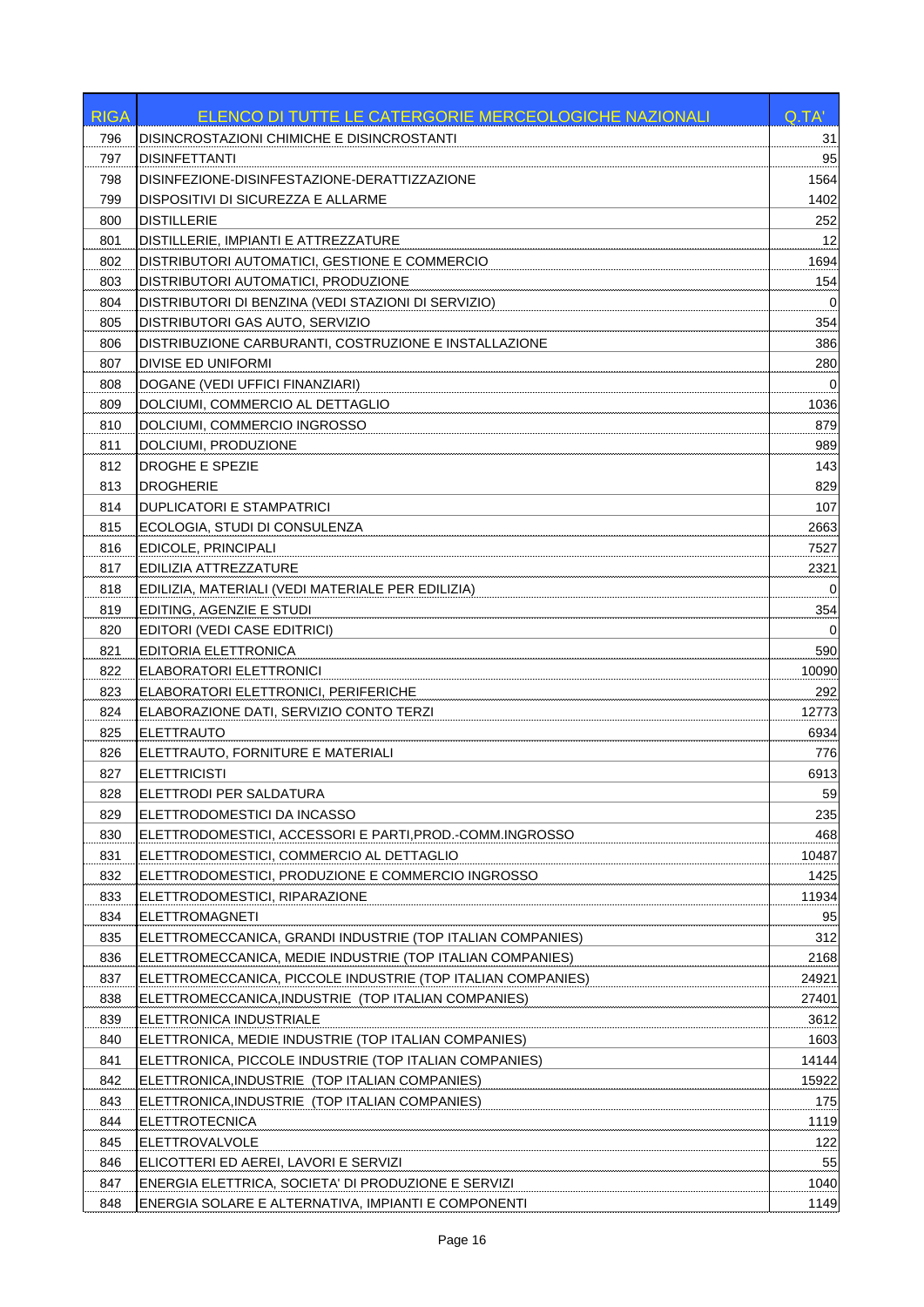| RIGA | ELENCO DI TUTTE LE CATERGORIE MERCEOLOGICHE NAZIONALI | Q.TA' |
|---|---|---|
| 796 | DISINCROSTAZIONI CHIMICHE E DISINCROSTANTI | 31 |
| 797 | DISINFETTANTI | 95 |
| 798 | DISINFEZIONE-DISINFESTAZIONE-DERATTIZZAZIONE | 1564 |
| 799 | DISPOSITIVI DI SICUREZZA E ALLARME | 1402 |
| 800 | DISTILLERIE | 252 |
| 801 | DISTILLERIE, IMPIANTI E ATTREZZATURE | 12 |
| 802 | DISTRIBUTORI AUTOMATICI, GESTIONE E COMMERCIO | 1694 |
| 803 | DISTRIBUTORI AUTOMATICI, PRODUZIONE | 154 |
| 804 | DISTRIBUTORI DI BENZINA (VEDI STAZIONI DI SERVIZIO) | 0 |
| 805 | DISTRIBUTORI GAS AUTO, SERVIZIO | 354 |
| 806 | DISTRIBUZIONE CARBURANTI, COSTRUZIONE E INSTALLAZIONE | 386 |
| 807 | DIVISE ED UNIFORMI | 280 |
| 808 | DOGANE (VEDI UFFICI FINANZIARI) | 0 |
| 809 | DOLCIUMI, COMMERCIO AL DETTAGLIO | 1036 |
| 810 | DOLCIUMI, COMMERCIO INGROSSO | 879 |
| 811 | DOLCIUMI, PRODUZIONE | 989 |
| 812 | DROGHE E SPEZIE | 143 |
| 813 | DROGHERIE | 829 |
| 814 | DUPLICATORI E STAMPATRICI | 107 |
| 815 | ECOLOGIA, STUDI DI CONSULENZA | 2663 |
| 816 | EDICOLE, PRINCIPALI | 7527 |
| 817 | EDILIZIA ATTREZZATURE | 2321 |
| 818 | EDILIZIA, MATERIALI (VEDI MATERIALE PER EDILIZIA) | 0 |
| 819 | EDITING, AGENZIE E STUDI | 354 |
| 820 | EDITORI (VEDI CASE EDITRICI) | 0 |
| 821 | EDITORIA ELETTRONICA | 590 |
| 822 | ELABORATORI ELETTRONICI | 10090 |
| 823 | ELABORATORI ELETTRONICI, PERIFERICHE | 292 |
| 824 | ELABORAZIONE DATI, SERVIZIO CONTO TERZI | 12773 |
| 825 | ELETTRAUTO | 6934 |
| 826 | ELETTRAUTO, FORNITURE E MATERIALI | 776 |
| 827 | ELETTRICISTI | 6913 |
| 828 | ELETTRODI PER SALDATURA | 59 |
| 829 | ELETTRODOMESTICI DA INCASSO | 235 |
| 830 | ELETTRODOMESTICI, ACCESSORI E PARTI,PROD.-COMM.INGROSSO | 468 |
| 831 | ELETTRODOMESTICI, COMMERCIO AL DETTAGLIO | 10487 |
| 832 | ELETTRODOMESTICI, PRODUZIONE E COMMERCIO INGROSSO | 1425 |
| 833 | ELETTRODOMESTICI, RIPARAZIONE | 11934 |
| 834 | ELETTROMAGNETI | 95 |
| 835 | ELETTROMECCANICA, GRANDI INDUSTRIE (TOP ITALIAN COMPANIES) | 312 |
| 836 | ELETTROMECCANICA, MEDIE INDUSTRIE (TOP ITALIAN COMPANIES) | 2168 |
| 837 | ELETTROMECCANICA, PICCOLE INDUSTRIE (TOP ITALIAN COMPANIES) | 24921 |
| 838 | ELETTROMECCANICA,INDUSTRIE (TOP ITALIAN COMPANIES) | 27401 |
| 839 | ELETTRONICA INDUSTRIALE | 3612 |
| 840 | ELETTRONICA, MEDIE INDUSTRIE (TOP ITALIAN COMPANIES) | 1603 |
| 841 | ELETTRONICA, PICCOLE INDUSTRIE (TOP ITALIAN COMPANIES) | 14144 |
| 842 | ELETTRONICA,INDUSTRIE (TOP ITALIAN COMPANIES) | 15922 |
| 843 | ELETTRONICA,INDUSTRIE (TOP ITALIAN COMPANIES) | 175 |
| 844 | ELETTROTECNICA | 1119 |
| 845 | ELETTROVALVOLE | 122 |
| 846 | ELICOTTERI ED AEREI, LAVORI E SERVIZI | 55 |
| 847 | ENERGIA ELETTRICA, SOCIETA' DI PRODUZIONE E SERVIZI | 1040 |
| 848 | ENERGIA SOLARE E ALTERNATIVA, IMPIANTI E COMPONENTI | 1149 |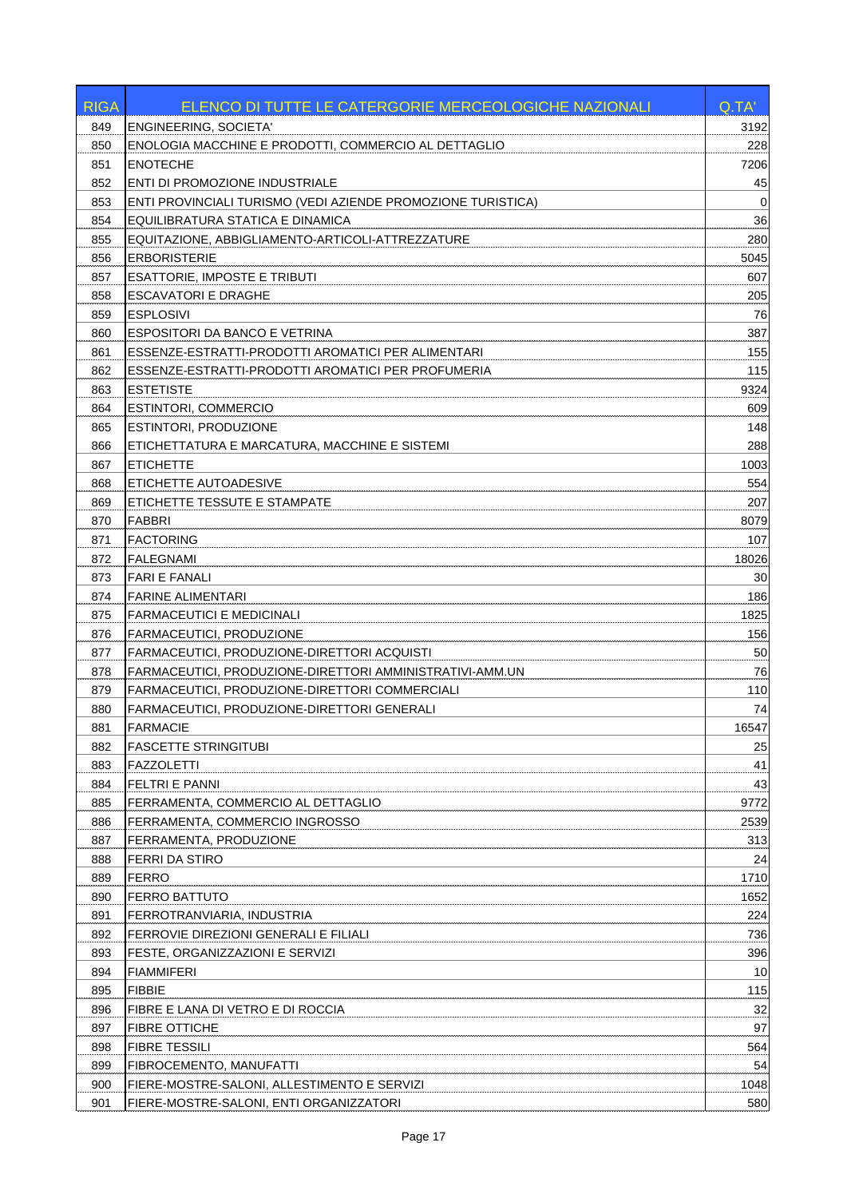| RIGA | ELENCO DI TUTTE LE CATERGORIE MERCEOLOGICHE NAZIONALI | Q.TA' |
|---|---|---|
| 849 | ENGINEERING, SOCIETA' | 3192 |
| 850 | ENOLOGIA MACCHINE E PRODOTTI, COMMERCIO AL DETTAGLIO | 228 |
| 851 | ENOTECHE | 7206 |
| 852 | ENTI DI PROMOZIONE INDUSTRIALE | 45 |
| 853 | ENTI PROVINCIALI TURISMO (VEDI AZIENDE PROMOZIONE TURISTICA) | 0 |
| 854 | EQUILIBRATURA STATICA E DINAMICA | 36 |
| 855 | EQUITAZIONE, ABBIGLIAMENTO-ARTICOLI-ATTREZZATURE | 280 |
| 856 | ERBORISTERIE | 5045 |
| 857 | ESATTORIE, IMPOSTE E TRIBUTI | 607 |
| 858 | ESCAVATORI E DRAGHE | 205 |
| 859 | ESPLOSIVI | 76 |
| 860 | ESPOSITORI DA BANCO E VETRINA | 387 |
| 861 | ESSENZE-ESTRATTI-PRODOTTI AROMATICI PER ALIMENTARI | 155 |
| 862 | ESSENZE-ESTRATTI-PRODOTTI AROMATICI PER PROFUMERIA | 115 |
| 863 | ESTETISTE | 9324 |
| 864 | ESTINTORI, COMMERCIO | 609 |
| 865 | ESTINTORI, PRODUZIONE | 148 |
| 866 | ETICHETTATURA E MARCATURA, MACCHINE E SISTEMI | 288 |
| 867 | ETICHETTE | 1003 |
| 868 | ETICHETTE AUTOADESIVE | 554 |
| 869 | ETICHETTE TESSUTE E STAMPATE | 207 |
| 870 | FABBRI | 8079 |
| 871 | FACTORING | 107 |
| 872 | FALEGNAMI | 18026 |
| 873 | FARI E FANALI | 30 |
| 874 | FARINE ALIMENTARI | 186 |
| 875 | FARMACEUTICI E MEDICINALI | 1825 |
| 876 | FARMACEUTICI, PRODUZIONE | 156 |
| 877 | FARMACEUTICI, PRODUZIONE-DIRETTORI ACQUISTI | 50 |
| 878 | FARMACEUTICI, PRODUZIONE-DIRETTORI AMMINISTRATIVI-AMM.UN | 76 |
| 879 | FARMACEUTICI, PRODUZIONE-DIRETTORI COMMERCIALI | 110 |
| 880 | FARMACEUTICI, PRODUZIONE-DIRETTORI GENERALI | 74 |
| 881 | FARMACIE | 16547 |
| 882 | FASCETTE STRINGITUBI | 25 |
| 883 | FAZZOLETTI | 41 |
| 884 | FELTRI E PANNI | 43 |
| 885 | FERRAMENTA, COMMERCIO AL DETTAGLIO | 9772 |
| 886 | FERRAMENTA, COMMERCIO INGROSSO | 2539 |
| 887 | FERRAMENTA, PRODUZIONE | 313 |
| 888 | FERRI DA STIRO | 24 |
| 889 | FERRO | 1710 |
| 890 | FERRO BATTUTO | 1652 |
| 891 | FERROTRANVIARIA, INDUSTRIA | 224 |
| 892 | FERROVIE DIREZIONI GENERALI E FILIALI | 736 |
| 893 | FESTE, ORGANIZZAZIONI E SERVIZI | 396 |
| 894 | FIAMMIFERI | 10 |
| 895 | FIBBIE | 115 |
| 896 | FIBRE E LANA DI VETRO E DI ROCCIA | 32 |
| 897 | FIBRE OTTICHE | 97 |
| 898 | FIBRE TESSILI | 564 |
| 899 | FIBROCEMENTO, MANUFATTI | 54 |
| 900 | FIERE-MOSTRE-SALONI, ALLESTIMENTO E SERVIZI | 1048 |
| 901 | FIERE-MOSTRE-SALONI, ENTI ORGANIZZATORI | 580 |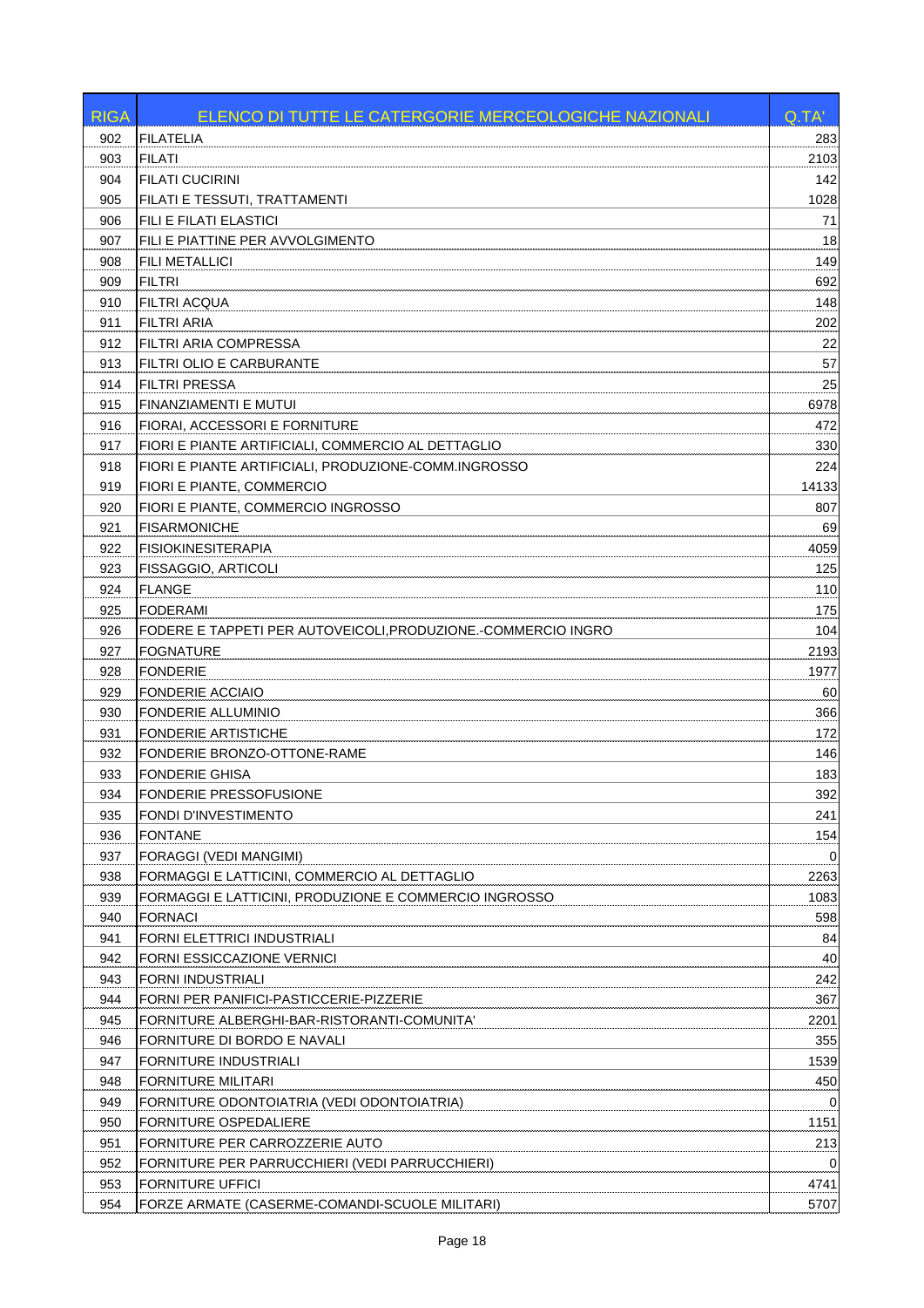| RIGA | ELENCO DI TUTTE LE CATERGORIE MERCEOLOGICHE NAZIONALI | Q.TA' |
|---|---|---|
| 902 | FILATELIA | 283 |
| 903 | FILATI | 2103 |
| 904 | FILATI CUCIRINI | 142 |
| 905 | FILATI E TESSUTI, TRATTAMENTI | 1028 |
| 906 | FILI E FILATI ELASTICI | 71 |
| 907 | FILI E PIATTINE PER AVVOLGIMENTO | 18 |
| 908 | FILI METALLICI | 149 |
| 909 | FILTRI | 692 |
| 910 | FILTRI ACQUA | 148 |
| 911 | FILTRI ARIA | 202 |
| 912 | FILTRI ARIA COMPRESSA | 22 |
| 913 | FILTRI OLIO E CARBURANTE | 57 |
| 914 | FILTRI PRESSA | 25 |
| 915 | FINANZIAMENTI E MUTUI | 6978 |
| 916 | FIORAI, ACCESSORI E FORNITURE | 472 |
| 917 | FIORI E PIANTE ARTIFICIALI, COMMERCIO AL DETTAGLIO | 330 |
| 918 | FIORI E PIANTE ARTIFICIALI, PRODUZIONE-COMM.INGROSSO | 224 |
| 919 | FIORI E PIANTE, COMMERCIO | 14133 |
| 920 | FIORI E PIANTE, COMMERCIO INGROSSO | 807 |
| 921 | FISARMONICHE | 69 |
| 922 | FISIOKINESITERAPIA | 4059 |
| 923 | FISSAGGIO, ARTICOLI | 125 |
| 924 | FLANGE | 110 |
| 925 | FODERAMI | 175 |
| 926 | FODERE E TAPPETI PER AUTOVEICOLI,PRODUZIONE.-COMMERCIO INGRO | 104 |
| 927 | FOGNATURE | 2193 |
| 928 | FONDERIE | 1977 |
| 929 | FONDERIE ACCIAIO | 60 |
| 930 | FONDERIE ALLUMINIO | 366 |
| 931 | FONDERIE ARTISTICHE | 172 |
| 932 | FONDERIE BRONZO-OTTONE-RAME | 146 |
| 933 | FONDERIE GHISA | 183 |
| 934 | FONDERIE PRESSOFUSIONE | 392 |
| 935 | FONDI D'INVESTIMENTO | 241 |
| 936 | FONTANE | 154 |
| 937 | FORAGGI (VEDI MANGIMI) | 0 |
| 938 | FORMAGGI E LATTICINI, COMMERCIO AL DETTAGLIO | 2263 |
| 939 | FORMAGGI E LATTICINI, PRODUZIONE E COMMERCIO INGROSSO | 1083 |
| 940 | FORNACI | 598 |
| 941 | FORNI ELETTRICI INDUSTRIALI | 84 |
| 942 | FORNI ESSICCAZIONE VERNICI | 40 |
| 943 | FORNI INDUSTRIALI | 242 |
| 944 | FORNI PER PANIFICI-PASTICCERIE-PIZZERIE | 367 |
| 945 | FORNITURE ALBERGHI-BAR-RISTORANTI-COMUNITA' | 2201 |
| 946 | FORNITURE DI BORDO E NAVALI | 355 |
| 947 | FORNITURE INDUSTRIALI | 1539 |
| 948 | FORNITURE MILITARI | 450 |
| 949 | FORNITURE ODONTOIATRIA (VEDI ODONTOIATRIA) | 0 |
| 950 | FORNITURE OSPEDALIERE | 1151 |
| 951 | FORNITURE PER CARROZZERIE AUTO | 213 |
| 952 | FORNITURE PER PARRUCCHIERI (VEDI PARRUCCHIERI) | 0 |
| 953 | FORNITURE UFFICI | 4741 |
| 954 | FORZE ARMATE (CASERME-COMANDI-SCUOLE MILITARI) | 5707 |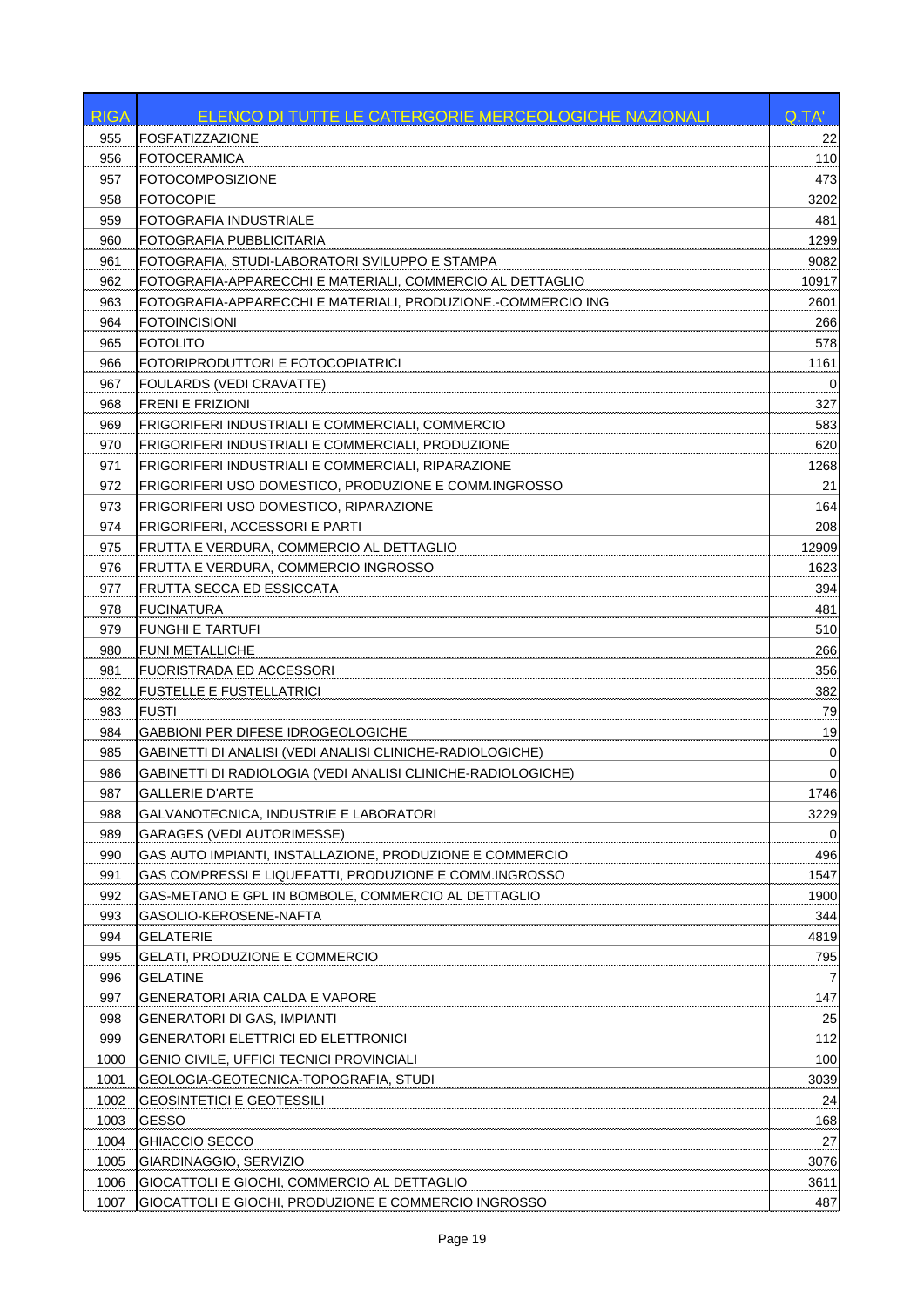| RIGA | ELENCO DI TUTTE LE CATERGORIE MERCEOLOGICHE NAZIONALI | Q.TA' |
|---|---|---|
| 955 | FOSFATIZZAZIONE | 22 |
| 956 | FOTOCERAMICA | 110 |
| 957 | FOTOCOMPOSIZIONE | 473 |
| 958 | FOTOCOPIE | 3202 |
| 959 | FOTOGRAFIA INDUSTRIALE | 481 |
| 960 | FOTOGRAFIA PUBBLICITARIA | 1299 |
| 961 | FOTOGRAFIA, STUDI-LABORATORI SVILUPPO E STAMPA | 9082 |
| 962 | FOTOGRAFIA-APPARECCHI E MATERIALI, COMMERCIO AL DETTAGLIO | 10917 |
| 963 | FOTOGRAFIA-APPARECCHI E MATERIALI, PRODUZIONE.-COMMERCIO ING | 2601 |
| 964 | FOTOINCISIONI | 266 |
| 965 | FOTOLITO | 578 |
| 966 | FOTORIPRODUTTORI E FOTOCOPIATRICI | 1161 |
| 967 | FOULARDS (VEDI CRAVATTE) | 0 |
| 968 | FRENI E FRIZIONI | 327 |
| 969 | FRIGORIFERI INDUSTRIALI E COMMERCIALI, COMMERCIO | 583 |
| 970 | FRIGORIFERI INDUSTRIALI E COMMERCIALI, PRODUZIONE | 620 |
| 971 | FRIGORIFERI INDUSTRIALI E COMMERCIALI, RIPARAZIONE | 1268 |
| 972 | FRIGORIFERI USO DOMESTICO, PRODUZIONE E COMM.INGROSSO | 21 |
| 973 | FRIGORIFERI USO DOMESTICO, RIPARAZIONE | 164 |
| 974 | FRIGORIFERI, ACCESSORI E PARTI | 208 |
| 975 | FRUTTA E VERDURA, COMMERCIO AL DETTAGLIO | 12909 |
| 976 | FRUTTA E VERDURA, COMMERCIO INGROSSO | 1623 |
| 977 | FRUTTA SECCA ED ESSICCATA | 394 |
| 978 | FUCINATURA | 481 |
| 979 | FUNGHI E TARTUFI | 510 |
| 980 | FUNI METALLICHE | 266 |
| 981 | FUORISTRADA ED ACCESSORI | 356 |
| 982 | FUSTELLE E FUSTELLATRICI | 382 |
| 983 | FUSTI | 79 |
| 984 | GABBIONI PER DIFESE IDROGEOLOGICHE | 19 |
| 985 | GABINETTI DI ANALISI (VEDI ANALISI CLINICHE-RADIOLOGICHE) | 0 |
| 986 | GABINETTI DI RADIOLOGIA (VEDI ANALISI CLINICHE-RADIOLOGICHE) | 0 |
| 987 | GALLERIE D'ARTE | 1746 |
| 988 | GALVANOTECNICA, INDUSTRIE E LABORATORI | 3229 |
| 989 | GARAGES (VEDI AUTORIMESSE) | 0 |
| 990 | GAS AUTO IMPIANTI, INSTALLAZIONE, PRODUZIONE E COMMERCIO | 496 |
| 991 | GAS COMPRESSI E LIQUEFATTI, PRODUZIONE E COMM.INGROSSO | 1547 |
| 992 | GAS-METANO E GPL IN BOMBOLE, COMMERCIO AL DETTAGLIO | 1900 |
| 993 | GASOLIO-KEROSENE-NAFTA | 344 |
| 994 | GELATERIE | 4819 |
| 995 | GELATI, PRODUZIONE E COMMERCIO | 795 |
| 996 | GELATINE | 7 |
| 997 | GENERATORI ARIA CALDA E VAPORE | 147 |
| 998 | GENERATORI DI GAS, IMPIANTI | 25 |
| 999 | GENERATORI ELETTRICI ED ELETTRONICI | 112 |
| 1000 | GENIO CIVILE, UFFICI TECNICI PROVINCIALI | 100 |
| 1001 | GEOLOGIA-GEOTECNICA-TOPOGRAFIA, STUDI | 3039 |
| 1002 | GEOSINTETICI E GEOTESSILI | 24 |
| 1003 | GESSO | 168 |
| 1004 | GHIACCIO SECCO | 27 |
| 1005 | GIARDINAGGIO, SERVIZIO | 3076 |
| 1006 | GIOCATTOLI E GIOCHI, COMMERCIO AL DETTAGLIO | 3611 |
| 1007 | GIOCATTOLI E GIOCHI, PRODUZIONE E COMMERCIO INGROSSO | 487 |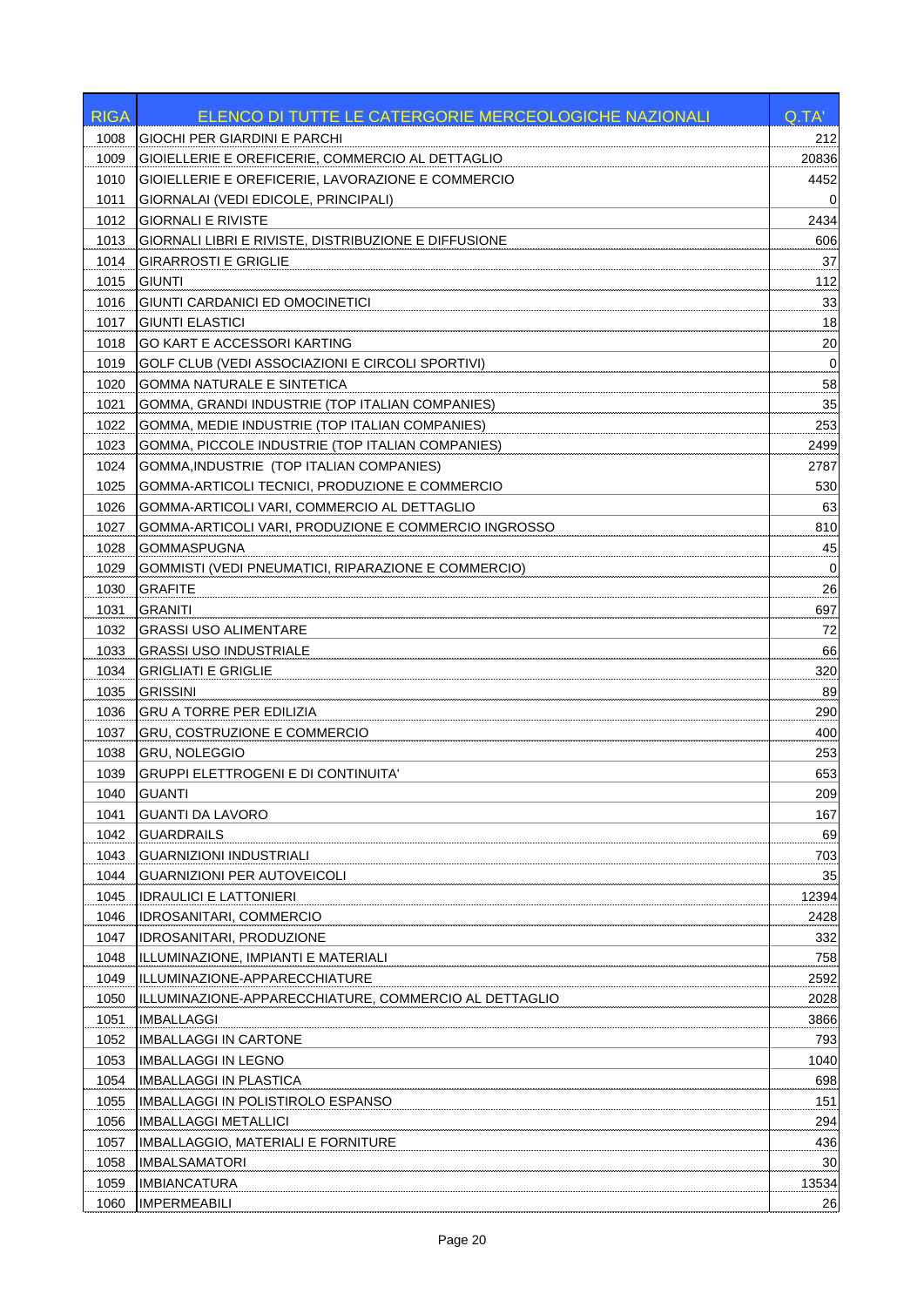| RIGA | ELENCO DI TUTTE LE CATERGORIE MERCEOLOGICHE NAZIONALI | Q.TA' |
|---|---|---|
| 1008 | GIOCHI PER GIARDINI E PARCHI | 212 |
| 1009 | GIOIELLERIE E OREFICERIE, COMMERCIO AL DETTAGLIO | 20836 |
| 1010 | GIOIELLERIE E OREFICERIE, LAVORAZIONE E COMMERCIO | 4452 |
| 1011 | GIORNALAI (VEDI EDICOLE, PRINCIPALI) | 0 |
| 1012 | GIORNALI E RIVISTE | 2434 |
| 1013 | GIORNALI LIBRI E RIVISTE, DISTRIBUZIONE E DIFFUSIONE | 606 |
| 1014 | GIRARROSTI E GRIGLIE | 37 |
| 1015 | GIUNTI | 112 |
| 1016 | GIUNTI CARDANICI ED OMOCINETICI | 33 |
| 1017 | GIUNTI ELASTICI | 18 |
| 1018 | GO KART E ACCESSORI KARTING | 20 |
| 1019 | GOLF CLUB (VEDI ASSOCIAZIONI E CIRCOLI SPORTIVI) | 0 |
| 1020 | GOMMA NATURALE E SINTETICA | 58 |
| 1021 | GOMMA, GRANDI INDUSTRIE (TOP ITALIAN COMPANIES) | 35 |
| 1022 | GOMMA, MEDIE INDUSTRIE (TOP ITALIAN COMPANIES) | 253 |
| 1023 | GOMMA, PICCOLE INDUSTRIE (TOP ITALIAN COMPANIES) | 2499 |
| 1024 | GOMMA,INDUSTRIE (TOP ITALIAN COMPANIES) | 2787 |
| 1025 | GOMMA-ARTICOLI TECNICI, PRODUZIONE E COMMERCIO | 530 |
| 1026 | GOMMA-ARTICOLI VARI, COMMERCIO AL DETTAGLIO | 63 |
| 1027 | GOMMA-ARTICOLI VARI, PRODUZIONE E COMMERCIO INGROSSO | 810 |
| 1028 | GOMMASPUGNA | 45 |
| 1029 | GOMMISTI (VEDI PNEUMATICI, RIPARAZIONE E COMMERCIO) | 0 |
| 1030 | GRAFITE | 26 |
| 1031 | GRANITI | 697 |
| 1032 | GRASSI USO ALIMENTARE | 72 |
| 1033 | GRASSI USO INDUSTRIALE | 66 |
| 1034 | GRIGLIATI E GRIGLIE | 320 |
| 1035 | GRISSINI | 89 |
| 1036 | GRU A TORRE PER EDILIZIA | 290 |
| 1037 | GRU, COSTRUZIONE E COMMERCIO | 400 |
| 1038 | GRU, NOLEGGIO | 253 |
| 1039 | GRUPPI ELETTROGENI E DI CONTINUITA' | 653 |
| 1040 | GUANTI | 209 |
| 1041 | GUANTI DA LAVORO | 167 |
| 1042 | GUARDRAILS | 69 |
| 1043 | GUARNIZIONI INDUSTRIALI | 703 |
| 1044 | GUARNIZIONI PER AUTOVEICOLI | 35 |
| 1045 | IDRAULICI E LATTONIERI | 12394 |
| 1046 | IDROSANITARI, COMMERCIO | 2428 |
| 1047 | IDROSANITARI, PRODUZIONE | 332 |
| 1048 | ILLUMINAZIONE, IMPIANTI E MATERIALI | 758 |
| 1049 | ILLUMINAZIONE-APPARECCHIATURE | 2592 |
| 1050 | ILLUMINAZIONE-APPARECCHIATURE, COMMERCIO AL DETTAGLIO | 2028 |
| 1051 | IMBALLAGGI | 3866 |
| 1052 | IMBALLAGGI IN CARTONE | 793 |
| 1053 | IMBALLAGGI IN LEGNO | 1040 |
| 1054 | IMBALLAGGI IN PLASTICA | 698 |
| 1055 | IMBALLAGGI IN POLISTIROLO ESPANSO | 151 |
| 1056 | IMBALLAGGI METALLICI | 294 |
| 1057 | IMBALLAGGIO, MATERIALI E FORNITURE | 436 |
| 1058 | IMBALSAMATORI | 30 |
| 1059 | IMBIANCATURA | 13534 |
| 1060 | IMPERMEABILI | 26 |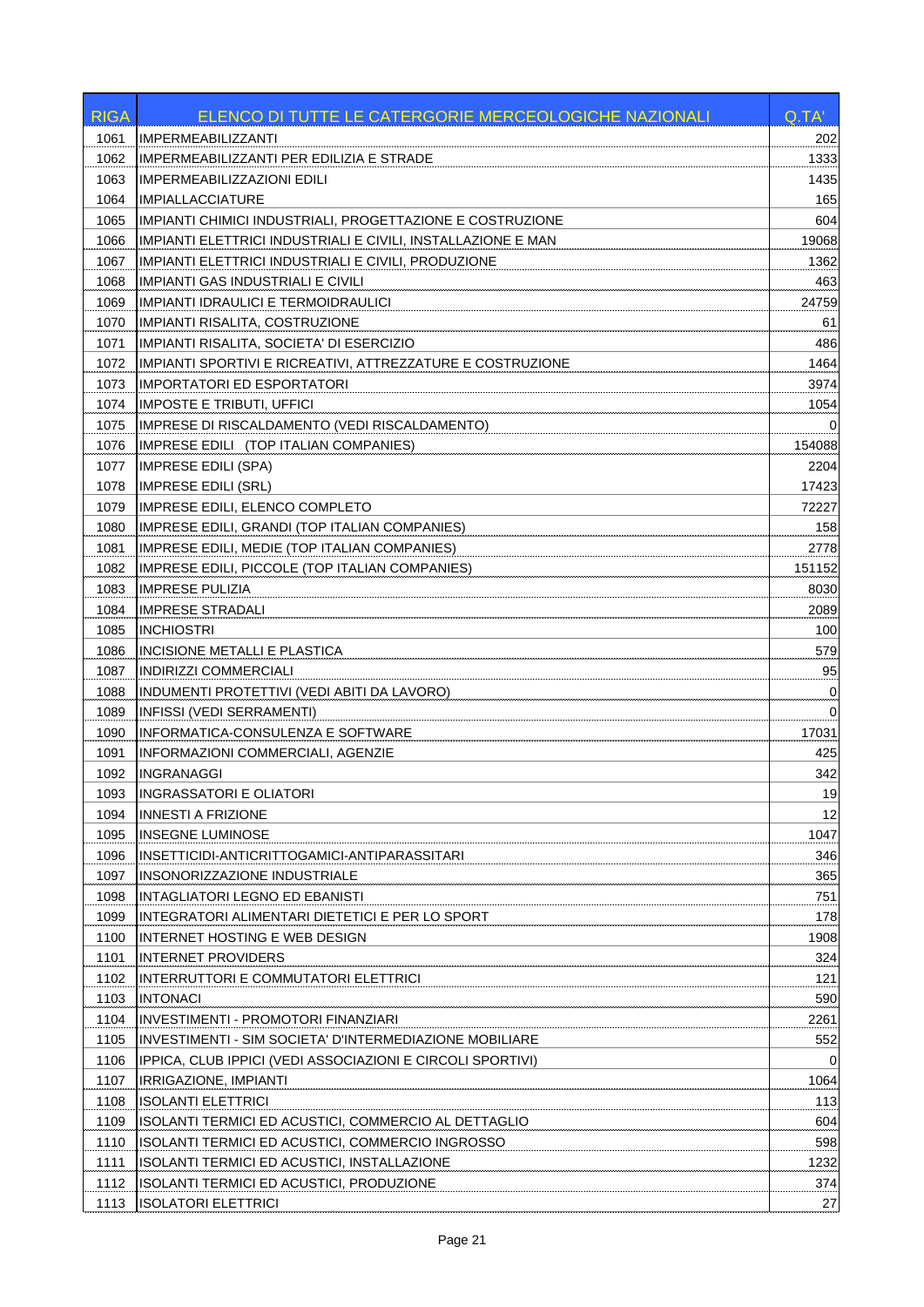| RIGA | ELENCO DI TUTTE LE CATERGORIE MERCEOLOGICHE NAZIONALI | Q.TA' |
|---|---|---|
| 1061 | IMPERMEABILIZZANTI | 202 |
| 1062 | IMPERMEABILIZZANTI PER EDILIZIA E STRADE | 1333 |
| 1063 | IMPERMEABILIZZAZIONI EDILI | 1435 |
| 1064 | IMPIALLACCIATURE | 165 |
| 1065 | IMPIANTI CHIMICI INDUSTRIALI, PROGETTAZIONE E COSTRUZIONE | 604 |
| 1066 | IMPIANTI ELETTRICI INDUSTRIALI E CIVILI, INSTALLAZIONE E MAN | 19068 |
| 1067 | IMPIANTI ELETTRICI INDUSTRIALI E CIVILI, PRODUZIONE | 1362 |
| 1068 | IMPIANTI GAS INDUSTRIALI E CIVILI | 463 |
| 1069 | IMPIANTI IDRAULICI E TERMOIDRAULICI | 24759 |
| 1070 | IMPIANTI RISALITA, COSTRUZIONE | 61 |
| 1071 | IMPIANTI RISALITA, SOCIETA' DI ESERCIZIO | 486 |
| 1072 | IMPIANTI SPORTIVI E RICREATIVI, ATTREZZATURE E COSTRUZIONE | 1464 |
| 1073 | IMPORTATORI ED ESPORTATORI | 3974 |
| 1074 | IMPOSTE E TRIBUTI, UFFICI | 1054 |
| 1075 | IMPRESE DI RISCALDAMENTO (VEDI RISCALDAMENTO) | 0 |
| 1076 | IMPRESE EDILI (TOP ITALIAN COMPANIES) | 154088 |
| 1077 | IMPRESE EDILI (SPA) | 2204 |
| 1078 | IMPRESE EDILI (SRL) | 17423 |
| 1079 | IMPRESE EDILI, ELENCO COMPLETO | 72227 |
| 1080 | IMPRESE EDILI, GRANDI (TOP ITALIAN COMPANIES) | 158 |
| 1081 | IMPRESE EDILI, MEDIE (TOP ITALIAN COMPANIES) | 2778 |
| 1082 | IMPRESE EDILI, PICCOLE (TOP ITALIAN COMPANIES) | 151152 |
| 1083 | IMPRESE PULIZIA | 8030 |
| 1084 | IMPRESE STRADALI | 2089 |
| 1085 | INCHIOSTRI | 100 |
| 1086 | INCISIONE METALLI E PLASTICA | 579 |
| 1087 | INDIRIZZI COMMERCIALI | 95 |
| 1088 | INDUMENTI PROTETTIVI (VEDI ABITI DA LAVORO) | 0 |
| 1089 | INFISSI (VEDI SERRAMENTI) | 0 |
| 1090 | INFORMATICA-CONSULENZA E SOFTWARE | 17031 |
| 1091 | INFORMAZIONI COMMERCIALI, AGENZIE | 425 |
| 1092 | INGRANAGGI | 342 |
| 1093 | INGRASSATORI E OLIATORI | 19 |
| 1094 | INNESTI A FRIZIONE | 12 |
| 1095 | INSEGNE LUMINOSE | 1047 |
| 1096 | INSETTICIDI-ANTICRITTOGAMICI-ANTIPARASSITARI | 346 |
| 1097 | INSONORIZZAZIONE INDUSTRIALE | 365 |
| 1098 | INTAGLIATORI LEGNO ED EBANISTI | 751 |
| 1099 | INTEGRATORI ALIMENTARI DIETETICI E PER LO SPORT | 178 |
| 1100 | INTERNET HOSTING E WEB DESIGN | 1908 |
| 1101 | INTERNET PROVIDERS | 324 |
| 1102 | INTERRUTTORI E COMMUTATORI ELETTRICI | 121 |
| 1103 | INTONACI | 590 |
| 1104 | INVESTIMENTI - PROMOTORI FINANZIARI | 2261 |
| 1105 | INVESTIMENTI - SIM SOCIETA' D'INTERMEDIAZIONE MOBILIARE | 552 |
| 1106 | IPPICA, CLUB IPPICI (VEDI ASSOCIAZIONI E CIRCOLI SPORTIVI) | 0 |
| 1107 | IRRIGAZIONE, IMPIANTI | 1064 |
| 1108 | ISOLANTI ELETTRICI | 113 |
| 1109 | ISOLANTI TERMICI ED ACUSTICI, COMMERCIO AL DETTAGLIO | 604 |
| 1110 | ISOLANTI TERMICI ED ACUSTICI, COMMERCIO INGROSSO | 598 |
| 1111 | ISOLANTI TERMICI ED ACUSTICI, INSTALLAZIONE | 1232 |
| 1112 | ISOLANTI TERMICI ED ACUSTICI, PRODUZIONE | 374 |
| 1113 | ISOLATORI ELETTRICI | 27 |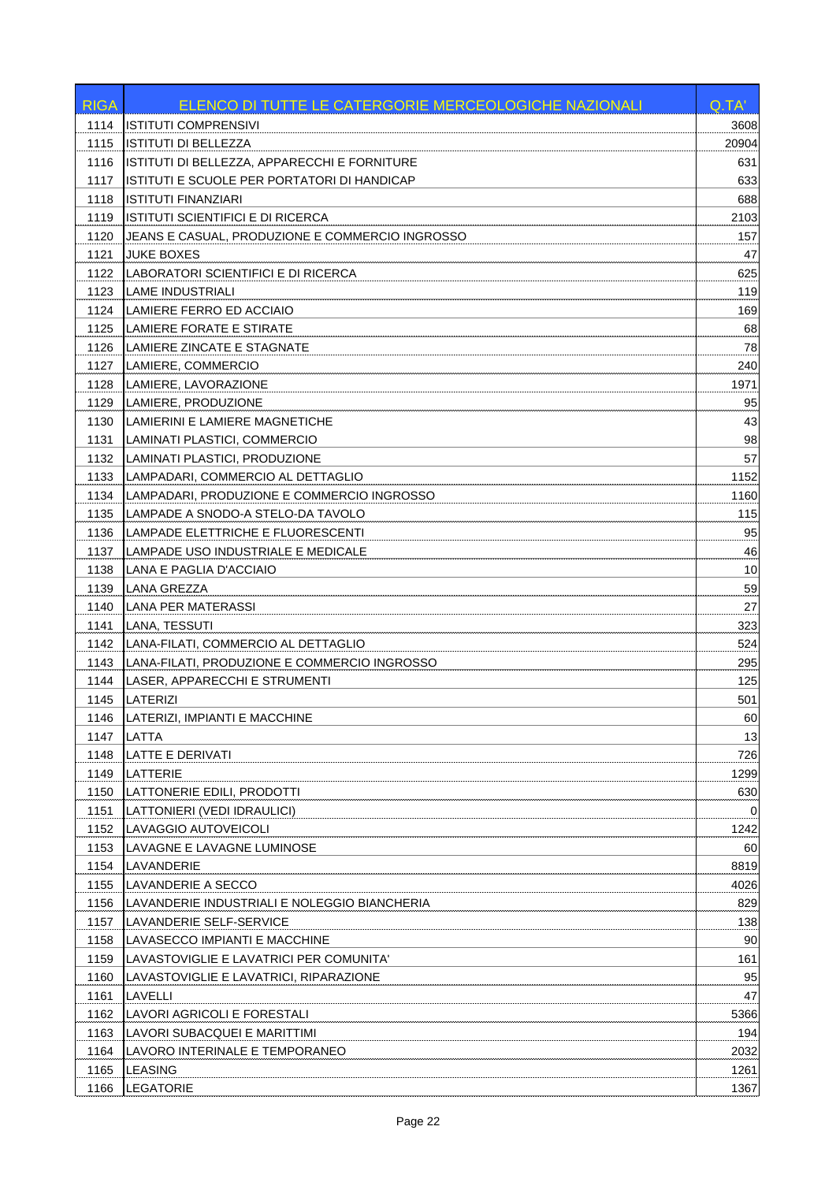| RIGA | ELENCO DI TUTTE LE CATERGORIE MERCEOLOGICHE NAZIONALI | Q.TA' |
|---|---|---|
| 1114 | ISTITUTI COMPRENSIVI | 3608 |
| 1115 | ISTITUTI DI BELLEZZA | 20904 |
| 1116 | ISTITUTI DI BELLEZZA, APPARECCHI E FORNITURE | 631 |
| 1117 | ISTITUTI E SCUOLE PER PORTATORI DI HANDICAP | 633 |
| 1118 | ISTITUTI FINANZIARI | 688 |
| 1119 | ISTITUTI SCIENTIFICI E DI RICERCA | 2103 |
| 1120 | JEANS E CASUAL, PRODUZIONE E COMMERCIO INGROSSO | 157 |
| 1121 | JUKE BOXES | 47 |
| 1122 | LABORATORI SCIENTIFICI E DI RICERCA | 625 |
| 1123 | LAME INDUSTRIALI | 119 |
| 1124 | LAMIERE FERRO ED ACCIAIO | 169 |
| 1125 | LAMIERE FORATE E STIRATE | 68 |
| 1126 | LAMIERE ZINCATE E STAGNATE | 78 |
| 1127 | LAMIERE, COMMERCIO | 240 |
| 1128 | LAMIERE, LAVORAZIONE | 1971 |
| 1129 | LAMIERE, PRODUZIONE | 95 |
| 1130 | LAMIERINI E LAMIERE MAGNETICHE | 43 |
| 1131 | LAMINATI PLASTICI, COMMERCIO | 98 |
| 1132 | LAMINATI PLASTICI, PRODUZIONE | 57 |
| 1133 | LAMPADARI, COMMERCIO AL DETTAGLIO | 1152 |
| 1134 | LAMPADARI, PRODUZIONE E COMMERCIO INGROSSO | 1160 |
| 1135 | LAMPADE A SNODO-A STELO-DA TAVOLO | 115 |
| 1136 | LAMPADE ELETTRICHE E FLUORESCENTI | 95 |
| 1137 | LAMPADE USO INDUSTRIALE E MEDICALE | 46 |
| 1138 | LANA E PAGLIA D'ACCIAIO | 10 |
| 1139 | LANA GREZZA | 59 |
| 1140 | LANA PER MATERASSI | 27 |
| 1141 | LANA, TESSUTI | 323 |
| 1142 | LANA-FILATI, COMMERCIO AL DETTAGLIO | 524 |
| 1143 | LANA-FILATI, PRODUZIONE E COMMERCIO INGROSSO | 295 |
| 1144 | LASER, APPARECCHI E STRUMENTI | 125 |
| 1145 | LATERIZI | 501 |
| 1146 | LATERIZI, IMPIANTI E MACCHINE | 60 |
| 1147 | LATTA | 13 |
| 1148 | LATTE E DERIVATI | 726 |
| 1149 | LATTERIE | 1299 |
| 1150 | LATTONERIE EDILI, PRODOTTI | 630 |
| 1151 | LATTONIERI (VEDI IDRAULICI) | 0 |
| 1152 | LAVAGGIO AUTOVEICOLI | 1242 |
| 1153 | LAVAGNE E LAVAGNE LUMINOSE | 60 |
| 1154 | LAVANDERIE | 8819 |
| 1155 | LAVANDERIE A SECCO | 4026 |
| 1156 | LAVANDERIE INDUSTRIALI E NOLEGGIO BIANCHERIA | 829 |
| 1157 | LAVANDERIE SELF-SERVICE | 138 |
| 1158 | LAVASECCO IMPIANTI E MACCHINE | 90 |
| 1159 | LAVASTOVIGLIE E LAVATRICI PER COMUNITA' | 161 |
| 1160 | LAVASTOVIGLIE E LAVATRICI, RIPARAZIONE | 95 |
| 1161 | LAVELLI | 47 |
| 1162 | LAVORI AGRICOLI E FORESTALI | 5366 |
| 1163 | LAVORI SUBACQUEI E MARITTIMI | 194 |
| 1164 | LAVORO INTERINALE E TEMPORANEO | 2032 |
| 1165 | LEASING | 1261 |
| 1166 | LEGATORIE | 1367 |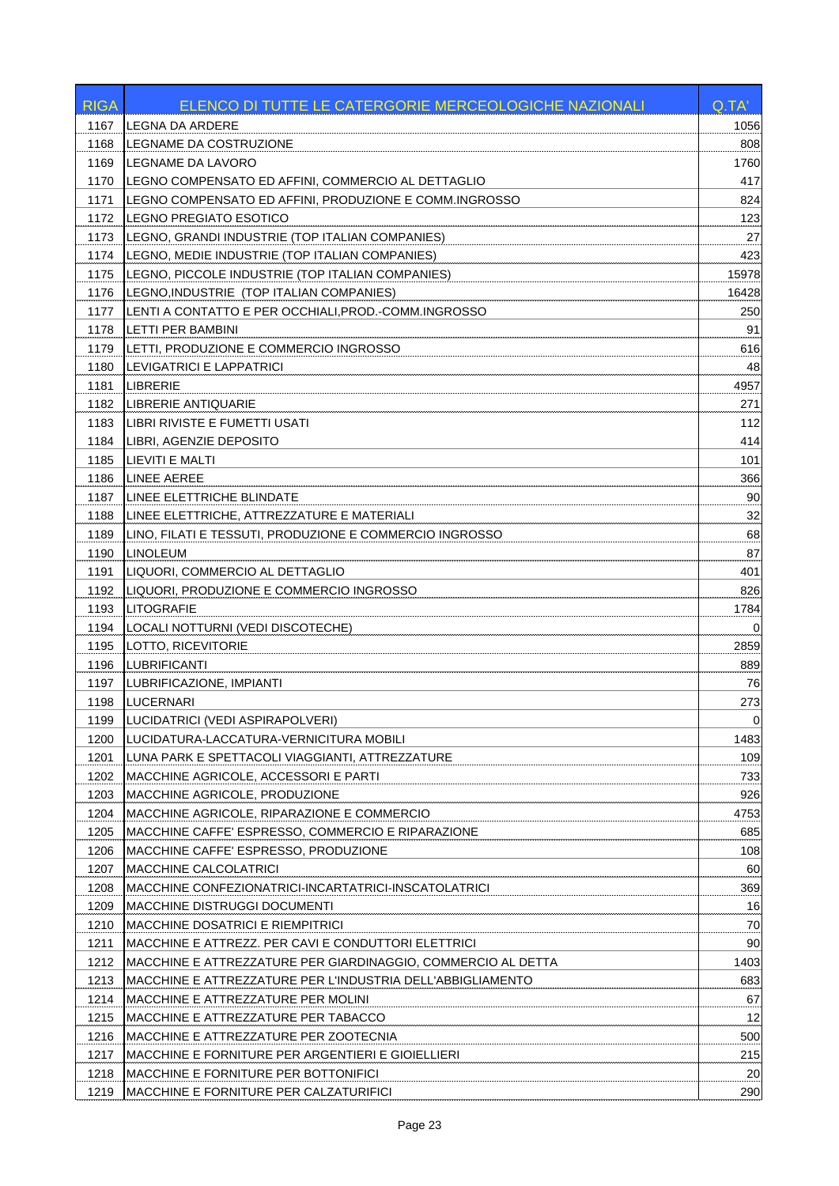| RIGA | ELENCO DI TUTTE LE CATERGORIE MERCEOLOGICHE NAZIONALI | Q.TA' |
|---|---|---|
| 1167 | LEGNA DA ARDERE | 1056 |
| 1168 | LEGNAME DA COSTRUZIONE | 808 |
| 1169 | LEGNAME DA LAVORO | 1760 |
| 1170 | LEGNO COMPENSATO ED AFFINI, COMMERCIO AL DETTAGLIO | 417 |
| 1171 | LEGNO COMPENSATO ED AFFINI, PRODUZIONE E COMM.INGROSSO | 824 |
| 1172 | LEGNO PREGIATO ESOTICO | 123 |
| 1173 | LEGNO, GRANDI INDUSTRIE (TOP ITALIAN COMPANIES) | 27 |
| 1174 | LEGNO, MEDIE INDUSTRIE (TOP ITALIAN COMPANIES) | 423 |
| 1175 | LEGNO, PICCOLE INDUSTRIE (TOP ITALIAN COMPANIES) | 15978 |
| 1176 | LEGNO,INDUSTRIE (TOP ITALIAN COMPANIES) | 16428 |
| 1177 | LENTI A CONTATTO E PER OCCHIALI,PROD.-COMM.INGROSSO | 250 |
| 1178 | LETTI PER BAMBINI | 91 |
| 1179 | LETTI, PRODUZIONE E COMMERCIO INGROSSO | 616 |
| 1180 | LEVIGATRICI E LAPPATRICI | 48 |
| 1181 | LIBRERIE | 4957 |
| 1182 | LIBRERIE ANTIQUARIE | 271 |
| 1183 | LIBRI RIVISTE E FUMETTI USATI | 112 |
| 1184 | LIBRI, AGENZIE DEPOSITO | 414 |
| 1185 | LIEVITI E MALTI | 101 |
| 1186 | LINEE AEREE | 366 |
| 1187 | LINEE ELETTRICHE BLINDATE | 90 |
| 1188 | LINEE ELETTRICHE, ATTREZZATURE E MATERIALI | 32 |
| 1189 | LINO, FILATI E TESSUTI, PRODUZIONE E COMMERCIO INGROSSO | 68 |
| 1190 | LINOLEUM | 87 |
| 1191 | LIQUORI, COMMERCIO AL DETTAGLIO | 401 |
| 1192 | LIQUORI, PRODUZIONE E COMMERCIO INGROSSO | 826 |
| 1193 | LITOGRAFIE | 1784 |
| 1194 | LOCALI NOTTURNI (VEDI DISCOTECHE) | 0 |
| 1195 | LOTTO, RICEVITORIE | 2859 |
| 1196 | LUBRIFICANTI | 889 |
| 1197 | LUBRIFICAZIONE, IMPIANTI | 76 |
| 1198 | LUCERNARI | 273 |
| 1199 | LUCIDATRICI (VEDI ASPIRAPOLVERI) | 0 |
| 1200 | LUCIDATURA-LACCATURA-VERNICITURA MOBILI | 1483 |
| 1201 | LUNA PARK E SPETTACOLI VIAGGIANTI, ATTREZZATURE | 109 |
| 1202 | MACCHINE AGRICOLE, ACCESSORI E PARTI | 733 |
| 1203 | MACCHINE AGRICOLE, PRODUZIONE | 926 |
| 1204 | MACCHINE AGRICOLE, RIPARAZIONE E COMMERCIO | 4753 |
| 1205 | MACCHINE CAFFE' ESPRESSO, COMMERCIO E RIPARAZIONE | 685 |
| 1206 | MACCHINE CAFFE' ESPRESSO, PRODUZIONE | 108 |
| 1207 | MACCHINE CALCOLATRICI | 60 |
| 1208 | MACCHINE CONFEZIONATRICI-INCARTATRICI-INSCATOLATRICI | 369 |
| 1209 | MACCHINE DISTRUGGI DOCUMENTI | 16 |
| 1210 | MACCHINE DOSATRICI E RIEMPITRICI | 70 |
| 1211 | MACCHINE E ATTREZZ. PER CAVI E CONDUTTORI ELETTRICI | 90 |
| 1212 | MACCHINE E ATTREZZATURE PER GIARDINAGGIO, COMMERCIO AL DETTA | 1403 |
| 1213 | MACCHINE E ATTREZZATURE PER L'INDUSTRIA DELL'ABBIGLIAMENTO | 683 |
| 1214 | MACCHINE E ATTREZZATURE PER MOLINI | 67 |
| 1215 | MACCHINE E ATTREZZATURE PER TABACCO | 12 |
| 1216 | MACCHINE E ATTREZZATURE PER ZOOTECNIA | 500 |
| 1217 | MACCHINE E FORNITURE PER ARGENTIERI E GIOIELLIERI | 215 |
| 1218 | MACCHINE E FORNITURE PER BOTTONIFICI | 20 |
| 1219 | MACCHINE E FORNITURE PER CALZATURIFICI | 290 |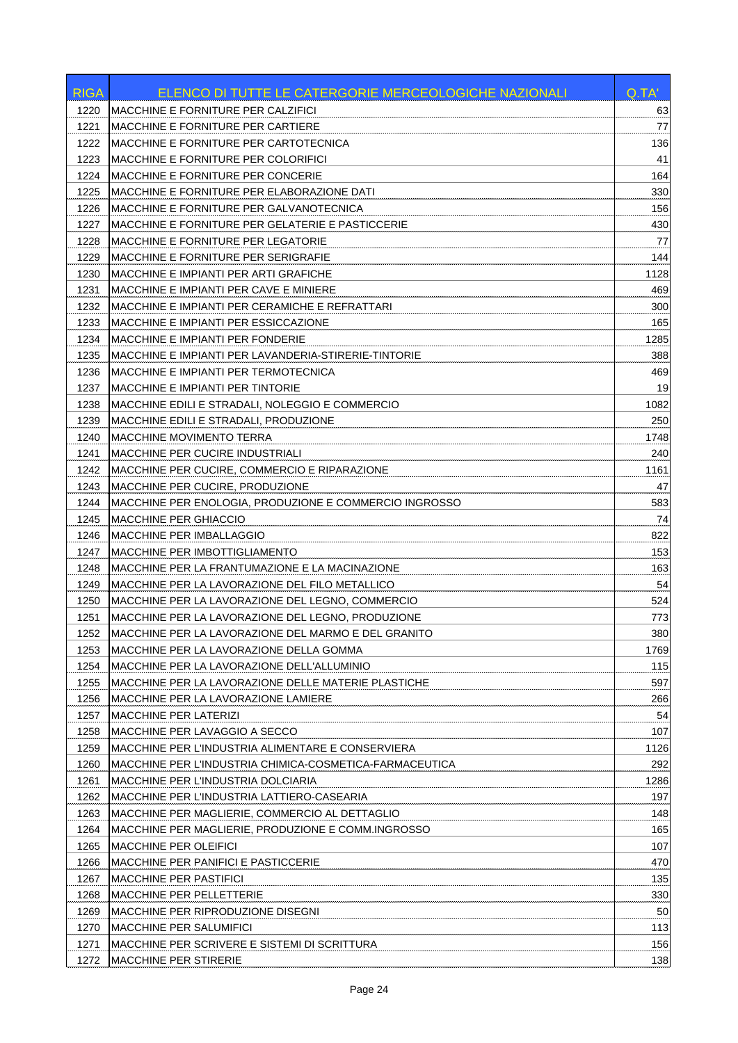| RIGA | ELENCO DI TUTTE LE CATERGORIE MERCEOLOGICHE NAZIONALI | Q.TA' |
|---|---|---|
| 1220 | MACCHINE E FORNITURE PER CALZIFICI | 63 |
| 1221 | MACCHINE E FORNITURE PER CARTIERE | 77 |
| 1222 | MACCHINE E FORNITURE PER CARTOTECNICA | 136 |
| 1223 | MACCHINE E FORNITURE PER COLORIFICI | 41 |
| 1224 | MACCHINE E FORNITURE PER CONCERIE | 164 |
| 1225 | MACCHINE E FORNITURE PER ELABORAZIONE DATI | 330 |
| 1226 | MACCHINE E FORNITURE PER GALVANOTECNICA | 156 |
| 1227 | MACCHINE E FORNITURE PER GELATERIE E PASTICCERIE | 430 |
| 1228 | MACCHINE E FORNITURE PER LEGATORIE | 77 |
| 1229 | MACCHINE E FORNITURE PER SERIGRAFIE | 144 |
| 1230 | MACCHINE E IMPIANTI PER ARTI GRAFICHE | 1128 |
| 1231 | MACCHINE E IMPIANTI PER CAVE E MINIERE | 469 |
| 1232 | MACCHINE E IMPIANTI PER CERAMICHE E REFRATTARI | 300 |
| 1233 | MACCHINE E IMPIANTI PER ESSICCAZIONE | 165 |
| 1234 | MACCHINE E IMPIANTI PER FONDERIE | 1285 |
| 1235 | MACCHINE E IMPIANTI PER LAVANDERIA-STIRERIE-TINTORIE | 388 |
| 1236 | MACCHINE E IMPIANTI PER TERMOTECNICA | 469 |
| 1237 | MACCHINE E IMPIANTI PER TINTORIE | 19 |
| 1238 | MACCHINE EDILI E STRADALI, NOLEGGIO E COMMERCIO | 1082 |
| 1239 | MACCHINE EDILI E STRADALI, PRODUZIONE | 250 |
| 1240 | MACCHINE MOVIMENTO TERRA | 1748 |
| 1241 | MACCHINE PER CUCIRE INDUSTRIALI | 240 |
| 1242 | MACCHINE PER CUCIRE, COMMERCIO E RIPARAZIONE | 1161 |
| 1243 | MACCHINE PER CUCIRE, PRODUZIONE | 47 |
| 1244 | MACCHINE PER ENOLOGIA, PRODUZIONE E COMMERCIO INGROSSO | 583 |
| 1245 | MACCHINE PER GHIACCIO | 74 |
| 1246 | MACCHINE PER IMBALLAGGIO | 822 |
| 1247 | MACCHINE PER IMBOTTIGLIAMENTO | 153 |
| 1248 | MACCHINE PER LA FRANTUMAZIONE E LA MACINAZIONE | 163 |
| 1249 | MACCHINE PER LA LAVORAZIONE DEL FILO METALLICO | 54 |
| 1250 | MACCHINE PER LA LAVORAZIONE DEL LEGNO, COMMERCIO | 524 |
| 1251 | MACCHINE PER LA LAVORAZIONE DEL LEGNO, PRODUZIONE | 773 |
| 1252 | MACCHINE PER LA LAVORAZIONE DEL MARMO E DEL GRANITO | 380 |
| 1253 | MACCHINE PER LA LAVORAZIONE DELLA GOMMA | 1769 |
| 1254 | MACCHINE PER LA LAVORAZIONE DELL'ALLUMINIO | 115 |
| 1255 | MACCHINE PER LA LAVORAZIONE DELLE MATERIE PLASTICHE | 597 |
| 1256 | MACCHINE PER LA LAVORAZIONE LAMIERE | 266 |
| 1257 | MACCHINE PER LATERIZI | 54 |
| 1258 | MACCHINE PER LAVAGGIO A SECCO | 107 |
| 1259 | MACCHINE PER L'INDUSTRIA ALIMENTARE E CONSERVIERA | 1126 |
| 1260 | MACCHINE PER L'INDUSTRIA CHIMICA-COSMETICA-FARMACEUTICA | 292 |
| 1261 | MACCHINE PER L'INDUSTRIA DOLCIARIA | 1286 |
| 1262 | MACCHINE PER L'INDUSTRIA LATTIERO-CASEARIA | 197 |
| 1263 | MACCHINE PER MAGLIERIE, COMMERCIO AL DETTAGLIO | 148 |
| 1264 | MACCHINE PER MAGLIERIE, PRODUZIONE E COMM.INGROSSO | 165 |
| 1265 | MACCHINE PER OLEIFICI | 107 |
| 1266 | MACCHINE PER PANIFICI E PASTICCERIE | 470 |
| 1267 | MACCHINE PER PASTIFICI | 135 |
| 1268 | MACCHINE PER PELLETTERIE | 330 |
| 1269 | MACCHINE PER RIPRODUZIONE DISEGNI | 50 |
| 1270 | MACCHINE PER SALUMIFICI | 113 |
| 1271 | MACCHINE PER SCRIVERE E SISTEMI DI SCRITTURA | 156 |
| 1272 | MACCHINE PER STIRERIE | 138 |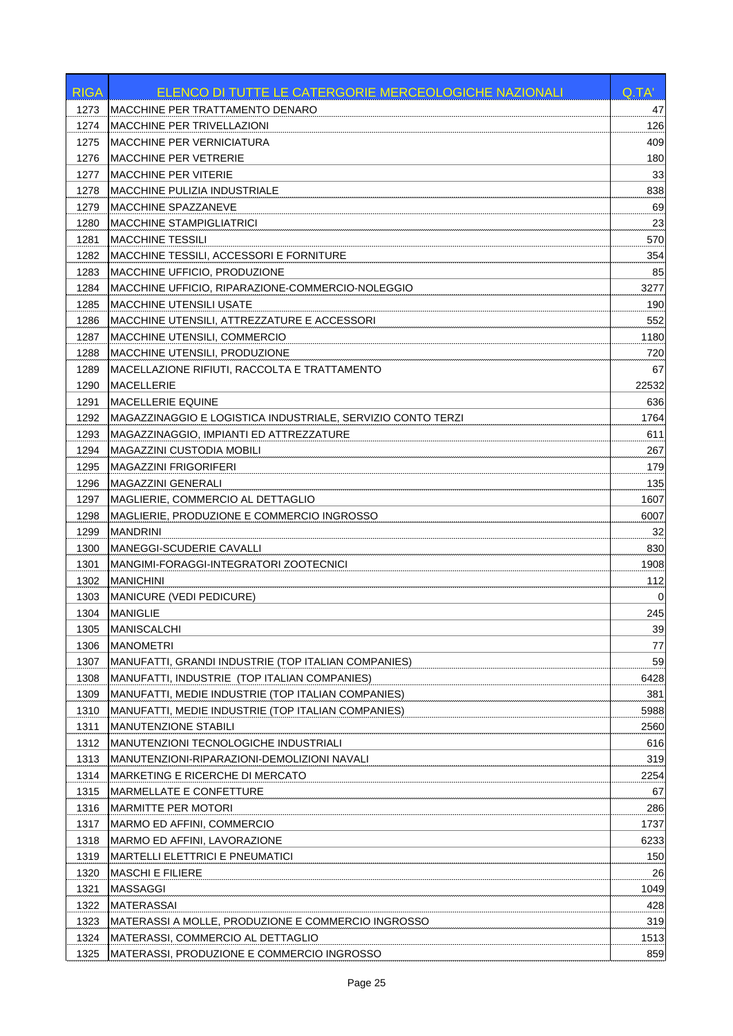| RIGA | ELENCO DI TUTTE LE CATERGORIE MERCEOLOGICHE NAZIONALI | Q.TA' |
|---|---|---|
| 1273 | MACCHINE PER TRATTAMENTO DENARO | 47 |
| 1274 | MACCHINE PER TRIVELLAZIONI | 126 |
| 1275 | MACCHINE PER VERNICIATURA | 409 |
| 1276 | MACCHINE PER VETRERIE | 180 |
| 1277 | MACCHINE PER VITERIE | 33 |
| 1278 | MACCHINE PULIZIA INDUSTRIALE | 838 |
| 1279 | MACCHINE SPAZZANEVE | 69 |
| 1280 | MACCHINE STAMPIGLIATRICI | 23 |
| 1281 | MACCHINE TESSILI | 570 |
| 1282 | MACCHINE TESSILI, ACCESSORI E FORNITURE | 354 |
| 1283 | MACCHINE UFFICIO, PRODUZIONE | 85 |
| 1284 | MACCHINE UFFICIO, RIPARAZIONE-COMMERCIO-NOLEGGIO | 3277 |
| 1285 | MACCHINE UTENSILI USATE | 190 |
| 1286 | MACCHINE UTENSILI, ATTREZZATURE E ACCESSORI | 552 |
| 1287 | MACCHINE UTENSILI, COMMERCIO | 1180 |
| 1288 | MACCHINE UTENSILI, PRODUZIONE | 720 |
| 1289 | MACELLAZIONE RIFIUTI, RACCOLTA E TRATTAMENTO | 67 |
| 1290 | MACELLERIE | 22532 |
| 1291 | MACELLERIE EQUINE | 636 |
| 1292 | MAGAZZINAGGIO E LOGISTICA INDUSTRIALE, SERVIZIO CONTO TERZI | 1764 |
| 1293 | MAGAZZINAGGIO, IMPIANTI ED ATTREZZATURE | 611 |
| 1294 | MAGAZZINI CUSTODIA MOBILI | 267 |
| 1295 | MAGAZZINI FRIGORIFERI | 179 |
| 1296 | MAGAZZINI GENERALI | 135 |
| 1297 | MAGLIERIE, COMMERCIO AL DETTAGLIO | 1607 |
| 1298 | MAGLIERIE, PRODUZIONE E COMMERCIO INGROSSO | 6007 |
| 1299 | MANDRINI | 32 |
| 1300 | MANEGGI-SCUDERIE CAVALLI | 830 |
| 1301 | MANGIMI-FORAGGI-INTEGRATORI ZOOTECNICI | 1908 |
| 1302 | MANICHINI | 112 |
| 1303 | MANICURE (VEDI PEDICURE) | 0 |
| 1304 | MANIGLIE | 245 |
| 1305 | MANISCALCHI | 39 |
| 1306 | MANOMETRI | 77 |
| 1307 | MANUFATTI, GRANDI INDUSTRIE (TOP ITALIAN COMPANIES) | 59 |
| 1308 | MANUFATTI, INDUSTRIE (TOP ITALIAN COMPANIES) | 6428 |
| 1309 | MANUFATTI, MEDIE INDUSTRIE (TOP ITALIAN COMPANIES) | 381 |
| 1310 | MANUFATTI, MEDIE INDUSTRIE (TOP ITALIAN COMPANIES) | 5988 |
| 1311 | MANUTENZIONE STABILI | 2560 |
| 1312 | MANUTENZIONI TECNOLOGICHE INDUSTRIALI | 616 |
| 1313 | MANUTENZIONI-RIPARAZIONI-DEMOLIZIONI NAVALI | 319 |
| 1314 | MARKETING E RICERCHE DI MERCATO | 2254 |
| 1315 | MARMELLATE E CONFETTURE | 67 |
| 1316 | MARMITTE PER MOTORI | 286 |
| 1317 | MARMO ED AFFINI, COMMERCIO | 1737 |
| 1318 | MARMO ED AFFINI, LAVORAZIONE | 6233 |
| 1319 | MARTELLI ELETTRICI E PNEUMATICI | 150 |
| 1320 | MASCHI E FILIERE | 26 |
| 1321 | MASSAGGI | 1049 |
| 1322 | MATERASSAI | 428 |
| 1323 | MATERASSI A MOLLE, PRODUZIONE E COMMERCIO INGROSSO | 319 |
| 1324 | MATERASSI, COMMERCIO AL DETTAGLIO | 1513 |
| 1325 | MATERASSI, PRODUZIONE E COMMERCIO INGROSSO | 859 |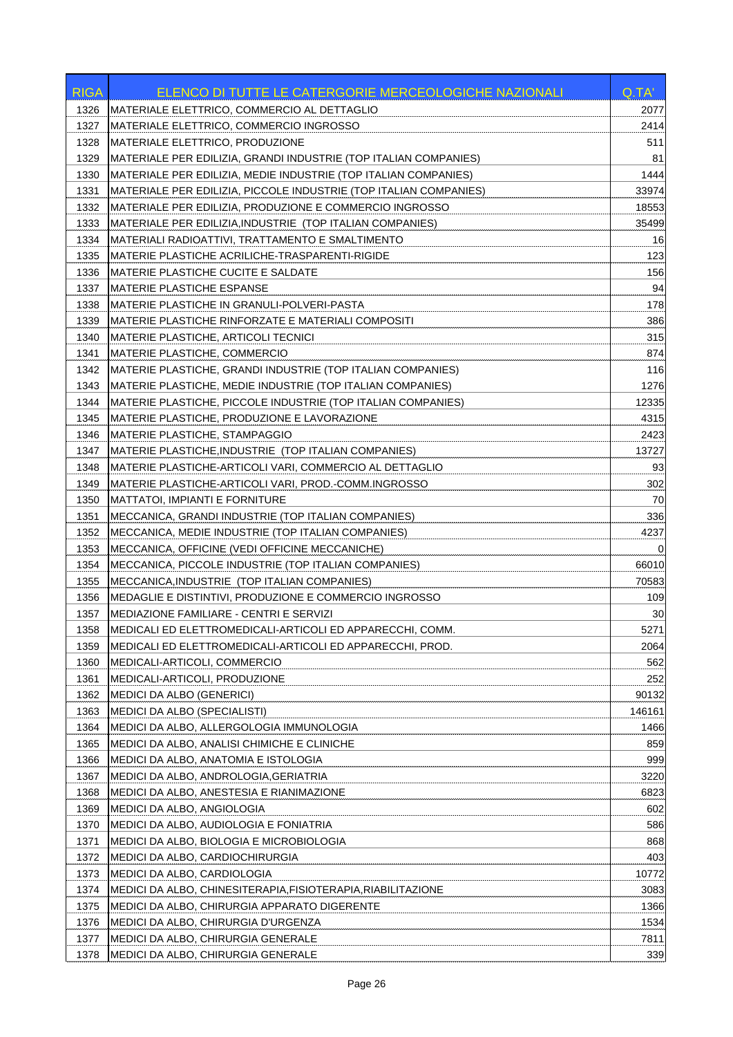| RIGA | ELENCO DI TUTTE LE CATERGORIE MERCEOLOGICHE NAZIONALI | Q.TA' |
|---|---|---|
| 1326 | MATERIALE ELETTRICO, COMMERCIO AL DETTAGLIO | 2077 |
| 1327 | MATERIALE ELETTRICO, COMMERCIO INGROSSO | 2414 |
| 1328 | MATERIALE ELETTRICO, PRODUZIONE | 511 |
| 1329 | MATERIALE PER EDILIZIA, GRANDI INDUSTRIE (TOP ITALIAN COMPANIES) | 81 |
| 1330 | MATERIALE PER EDILIZIA, MEDIE INDUSTRIE (TOP ITALIAN COMPANIES) | 1444 |
| 1331 | MATERIALE PER EDILIZIA, PICCOLE INDUSTRIE (TOP ITALIAN COMPANIES) | 33974 |
| 1332 | MATERIALE PER EDILIZIA, PRODUZIONE E COMMERCIO INGROSSO | 18553 |
| 1333 | MATERIALE PER EDILIZIA,INDUSTRIE (TOP ITALIAN COMPANIES) | 35499 |
| 1334 | MATERIALI RADIOATTIVI, TRATTAMENTO E SMALTIMENTO | 16 |
| 1335 | MATERIE PLASTICHE ACRILICHE-TRASPARENTI-RIGIDE | 123 |
| 1336 | MATERIE PLASTICHE CUCITE E SALDATE | 156 |
| 1337 | MATERIE PLASTICHE ESPANSE | 94 |
| 1338 | MATERIE PLASTICHE IN GRANULI-POLVERI-PASTA | 178 |
| 1339 | MATERIE PLASTICHE RINFORZATE E MATERIALI COMPOSITI | 386 |
| 1340 | MATERIE PLASTICHE, ARTICOLI TECNICI | 315 |
| 1341 | MATERIE PLASTICHE, COMMERCIO | 874 |
| 1342 | MATERIE PLASTICHE, GRANDI INDUSTRIE (TOP ITALIAN COMPANIES) | 116 |
| 1343 | MATERIE PLASTICHE, MEDIE INDUSTRIE (TOP ITALIAN COMPANIES) | 1276 |
| 1344 | MATERIE PLASTICHE, PICCOLE INDUSTRIE (TOP ITALIAN COMPANIES) | 12335 |
| 1345 | MATERIE PLASTICHE, PRODUZIONE E LAVORAZIONE | 4315 |
| 1346 | MATERIE PLASTICHE, STAMPAGGIO | 2423 |
| 1347 | MATERIE PLASTICHE,INDUSTRIE (TOP ITALIAN COMPANIES) | 13727 |
| 1348 | MATERIE PLASTICHE-ARTICOLI VARI, COMMERCIO AL DETTAGLIO | 93 |
| 1349 | MATERIE PLASTICHE-ARTICOLI VARI, PROD.-COMM.INGROSSO | 302 |
| 1350 | MATTATOI, IMPIANTI E FORNITURE | 70 |
| 1351 | MECCANICA, GRANDI INDUSTRIE (TOP ITALIAN COMPANIES) | 336 |
| 1352 | MECCANICA, MEDIE INDUSTRIE (TOP ITALIAN COMPANIES) | 4237 |
| 1353 | MECCANICA, OFFICINE (VEDI OFFICINE MECCANICHE) | 0 |
| 1354 | MECCANICA, PICCOLE INDUSTRIE (TOP ITALIAN COMPANIES) | 66010 |
| 1355 | MECCANICA,INDUSTRIE (TOP ITALIAN COMPANIES) | 70583 |
| 1356 | MEDAGLIE E DISTINTIVI, PRODUZIONE E COMMERCIO INGROSSO | 109 |
| 1357 | MEDIAZIONE FAMILIARE - CENTRI E SERVIZI | 30 |
| 1358 | MEDICALI ED ELETTROMEDICALI-ARTICOLI ED APPARECCHI, COMM. | 5271 |
| 1359 | MEDICALI ED ELETTROMEDICALI-ARTICOLI ED APPARECCHI, PROD. | 2064 |
| 1360 | MEDICALI-ARTICOLI, COMMERCIO | 562 |
| 1361 | MEDICALI-ARTICOLI, PRODUZIONE | 252 |
| 1362 | MEDICI DA ALBO (GENERICI) | 90132 |
| 1363 | MEDICI DA ALBO (SPECIALISTI) | 146161 |
| 1364 | MEDICI DA ALBO, ALLERGOLOGIA IMMUNOLOGIA | 1466 |
| 1365 | MEDICI DA ALBO, ANALISI CHIMICHE E CLINICHE | 859 |
| 1366 | MEDICI DA ALBO, ANATOMIA E ISTOLOGIA | 999 |
| 1367 | MEDICI DA ALBO, ANDROLOGIA,GERIATRIA | 3220 |
| 1368 | MEDICI DA ALBO, ANESTESIA E RIANIMAZIONE | 6823 |
| 1369 | MEDICI DA ALBO, ANGIOLOGIA | 602 |
| 1370 | MEDICI DA ALBO, AUDIOLOGIA E FONIATRIA | 586 |
| 1371 | MEDICI DA ALBO, BIOLOGIA E MICROBIOLOGIA | 868 |
| 1372 | MEDICI DA ALBO, CARDIOCHIRURGIA | 403 |
| 1373 | MEDICI DA ALBO, CARDIOLOGIA | 10772 |
| 1374 | MEDICI DA ALBO, CHINESITERAPIA,FISIOTERAPIA,RIABILITAZIONE | 3083 |
| 1375 | MEDICI DA ALBO, CHIRURGIA APPARATO DIGERENTE | 1366 |
| 1376 | MEDICI DA ALBO, CHIRURGIA D'URGENZA | 1534 |
| 1377 | MEDICI DA ALBO, CHIRURGIA GENERALE | 7811 |
| 1378 | MEDICI DA ALBO, CHIRURGIA GENERALE | 339 |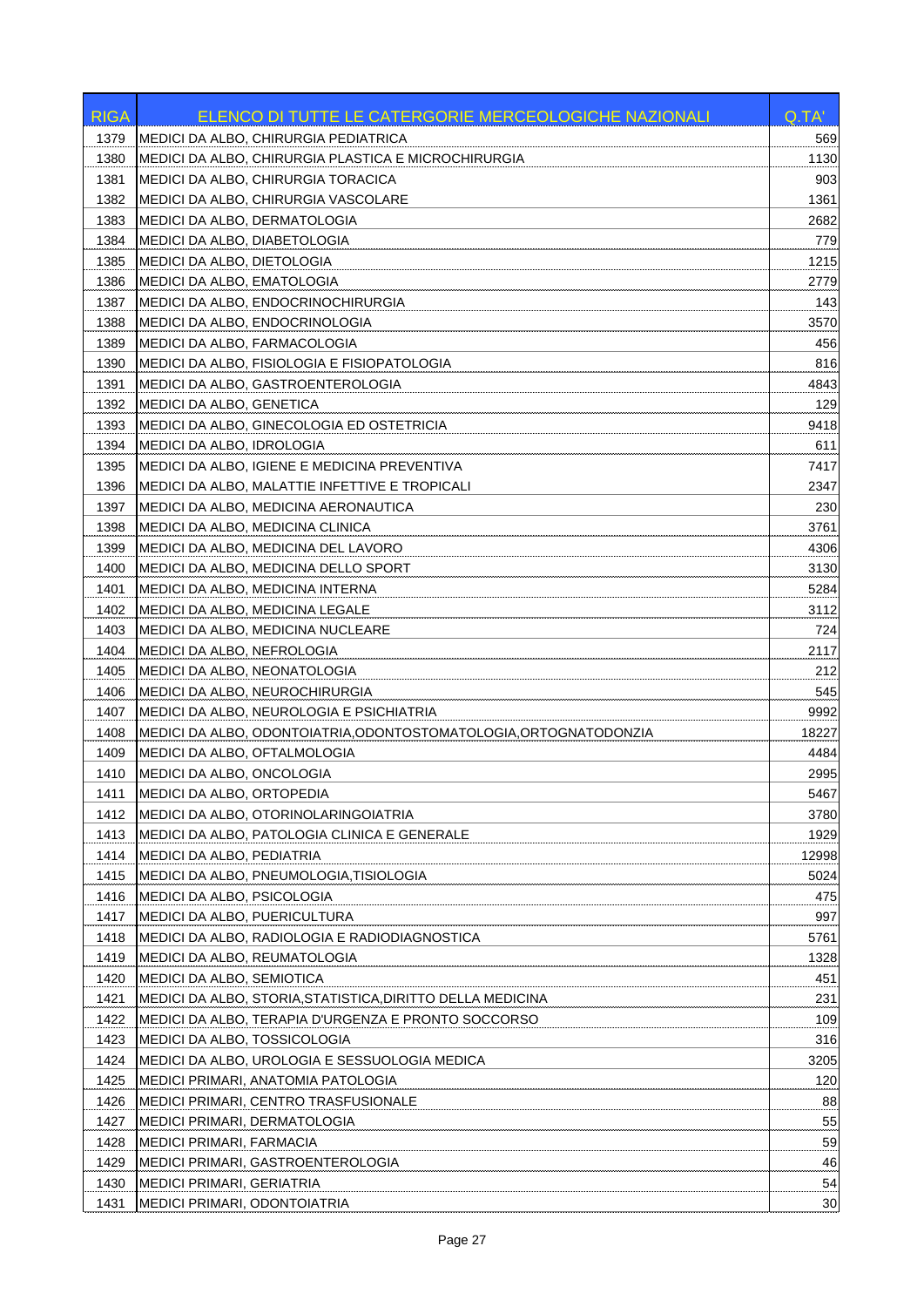| RIGA | ELENCO DI TUTTE LE CATERGORIE MERCEOLOGICHE NAZIONALI | Q.TA' |
|---|---|---|
| 1379 | MEDICI DA ALBO, CHIRURGIA PEDIATRICA | 569 |
| 1380 | MEDICI DA ALBO, CHIRURGIA PLASTICA E MICROCHIRURGIA | 1130 |
| 1381 | MEDICI DA ALBO, CHIRURGIA TORACICA | 903 |
| 1382 | MEDICI DA ALBO, CHIRURGIA VASCOLARE | 1361 |
| 1383 | MEDICI DA ALBO, DERMATOLOGIA | 2682 |
| 1384 | MEDICI DA ALBO, DIABETOLOGIA | 779 |
| 1385 | MEDICI DA ALBO, DIETOLOGIA | 1215 |
| 1386 | MEDICI DA ALBO, EMATOLOGIA | 2779 |
| 1387 | MEDICI DA ALBO, ENDOCRINOCHIRURGIA | 143 |
| 1388 | MEDICI DA ALBO, ENDOCRINOLOGIA | 3570 |
| 1389 | MEDICI DA ALBO, FARMACOLOGIA | 456 |
| 1390 | MEDICI DA ALBO, FISIOLOGIA E FISIOPATOLOGIA | 816 |
| 1391 | MEDICI DA ALBO, GASTROENTEROLOGIA | 4843 |
| 1392 | MEDICI DA ALBO, GENETICA | 129 |
| 1393 | MEDICI DA ALBO, GINECOLOGIA ED OSTETRICIA | 9418 |
| 1394 | MEDICI DA ALBO, IDROLOGIA | 611 |
| 1395 | MEDICI DA ALBO, IGIENE E MEDICINA PREVENTIVA | 7417 |
| 1396 | MEDICI DA ALBO, MALATTIE INFETTIVE E TROPICALI | 2347 |
| 1397 | MEDICI DA ALBO, MEDICINA AERONAUTICA | 230 |
| 1398 | MEDICI DA ALBO, MEDICINA CLINICA | 3761 |
| 1399 | MEDICI DA ALBO, MEDICINA DEL LAVORO | 4306 |
| 1400 | MEDICI DA ALBO, MEDICINA DELLO SPORT | 3130 |
| 1401 | MEDICI DA ALBO, MEDICINA INTERNA | 5284 |
| 1402 | MEDICI DA ALBO, MEDICINA LEGALE | 3112 |
| 1403 | MEDICI DA ALBO, MEDICINA NUCLEARE | 724 |
| 1404 | MEDICI DA ALBO, NEFROLOGIA | 2117 |
| 1405 | MEDICI DA ALBO, NEONATOLOGIA | 212 |
| 1406 | MEDICI DA ALBO, NEUROCHIRURGIA | 545 |
| 1407 | MEDICI DA ALBO, NEUROLOGIA E PSICHIATRIA | 9992 |
| 1408 | MEDICI DA ALBO, ODONTOIATRIA,ODONTOSTOMATOLOGIA,ORTOGNATODONZIA | 18227 |
| 1409 | MEDICI DA ALBO, OFTALMOLOGIA | 4484 |
| 1410 | MEDICI DA ALBO, ONCOLOGIA | 2995 |
| 1411 | MEDICI DA ALBO, ORTOPEDIA | 5467 |
| 1412 | MEDICI DA ALBO, OTORINOLARINGOIATRIA | 3780 |
| 1413 | MEDICI DA ALBO, PATOLOGIA CLINICA E GENERALE | 1929 |
| 1414 | MEDICI DA ALBO, PEDIATRIA | 12998 |
| 1415 | MEDICI DA ALBO, PNEUMOLOGIA,TISIOLOGIA | 5024 |
| 1416 | MEDICI DA ALBO, PSICOLOGIA | 475 |
| 1417 | MEDICI DA ALBO, PUERICULTURA | 997 |
| 1418 | MEDICI DA ALBO, RADIOLOGIA E RADIODIAGNOSTICA | 5761 |
| 1419 | MEDICI DA ALBO, REUMATOLOGIA | 1328 |
| 1420 | MEDICI DA ALBO, SEMIOTICA | 451 |
| 1421 | MEDICI DA ALBO, STORIA,STATISTICA,DIRITTO DELLA MEDICINA | 231 |
| 1422 | MEDICI DA ALBO, TERAPIA D'URGENZA E PRONTO SOCCORSO | 109 |
| 1423 | MEDICI DA ALBO, TOSSICOLOGIA | 316 |
| 1424 | MEDICI DA ALBO, UROLOGIA E SESSUOLOGIA MEDICA | 3205 |
| 1425 | MEDICI PRIMARI, ANATOMIA PATOLOGIA | 120 |
| 1426 | MEDICI PRIMARI, CENTRO TRASFUSIONALE | 88 |
| 1427 | MEDICI PRIMARI, DERMATOLOGIA | 55 |
| 1428 | MEDICI PRIMARI, FARMACIA | 59 |
| 1429 | MEDICI PRIMARI, GASTROENTEROLOGIA | 46 |
| 1430 | MEDICI PRIMARI, GERIATRIA | 54 |
| 1431 | MEDICI PRIMARI, ODONTOIATRIA | 30 |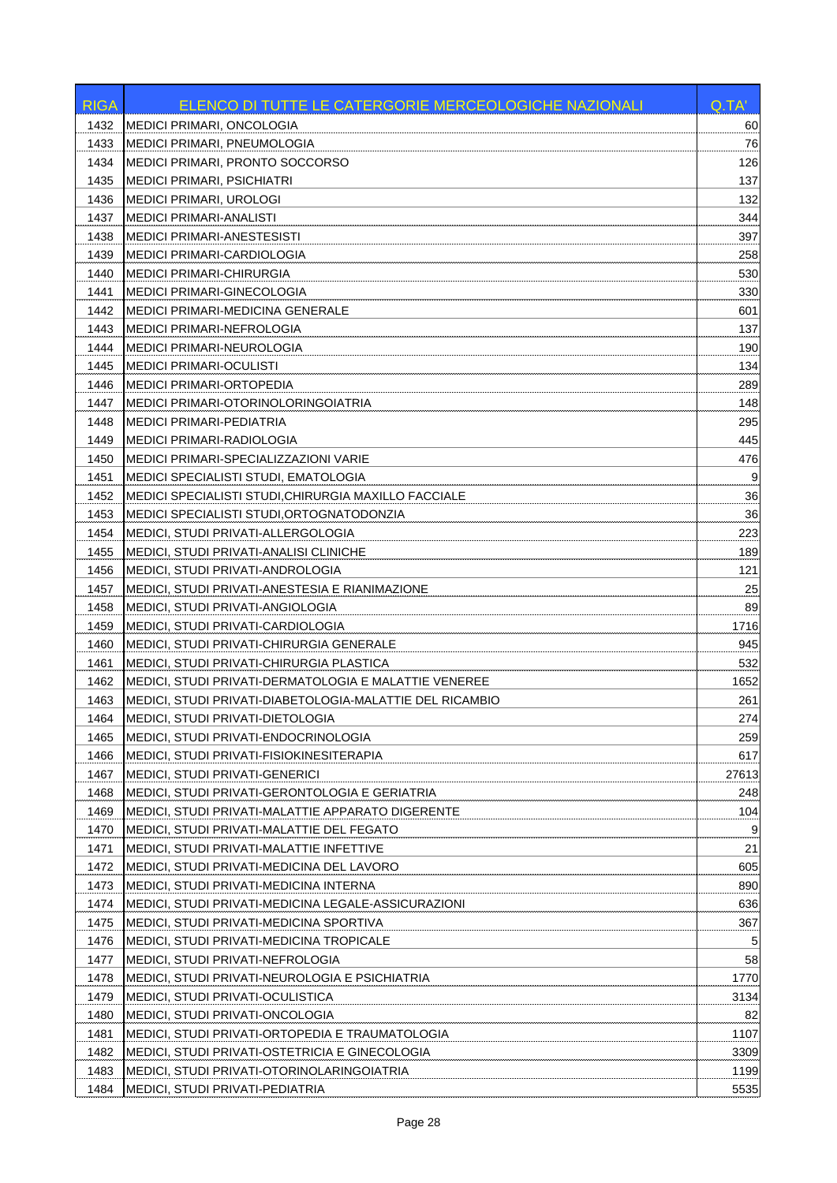| RIGA | ELENCO DI TUTTE LE CATERGORIE MERCEOLOGICHE NAZIONALI | Q.TA' |
|---|---|---|
| 1432 | MEDICI PRIMARI, ONCOLOGIA | 60 |
| 1433 | MEDICI PRIMARI, PNEUMOLOGIA | 76 |
| 1434 | MEDICI PRIMARI, PRONTO SOCCORSO | 126 |
| 1435 | MEDICI PRIMARI, PSICHIATRI | 137 |
| 1436 | MEDICI PRIMARI, UROLOGI | 132 |
| 1437 | MEDICI PRIMARI-ANALISTI | 344 |
| 1438 | MEDICI PRIMARI-ANESTESISTI | 397 |
| 1439 | MEDICI PRIMARI-CARDIOLOGIA | 258 |
| 1440 | MEDICI PRIMARI-CHIRURGIA | 530 |
| 1441 | MEDICI PRIMARI-GINECOLOGIA | 330 |
| 1442 | MEDICI PRIMARI-MEDICINA GENERALE | 601 |
| 1443 | MEDICI PRIMARI-NEFROLOGIA | 137 |
| 1444 | MEDICI PRIMARI-NEUROLOGIA | 190 |
| 1445 | MEDICI PRIMARI-OCULISTI | 134 |
| 1446 | MEDICI PRIMARI-ORTOPEDIA | 289 |
| 1447 | MEDICI PRIMARI-OTORINOLORINGOIATRIA | 148 |
| 1448 | MEDICI PRIMARI-PEDIATRIA | 295 |
| 1449 | MEDICI PRIMARI-RADIOLOGIA | 445 |
| 1450 | MEDICI PRIMARI-SPECIALIZZAZIONI VARIE | 476 |
| 1451 | MEDICI SPECIALISTI STUDI, EMATOLOGIA | 9 |
| 1452 | MEDICI SPECIALISTI STUDI,CHIRURGIA MAXILLO FACCIALE | 36 |
| 1453 | MEDICI SPECIALISTI STUDI,ORTOGNATODONZIA | 36 |
| 1454 | MEDICI, STUDI PRIVATI-ALLERGOLOGIA | 223 |
| 1455 | MEDICI, STUDI PRIVATI-ANALISI CLINICHE | 189 |
| 1456 | MEDICI, STUDI PRIVATI-ANDROLOGIA | 121 |
| 1457 | MEDICI, STUDI PRIVATI-ANESTESIA E RIANIMAZIONE | 25 |
| 1458 | MEDICI, STUDI PRIVATI-ANGIOLOGIA | 89 |
| 1459 | MEDICI, STUDI PRIVATI-CARDIOLOGIA | 1716 |
| 1460 | MEDICI, STUDI PRIVATI-CHIRURGIA GENERALE | 945 |
| 1461 | MEDICI, STUDI PRIVATI-CHIRURGIA PLASTICA | 532 |
| 1462 | MEDICI, STUDI PRIVATI-DERMATOLOGIA E MALATTIE VENEREE | 1652 |
| 1463 | MEDICI, STUDI PRIVATI-DIABETOLOGIA-MALATTIE DEL RICAMBIO | 261 |
| 1464 | MEDICI, STUDI PRIVATI-DIETOLOGIA | 274 |
| 1465 | MEDICI, STUDI PRIVATI-ENDOCRINOLOGIA | 259 |
| 1466 | MEDICI, STUDI PRIVATI-FISIOKINESITERAPIA | 617 |
| 1467 | MEDICI, STUDI PRIVATI-GENERICI | 27613 |
| 1468 | MEDICI, STUDI PRIVATI-GERONTOLOGIA E GERIATRIA | 248 |
| 1469 | MEDICI, STUDI PRIVATI-MALATTIE APPARATO DIGERENTE | 104 |
| 1470 | MEDICI, STUDI PRIVATI-MALATTIE DEL FEGATO | 9 |
| 1471 | MEDICI, STUDI PRIVATI-MALATTIE INFETTIVE | 21 |
| 1472 | MEDICI, STUDI PRIVATI-MEDICINA DEL LAVORO | 605 |
| 1473 | MEDICI, STUDI PRIVATI-MEDICINA INTERNA | 890 |
| 1474 | MEDICI, STUDI PRIVATI-MEDICINA LEGALE-ASSICURAZIONI | 636 |
| 1475 | MEDICI, STUDI PRIVATI-MEDICINA SPORTIVA | 367 |
| 1476 | MEDICI, STUDI PRIVATI-MEDICINA TROPICALE | 5 |
| 1477 | MEDICI, STUDI PRIVATI-NEFROLOGIA | 58 |
| 1478 | MEDICI, STUDI PRIVATI-NEUROLOGIA E PSICHIATRIA | 1770 |
| 1479 | MEDICI, STUDI PRIVATI-OCULISTICA | 3134 |
| 1480 | MEDICI, STUDI PRIVATI-ONCOLOGIA | 82 |
| 1481 | MEDICI, STUDI PRIVATI-ORTOPEDIA E TRAUMATOLOGIA | 1107 |
| 1482 | MEDICI, STUDI PRIVATI-OSTETRICIA E GINECOLOGIA | 3309 |
| 1483 | MEDICI, STUDI PRIVATI-OTORINOLARINGOIATRIA | 1199 |
| 1484 | MEDICI, STUDI PRIVATI-PEDIATRIA | 5535 |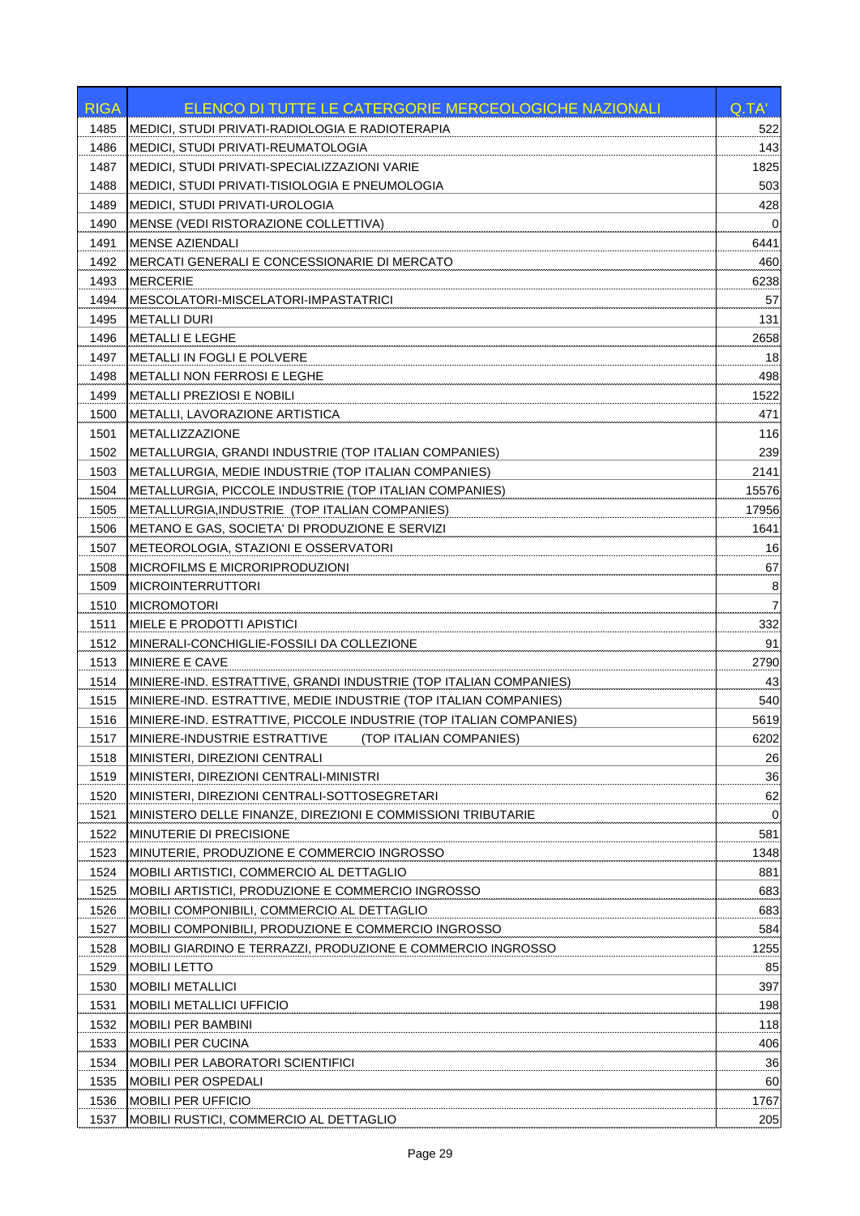| RIGA | ELENCO DI TUTTE LE CATERGORIE MERCEOLOGICHE NAZIONALI | Q.TA' |
|---|---|---|
| 1485 | MEDICI, STUDI PRIVATI-RADIOLOGIA E RADIOTERAPIA | 522 |
| 1486 | MEDICI, STUDI PRIVATI-REUMATOLOGIA | 143 |
| 1487 | MEDICI, STUDI PRIVATI-SPECIALIZZAZIONI VARIE | 1825 |
| 1488 | MEDICI, STUDI PRIVATI-TISIOLOGIA E PNEUMOLOGIA | 503 |
| 1489 | MEDICI, STUDI PRIVATI-UROLOGIA | 428 |
| 1490 | MENSE (VEDI RISTORAZIONE COLLETTIVA) | 0 |
| 1491 | MENSE AZIENDALI | 6441 |
| 1492 | MERCATI GENERALI E CONCESSIONARIE DI MERCATO | 460 |
| 1493 | MERCERIE | 6238 |
| 1494 | MESCOLATORI-MISCELATORI-IMPASTATRICI | 57 |
| 1495 | METALLI DURI | 131 |
| 1496 | METALLI E LEGHE | 2658 |
| 1497 | METALLI IN FOGLI E POLVERE | 18 |
| 1498 | METALLI NON FERROSI E LEGHE | 498 |
| 1499 | METALLI PREZIOSI E NOBILI | 1522 |
| 1500 | METALLI, LAVORAZIONE ARTISTICA | 471 |
| 1501 | METALLIZZAZIONE | 116 |
| 1502 | METALLURGIA, GRANDI INDUSTRIE (TOP ITALIAN COMPANIES) | 239 |
| 1503 | METALLURGIA, MEDIE INDUSTRIE (TOP ITALIAN COMPANIES) | 2141 |
| 1504 | METALLURGIA, PICCOLE INDUSTRIE (TOP ITALIAN COMPANIES) | 15576 |
| 1505 | METALLURGIA,INDUSTRIE (TOP ITALIAN COMPANIES) | 17956 |
| 1506 | METANO E GAS, SOCIETA' DI PRODUZIONE E SERVIZI | 1641 |
| 1507 | METEOROLOGIA, STAZIONI E OSSERVATORI | 16 |
| 1508 | MICROFILMS E MICRORIPRODUZIONI | 67 |
| 1509 | MICROINTERRUTTORI | 8 |
| 1510 | MICROMOTORI | 7 |
| 1511 | MIELE E PRODOTTI APISTICI | 332 |
| 1512 | MINERALI-CONCHIGLIE-FOSSILI DA COLLEZIONE | 91 |
| 1513 | MINIERE E CAVE | 2790 |
| 1514 | MINIERE-IND. ESTRATTIVE, GRANDI INDUSTRIE (TOP ITALIAN COMPANIES) | 43 |
| 1515 | MINIERE-IND. ESTRATTIVE, MEDIE INDUSTRIE (TOP ITALIAN COMPANIES) | 540 |
| 1516 | MINIERE-IND. ESTRATTIVE, PICCOLE INDUSTRIE (TOP ITALIAN COMPANIES) | 5619 |
| 1517 | MINIERE-INDUSTRIE ESTRATTIVE (TOP ITALIAN COMPANIES) | 6202 |
| 1518 | MINISTERI, DIREZIONI CENTRALI | 26 |
| 1519 | MINISTERI, DIREZIONI CENTRALI-MINISTRI | 36 |
| 1520 | MINISTERI, DIREZIONI CENTRALI-SOTTOSEGRETARI | 62 |
| 1521 | MINISTERO DELLE FINANZE, DIREZIONI E COMMISSIONI TRIBUTARIE | 0 |
| 1522 | MINUTERIE DI PRECISIONE | 581 |
| 1523 | MINUTERIE, PRODUZIONE E COMMERCIO INGROSSO | 1348 |
| 1524 | MOBILI ARTISTICI, COMMERCIO AL DETTAGLIO | 881 |
| 1525 | MOBILI ARTISTICI, PRODUZIONE E COMMERCIO INGROSSO | 683 |
| 1526 | MOBILI COMPONIBILI, COMMERCIO AL DETTAGLIO | 683 |
| 1527 | MOBILI COMPONIBILI, PRODUZIONE E COMMERCIO INGROSSO | 584 |
| 1528 | MOBILI GIARDINO E TERRAZZI, PRODUZIONE E COMMERCIO INGROSSO | 1255 |
| 1529 | MOBILI LETTO | 85 |
| 1530 | MOBILI METALLICI | 397 |
| 1531 | MOBILI METALLICI UFFICIO | 198 |
| 1532 | MOBILI PER BAMBINI | 118 |
| 1533 | MOBILI PER CUCINA | 406 |
| 1534 | MOBILI PER LABORATORI SCIENTIFICI | 36 |
| 1535 | MOBILI PER OSPEDALI | 60 |
| 1536 | MOBILI PER UFFICIO | 1767 |
| 1537 | MOBILI RUSTICI, COMMERCIO AL DETTAGLIO | 205 |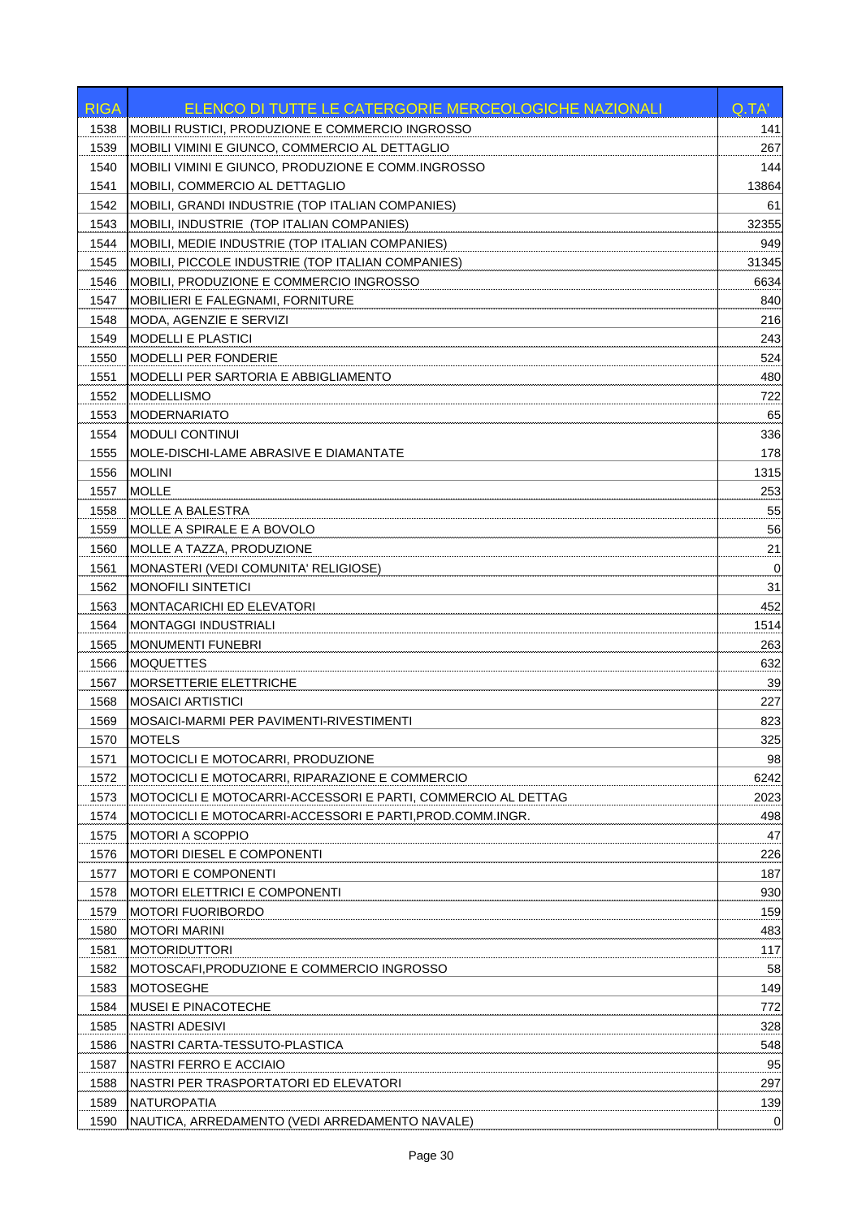| RIGA | ELENCO DI TUTTE LE CATERGORIE MERCEOLOGICHE NAZIONALI | Q.TA' |
|---|---|---|
| 1538 | MOBILI RUSTICI, PRODUZIONE E COMMERCIO INGROSSO | 141 |
| 1539 | MOBILI VIMINI E GIUNCO, COMMERCIO AL DETTAGLIO | 267 |
| 1540 | MOBILI VIMINI E GIUNCO, PRODUZIONE E COMM.INGROSSO | 144 |
| 1541 | MOBILI, COMMERCIO AL DETTAGLIO | 13864 |
| 1542 | MOBILI, GRANDI INDUSTRIE (TOP ITALIAN COMPANIES) | 61 |
| 1543 | MOBILI, INDUSTRIE (TOP ITALIAN COMPANIES) | 32355 |
| 1544 | MOBILI, MEDIE INDUSTRIE (TOP ITALIAN COMPANIES) | 949 |
| 1545 | MOBILI, PICCOLE INDUSTRIE (TOP ITALIAN COMPANIES) | 31345 |
| 1546 | MOBILI, PRODUZIONE E COMMERCIO INGROSSO | 6634 |
| 1547 | MOBILIERI E FALEGNAMI, FORNITURE | 840 |
| 1548 | MODA, AGENZIE E SERVIZI | 216 |
| 1549 | MODELLI E PLASTICI | 243 |
| 1550 | MODELLI PER FONDERIE | 524 |
| 1551 | MODELLI PER SARTORIA E ABBIGLIAMENTO | 480 |
| 1552 | MODELLISMO | 722 |
| 1553 | MODERNARIATO | 65 |
| 1554 | MODULI CONTINUI | 336 |
| 1555 | MOLE-DISCHI-LAME ABRASIVE E DIAMANTATE | 178 |
| 1556 | MOLINI | 1315 |
| 1557 | MOLLE | 253 |
| 1558 | MOLLE A BALESTRA | 55 |
| 1559 | MOLLE A SPIRALE E A BOVOLO | 56 |
| 1560 | MOLLE A TAZZA, PRODUZIONE | 21 |
| 1561 | MONASTERI (VEDI COMUNITA' RELIGIOSE) | 0 |
| 1562 | MONOFILI SINTETICI | 31 |
| 1563 | MONTACARICHI ED ELEVATORI | 452 |
| 1564 | MONTAGGI INDUSTRIALI | 1514 |
| 1565 | MONUMENTI FUNEBRI | 263 |
| 1566 | MOQUETTES | 632 |
| 1567 | MORSETTERIE ELETTRICHE | 39 |
| 1568 | MOSAICI ARTISTICI | 227 |
| 1569 | MOSAICI-MARMI PER PAVIMENTI-RIVESTIMENTI | 823 |
| 1570 | MOTELS | 325 |
| 1571 | MOTOCICLI E MOTOCARRI, PRODUZIONE | 98 |
| 1572 | MOTOCICLI E MOTOCARRI, RIPARAZIONE E COMMERCIO | 6242 |
| 1573 | MOTOCICLI E MOTOCARRI-ACCESSORI E PARTI, COMMERCIO AL DETTAG | 2023 |
| 1574 | MOTOCICLI E MOTOCARRI-ACCESSORI E PARTI,PROD.COMM.INGR. | 498 |
| 1575 | MOTORI A SCOPPIO | 47 |
| 1576 | MOTORI DIESEL E COMPONENTI | 226 |
| 1577 | MOTORI E COMPONENTI | 187 |
| 1578 | MOTORI ELETTRICI E COMPONENTI | 930 |
| 1579 | MOTORI FUORIBORDO | 159 |
| 1580 | MOTORI MARINI | 483 |
| 1581 | MOTORIDUTTORI | 117 |
| 1582 | MOTOSCAFI,PRODUZIONE E COMMERCIO INGROSSO | 58 |
| 1583 | MOTOSEGHE | 149 |
| 1584 | MUSEI E PINACOTECHE | 772 |
| 1585 | NASTRI ADESIVI | 328 |
| 1586 | NASTRI CARTA-TESSUTO-PLASTICA | 548 |
| 1587 | NASTRI FERRO E ACCIAIO | 95 |
| 1588 | NASTRI PER TRASPORTATORI ED ELEVATORI | 297 |
| 1589 | NATUROPATIA | 139 |
| 1590 | NAUTICA, ARREDAMENTO (VEDI ARREDAMENTO NAVALE) | 0 |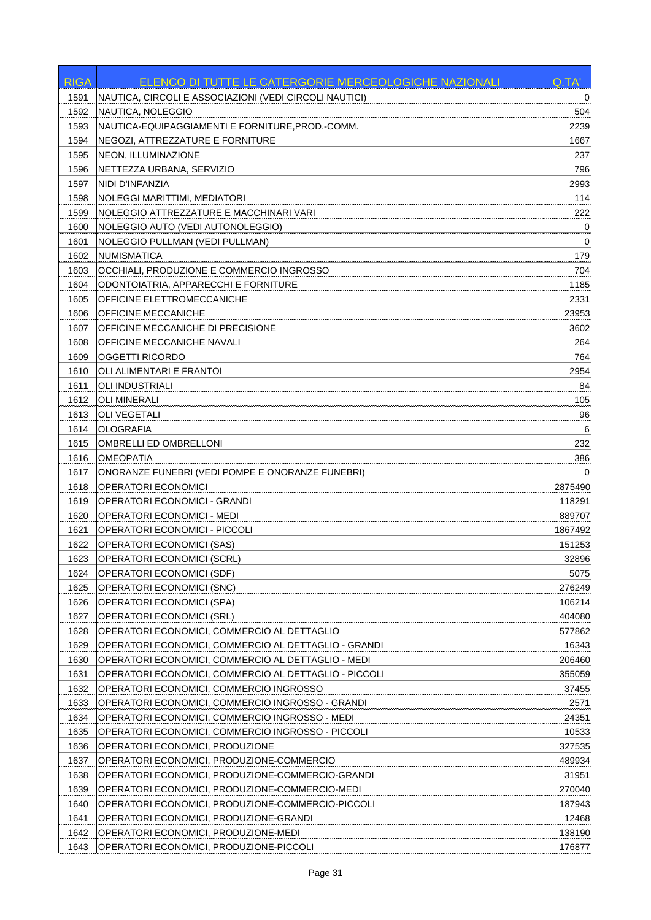| RIGA | ELENCO DI TUTTE LE CATERGORIE MERCEOLOGICHE NAZIONALI | Q.TA' |
|---|---|---|
| 1591 | NAUTICA, CIRCOLI E ASSOCIAZIONI (VEDI CIRCOLI NAUTICI) | 0 |
| 1592 | NAUTICA, NOLEGGIO | 504 |
| 1593 | NAUTICA-EQUIPAGGIAMENTI E FORNITURE,PROD.-COMM. | 2239 |
| 1594 | NEGOZI, ATTREZZATURE E FORNITURE | 1667 |
| 1595 | NEON, ILLUMINAZIONE | 237 |
| 1596 | NETTEZZA URBANA, SERVIZIO | 796 |
| 1597 | NIDI D'INFANZIA | 2993 |
| 1598 | NOLEGGI MARITTIMI, MEDIATORI | 114 |
| 1599 | NOLEGGIO ATTREZZATURE E MACCHINARI VARI | 222 |
| 1600 | NOLEGGIO AUTO (VEDI AUTONOLEGGIO) | 0 |
| 1601 | NOLEGGIO PULLMAN (VEDI PULLMAN) | 0 |
| 1602 | NUMISMATICA | 179 |
| 1603 | OCCHIALI, PRODUZIONE E COMMERCIO INGROSSO | 704 |
| 1604 | ODONTOIATRIA, APPARECCHI E FORNITURE | 1185 |
| 1605 | OFFICINE ELETTROMECCANICHE | 2331 |
| 1606 | OFFICINE MECCANICHE | 23953 |
| 1607 | OFFICINE MECCANICHE DI PRECISIONE | 3602 |
| 1608 | OFFICINE MECCANICHE NAVALI | 264 |
| 1609 | OGGETTI RICORDO | 764 |
| 1610 | OLI ALIMENTARI E FRANTOI | 2954 |
| 1611 | OLI INDUSTRIALI | 84 |
| 1612 | OLI MINERALI | 105 |
| 1613 | OLI VEGETALI | 96 |
| 1614 | OLOGRAFIA | 6 |
| 1615 | OMBRELLI ED OMBRELLONI | 232 |
| 1616 | OMEOPATIA | 386 |
| 1617 | ONORANZE FUNEBRI (VEDI POMPE E ONORANZE FUNEBRI) | 0 |
| 1618 | OPERATORI ECONOMICI | 2875490 |
| 1619 | OPERATORI ECONOMICI - GRANDI | 118291 |
| 1620 | OPERATORI ECONOMICI - MEDI | 889707 |
| 1621 | OPERATORI ECONOMICI - PICCOLI | 1867492 |
| 1622 | OPERATORI ECONOMICI (SAS) | 151253 |
| 1623 | OPERATORI ECONOMICI (SCRL) | 32896 |
| 1624 | OPERATORI ECONOMICI (SDF) | 5075 |
| 1625 | OPERATORI ECONOMICI (SNC) | 276249 |
| 1626 | OPERATORI ECONOMICI (SPA) | 106214 |
| 1627 | OPERATORI ECONOMICI (SRL) | 404080 |
| 1628 | OPERATORI ECONOMICI, COMMERCIO AL DETTAGLIO | 577862 |
| 1629 | OPERATORI ECONOMICI, COMMERCIO AL DETTAGLIO - GRANDI | 16343 |
| 1630 | OPERATORI ECONOMICI, COMMERCIO AL DETTAGLIO - MEDI | 206460 |
| 1631 | OPERATORI ECONOMICI, COMMERCIO AL DETTAGLIO - PICCOLI | 355059 |
| 1632 | OPERATORI ECONOMICI, COMMERCIO INGROSSO | 37455 |
| 1633 | OPERATORI ECONOMICI, COMMERCIO INGROSSO - GRANDI | 2571 |
| 1634 | OPERATORI ECONOMICI, COMMERCIO INGROSSO - MEDI | 24351 |
| 1635 | OPERATORI ECONOMICI, COMMERCIO INGROSSO - PICCOLI | 10533 |
| 1636 | OPERATORI ECONOMICI, PRODUZIONE | 327535 |
| 1637 | OPERATORI ECONOMICI, PRODUZIONE-COMMERCIO | 489934 |
| 1638 | OPERATORI ECONOMICI, PRODUZIONE-COMMERCIO-GRANDI | 31951 |
| 1639 | OPERATORI ECONOMICI, PRODUZIONE-COMMERCIO-MEDI | 270040 |
| 1640 | OPERATORI ECONOMICI, PRODUZIONE-COMMERCIO-PICCOLI | 187943 |
| 1641 | OPERATORI ECONOMICI, PRODUZIONE-GRANDI | 12468 |
| 1642 | OPERATORI ECONOMICI, PRODUZIONE-MEDI | 138190 |
| 1643 | OPERATORI ECONOMICI, PRODUZIONE-PICCOLI | 176877 |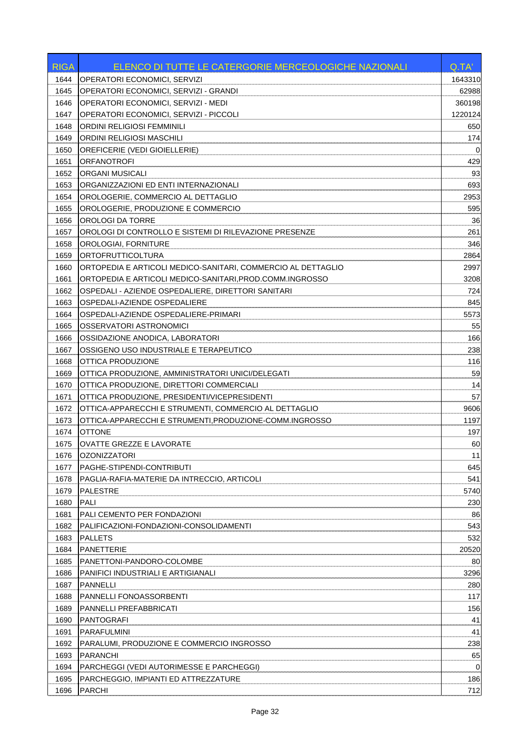| RIGA | ELENCO DI TUTTE LE CATERGORIE MERCEOLOGICHE NAZIONALI | Q.TA' |
|---|---|---|
| 1644 | OPERATORI ECONOMICI, SERVIZI | 1643310 |
| 1645 | OPERATORI ECONOMICI, SERVIZI - GRANDI | 62988 |
| 1646 | OPERATORI ECONOMICI, SERVIZI - MEDI | 360198 |
| 1647 | OPERATORI ECONOMICI, SERVIZI - PICCOLI | 1220124 |
| 1648 | ORDINI RELIGIOSI FEMMINILI | 650 |
| 1649 | ORDINI RELIGIOSI MASCHILI | 174 |
| 1650 | OREFICERIE (VEDI GIOIELLERIE) | 0 |
| 1651 | ORFANOTROFI | 429 |
| 1652 | ORGANI MUSICALI | 93 |
| 1653 | ORGANIZZAZIONI ED ENTI INTERNAZIONALI | 693 |
| 1654 | OROLOGERIE, COMMERCIO AL DETTAGLIO | 2953 |
| 1655 | OROLOGERIE, PRODUZIONE E COMMERCIO | 595 |
| 1656 | OROLOGI DA TORRE | 36 |
| 1657 | OROLOGI DI CONTROLLO E SISTEMI DI RILEVAZIONE PRESENZE | 261 |
| 1658 | OROLOGIAI, FORNITURE | 346 |
| 1659 | ORTOFRUTTICOLTURA | 2864 |
| 1660 | ORTOPEDIA E ARTICOLI MEDICO-SANITARI, COMMERCIO AL DETTAGLIO | 2997 |
| 1661 | ORTOPEDIA E ARTICOLI MEDICO-SANITARI,PROD.COMM.INGROSSO | 3208 |
| 1662 | OSPEDALI - AZIENDE OSPEDALIERE, DIRETTORI SANITARI | 724 |
| 1663 | OSPEDALI-AZIENDE OSPEDALIERE | 845 |
| 1664 | OSPEDALI-AZIENDE OSPEDALIERE-PRIMARI | 5573 |
| 1665 | OSSERVATORI ASTRONOMICI | 55 |
| 1666 | OSSIDAZIONE ANODICA, LABORATORI | 166 |
| 1667 | OSSIGENO USO INDUSTRIALE E TERAPEUTICO | 238 |
| 1668 | OTTICA PRODUZIONE | 116 |
| 1669 | OTTICA PRODUZIONE, AMMINISTRATORI UNICI/DELEGATI | 59 |
| 1670 | OTTICA PRODUZIONE, DIRETTORI COMMERCIALI | 14 |
| 1671 | OTTICA PRODUZIONE, PRESIDENTI/VICEPRESIDENTI | 57 |
| 1672 | OTTICA-APPARECCHI E STRUMENTI, COMMERCIO AL DETTAGLIO | 9606 |
| 1673 | OTTICA-APPARECCHI E STRUMENTI,PRODUZIONE-COMM.INGROSSO | 1197 |
| 1674 | OTTONE | 197 |
| 1675 | OVATTE GREZZE E LAVORATE | 60 |
| 1676 | OZONIZZATORI | 11 |
| 1677 | PAGHE-STIPENDI-CONTRIBUTI | 645 |
| 1678 | PAGLIA-RAFIA-MATERIE DA INTRECCIO, ARTICOLI | 541 |
| 1679 | PALESTRE | 5740 |
| 1680 | PALI | 230 |
| 1681 | PALI CEMENTO PER FONDAZIONI | 86 |
| 1682 | PALIFICAZIONI-FONDAZIONI-CONSOLIDAMENTI | 543 |
| 1683 | PALLETS | 532 |
| 1684 | PANETTERIE | 20520 |
| 1685 | PANETTONI-PANDORO-COLOMBE | 80 |
| 1686 | PANIFICI INDUSTRIALI E ARTIGIANALI | 3296 |
| 1687 | PANNELLI | 280 |
| 1688 | PANNELLI FONOASSORBENTI | 117 |
| 1689 | PANNELLI PREFABBRICATI | 156 |
| 1690 | PANTOGRAFI | 41 |
| 1691 | PARAFULMINI | 41 |
| 1692 | PARALUMI, PRODUZIONE E COMMERCIO INGROSSO | 238 |
| 1693 | PARANCHI | 65 |
| 1694 | PARCHEGGI (VEDI AUTORIMESSE E PARCHEGGI) | 0 |
| 1695 | PARCHEGGIO, IMPIANTI ED ATTREZZATURE | 186 |
| 1696 | PARCHI | 712 |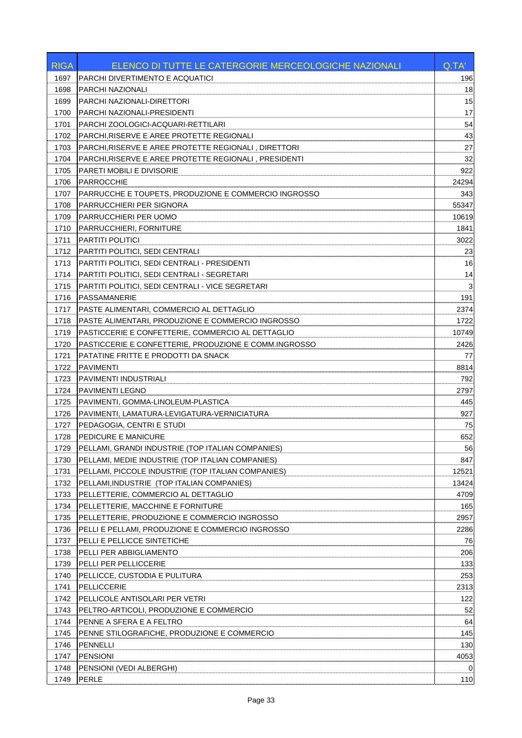| RIGA | ELENCO DI TUTTE LE CATERGORIE MERCEOLOGICHE NAZIONALI | Q.TA' |
|---|---|---|
| 1697 | PARCHI DIVERTIMENTO E ACQUATICI | 196 |
| 1698 | PARCHI NAZIONALI | 18 |
| 1699 | PARCHI NAZIONALI-DIRETTORI | 15 |
| 1700 | PARCHI NAZIONALI-PRESIDENTI | 17 |
| 1701 | PARCHI ZOOLOGICI-ACQUARI-RETTILARI | 54 |
| 1702 | PARCHI,RISERVE E AREE PROTETTE REGIONALI | 43 |
| 1703 | PARCHI,RISERVE E AREE PROTETTE REGIONALI , DIRETTORI | 27 |
| 1704 | PARCHI,RISERVE E AREE PROTETTE REGIONALI , PRESIDENTI | 32 |
| 1705 | PARETI MOBILI E DIVISORIE | 922 |
| 1706 | PARROCCHIE | 24294 |
| 1707 | PARRUCCHE E TOUPETS, PRODUZIONE E COMMERCIO INGROSSO | 343 |
| 1708 | PARRUCCHIERI PER SIGNORA | 55347 |
| 1709 | PARRUCCHIERI PER UOMO | 10619 |
| 1710 | PARRUCCHIERI, FORNITURE | 1841 |
| 1711 | PARTITI POLITICI | 3022 |
| 1712 | PARTITI POLITICI, SEDI CENTRALI | 23 |
| 1713 | PARTITI POLITICI, SEDI CENTRALI - PRESIDENTI | 16 |
| 1714 | PARTITI POLITICI, SEDI CENTRALI - SEGRETARI | 14 |
| 1715 | PARTITI POLITICI, SEDI CENTRALI - VICE SEGRETARI | 3 |
| 1716 | PASSAMANERIE | 191 |
| 1717 | PASTE ALIMENTARI, COMMERCIO AL DETTAGLIO | 2374 |
| 1718 | PASTE ALIMENTARI, PRODUZIONE E COMMERCIO INGROSSO | 1722 |
| 1719 | PASTICCERIE E CONFETTERIE, COMMERCIO AL DETTAGLIO | 10749 |
| 1720 | PASTICCERIE E CONFETTERIE, PRODUZIONE E COMM.INGROSSO | 2426 |
| 1721 | PATATINE FRITTE E PRODOTTI DA SNACK | 77 |
| 1722 | PAVIMENTI | 8814 |
| 1723 | PAVIMENTI INDUSTRIALI | 792 |
| 1724 | PAVIMENTI LEGNO | 2797 |
| 1725 | PAVIMENTI, GOMMA-LINOLEUM-PLASTICA | 445 |
| 1726 | PAVIMENTI, LAMATURA-LEVIGATURA-VERNICIATURA | 927 |
| 1727 | PEDAGOGIA, CENTRI E STUDI | 75 |
| 1728 | PEDICURE E MANICURE | 652 |
| 1729 | PELLAMI, GRANDI INDUSTRIE (TOP ITALIAN COMPANIES) | 56 |
| 1730 | PELLAMI, MEDIE INDUSTRIE (TOP ITALIAN COMPANIES) | 847 |
| 1731 | PELLAMI, PICCOLE INDUSTRIE (TOP ITALIAN COMPANIES) | 12521 |
| 1732 | PELLAMI,INDUSTRIE (TOP ITALIAN COMPANIES) | 13424 |
| 1733 | PELLETTERIE, COMMERCIO AL DETTAGLIO | 4709 |
| 1734 | PELLETTERIE, MACCHINE E FORNITURE | 165 |
| 1735 | PELLETTERIE, PRODUZIONE E COMMERCIO INGROSSO | 2957 |
| 1736 | PELLI E PELLAMI, PRODUZIONE E COMMERCIO INGROSSO | 2286 |
| 1737 | PELLI E PELLICCE SINTETICHE | 76 |
| 1738 | PELLI PER ABBIGLIAMENTO | 206 |
| 1739 | PELLI PER PELLICCERIE | 133 |
| 1740 | PELLICCE, CUSTODIA E PULITURA | 253 |
| 1741 | PELLICCERIE | 2313 |
| 1742 | PELLICOLE ANTISOLARI PER VETRI | 122 |
| 1743 | PELTRO-ARTICOLI, PRODUZIONE E COMMERCIO | 52 |
| 1744 | PENNE A SFERA E A FELTRO | 64 |
| 1745 | PENNE STILOGRAFICHE, PRODUZIONE E COMMERCIO | 145 |
| 1746 | PENNELLI | 130 |
| 1747 | PENSIONI | 4053 |
| 1748 | PENSIONI (VEDI ALBERGHI) | 0 |
| 1749 | PERLE | 110 |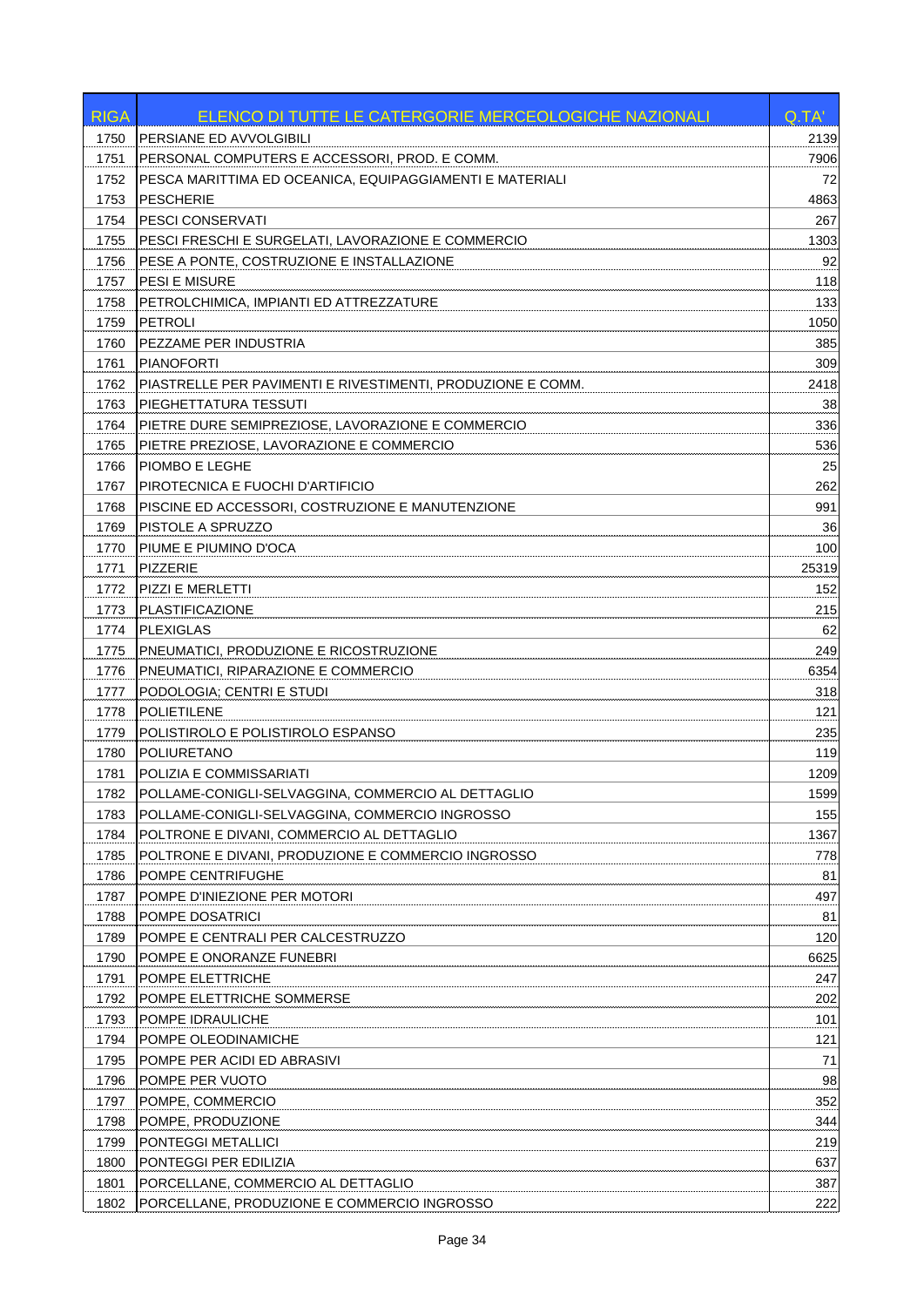| RIGA | ELENCO DI TUTTE LE CATERGORIE MERCEOLOGICHE NAZIONALI | Q.TA' |
|---|---|---|
| 1750 | PERSIANE ED AVVOLGIBILI | 2139 |
| 1751 | PERSONAL COMPUTERS E ACCESSORI, PROD. E COMM. | 7906 |
| 1752 | PESCA MARITTIMA ED OCEANICA, EQUIPAGGIAMENTI E MATERIALI | 72 |
| 1753 | PESCHERIE | 4863 |
| 1754 | PESCI CONSERVATI | 267 |
| 1755 | PESCI FRESCHI E SURGELATI, LAVORAZIONE E COMMERCIO | 1303 |
| 1756 | PESE A PONTE, COSTRUZIONE E INSTALLAZIONE | 92 |
| 1757 | PESI E MISURE | 118 |
| 1758 | PETROLCHIMICA, IMPIANTI ED ATTREZZATURE | 133 |
| 1759 | PETROLI | 1050 |
| 1760 | PEZZAME PER INDUSTRIA | 385 |
| 1761 | PIANOFORTI | 309 |
| 1762 | PIASTRELLE PER PAVIMENTI E RIVESTIMENTI, PRODUZIONE E COMM. | 2418 |
| 1763 | PIEGHETTATURA TESSUTI | 38 |
| 1764 | PIETRE DURE SEMIPREZIOSE, LAVORAZIONE E COMMERCIO | 336 |
| 1765 | PIETRE PREZIOSE, LAVORAZIONE E COMMERCIO | 536 |
| 1766 | PIOMBO E LEGHE | 25 |
| 1767 | PIROTECNICA E FUOCHI D'ARTIFICIO | 262 |
| 1768 | PISCINE ED ACCESSORI, COSTRUZIONE E MANUTENZIONE | 991 |
| 1769 | PISTOLE A SPRUZZO | 36 |
| 1770 | PIUME E PIUMINO D'OCA | 100 |
| 1771 | PIZZERIE | 25319 |
| 1772 | PIZZI E MERLETTI | 152 |
| 1773 | PLASTIFICAZIONE | 215 |
| 1774 | PLEXIGLAS | 62 |
| 1775 | PNEUMATICI, PRODUZIONE E RICOSTRUZIONE | 249 |
| 1776 | PNEUMATICI, RIPARAZIONE E COMMERCIO | 6354 |
| 1777 | PODOLOGIA; CENTRI E STUDI | 318 |
| 1778 | POLIETILENE | 121 |
| 1779 | POLISTIROLO E POLISTIROLO ESPANSO | 235 |
| 1780 | POLIURETANO | 119 |
| 1781 | POLIZIA E COMMISSARIATI | 1209 |
| 1782 | POLLAME-CONIGLI-SELVAGGINA, COMMERCIO AL DETTAGLIO | 1599 |
| 1783 | POLLAME-CONIGLI-SELVAGGINA, COMMERCIO INGROSSO | 155 |
| 1784 | POLTRONE E DIVANI, COMMERCIO AL DETTAGLIO | 1367 |
| 1785 | POLTRONE E DIVANI, PRODUZIONE E COMMERCIO INGROSSO | 778 |
| 1786 | POMPE CENTRIFUGHE | 81 |
| 1787 | POMPE D'INIEZIONE PER MOTORI | 497 |
| 1788 | POMPE DOSATRICI | 81 |
| 1789 | POMPE E CENTRALI PER CALCESTRUZZO | 120 |
| 1790 | POMPE E ONORANZE FUNEBRI | 6625 |
| 1791 | POMPE ELETTRICHE | 247 |
| 1792 | POMPE ELETTRICHE SOMMERSE | 202 |
| 1793 | POMPE IDRAULICHE | 101 |
| 1794 | POMPE OLEODINAMICHE | 121 |
| 1795 | POMPE PER ACIDI ED ABRASIVI | 71 |
| 1796 | POMPE PER VUOTO | 98 |
| 1797 | POMPE, COMMERCIO | 352 |
| 1798 | POMPE, PRODUZIONE | 344 |
| 1799 | PONTEGGI METALLICI | 219 |
| 1800 | PONTEGGI PER EDILIZIA | 637 |
| 1801 | PORCELLANE, COMMERCIO AL DETTAGLIO | 387 |
| 1802 | PORCELLANE, PRODUZIONE E COMMERCIO INGROSSO | 222 |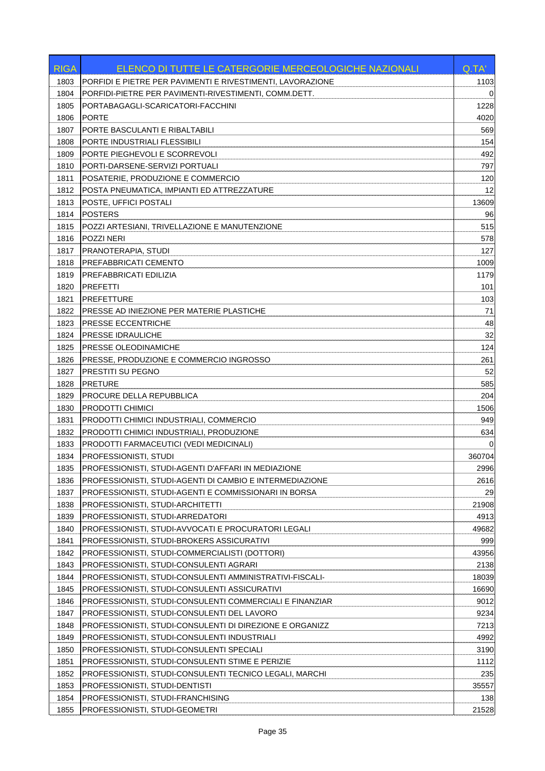| RIGA | ELENCO DI TUTTE LE CATERGORIE MERCEOLOGICHE NAZIONALI | Q.TA' |
|---|---|---|
| 1803 | PORFIDI E PIETRE PER PAVIMENTI E RIVESTIMENTI, LAVORAZIONE | 1103 |
| 1804 | PORFIDI-PIETRE PER PAVIMENTI-RIVESTIMENTI, COMM.DETT. | 0 |
| 1805 | PORTABAGAGLI-SCARICATORI-FACCHINI | 1228 |
| 1806 | PORTE | 4020 |
| 1807 | PORTE BASCULANTI E RIBALTABILI | 569 |
| 1808 | PORTE INDUSTRIALI FLESSIBILI | 154 |
| 1809 | PORTE PIEGHEVOLI E SCORREVOLI | 492 |
| 1810 | PORTI-DARSENE-SERVIZI PORTUALI | 797 |
| 1811 | POSATERIE, PRODUZIONE E COMMERCIO | 120 |
| 1812 | POSTA PNEUMATICA, IMPIANTI ED ATTREZZATURE | 12 |
| 1813 | POSTE, UFFICI POSTALI | 13609 |
| 1814 | POSTERS | 96 |
| 1815 | POZZI ARTESIANI, TRIVELLAZIONE E MANUTENZIONE | 515 |
| 1816 | POZZI NERI | 578 |
| 1817 | PRANOTERAPIA, STUDI | 127 |
| 1818 | PREFABBRICATI CEMENTO | 1009 |
| 1819 | PREFABBRICATI EDILIZIA | 1179 |
| 1820 | PREFETTI | 101 |
| 1821 | PREFETTURE | 103 |
| 1822 | PRESSE AD INIEZIONE PER MATERIE PLASTICHE | 71 |
| 1823 | PRESSE ECCENTRICHE | 48 |
| 1824 | PRESSE IDRAULICHE | 32 |
| 1825 | PRESSE OLEODINAMICHE | 124 |
| 1826 | PRESSE, PRODUZIONE E COMMERCIO INGROSSO | 261 |
| 1827 | PRESTITI SU PEGNO | 52 |
| 1828 | PRETURE | 585 |
| 1829 | PROCURE DELLA REPUBBLICA | 204 |
| 1830 | PRODOTTI CHIMICI | 1506 |
| 1831 | PRODOTTI CHIMICI INDUSTRIALI, COMMERCIO | 949 |
| 1832 | PRODOTTI CHIMICI INDUSTRIALI, PRODUZIONE | 634 |
| 1833 | PRODOTTI FARMACEUTICI (VEDI MEDICINALI) | 0 |
| 1834 | PROFESSIONISTI, STUDI | 360704 |
| 1835 | PROFESSIONISTI, STUDI-AGENTI D'AFFARI IN MEDIAZIONE | 2996 |
| 1836 | PROFESSIONISTI, STUDI-AGENTI DI CAMBIO E INTERMEDIAZIONE | 2616 |
| 1837 | PROFESSIONISTI, STUDI-AGENTI E COMMISSIONARI IN BORSA | 29 |
| 1838 | PROFESSIONISTI, STUDI-ARCHITETTI | 21908 |
| 1839 | PROFESSIONISTI, STUDI-ARREDATORI | 4913 |
| 1840 | PROFESSIONISTI, STUDI-AVVOCATI E PROCURATORI LEGALI | 49682 |
| 1841 | PROFESSIONISTI, STUDI-BROKERS ASSICURATIVI | 999 |
| 1842 | PROFESSIONISTI, STUDI-COMMERCIALISTI (DOTTORI) | 43956 |
| 1843 | PROFESSIONISTI, STUDI-CONSULENTI AGRARI | 2138 |
| 1844 | PROFESSIONISTI, STUDI-CONSULENTI AMMINISTRATIVI-FISCALI- | 18039 |
| 1845 | PROFESSIONISTI, STUDI-CONSULENTI ASSICURATIVI | 16690 |
| 1846 | PROFESSIONISTI, STUDI-CONSULENTI COMMERCIALI E FINANZIAR | 9012 |
| 1847 | PROFESSIONISTI, STUDI-CONSULENTI DEL LAVORO | 9234 |
| 1848 | PROFESSIONISTI, STUDI-CONSULENTI DI DIREZIONE E ORGANIZZ | 7213 |
| 1849 | PROFESSIONISTI, STUDI-CONSULENTI INDUSTRIALI | 4992 |
| 1850 | PROFESSIONISTI, STUDI-CONSULENTI SPECIALI | 3190 |
| 1851 | PROFESSIONISTI, STUDI-CONSULENTI STIME E PERIZIE | 1112 |
| 1852 | PROFESSIONISTI, STUDI-CONSULENTI TECNICO LEGALI, MARCHI | 235 |
| 1853 | PROFESSIONISTI, STUDI-DENTISTI | 35557 |
| 1854 | PROFESSIONISTI, STUDI-FRANCHISING | 138 |
| 1855 | PROFESSIONISTI, STUDI-GEOMETRI | 21528 |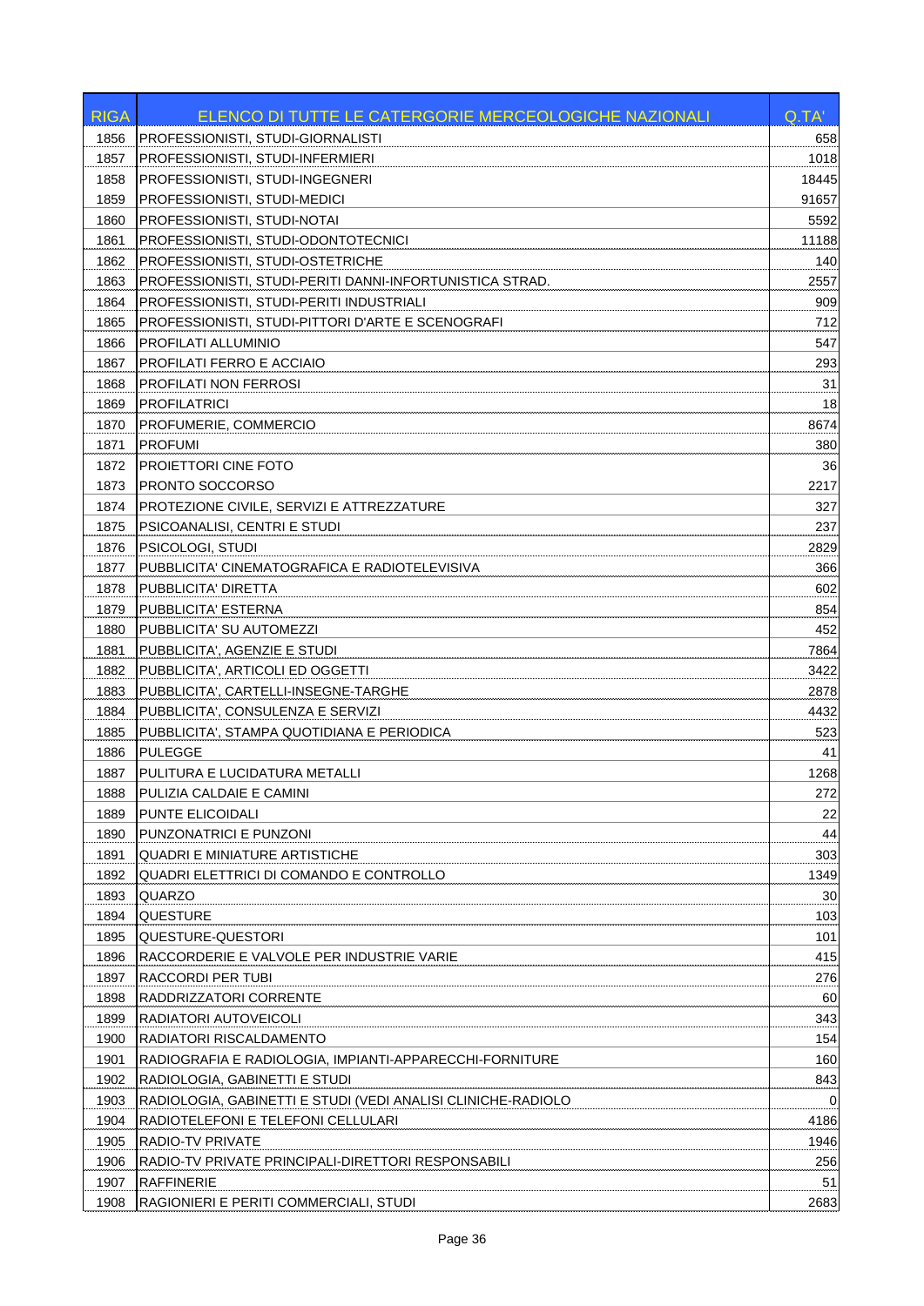| RIGA | ELENCO DI TUTTE LE CATERGORIE MERCEOLOGICHE NAZIONALI | Q.TA' |
|---|---|---|
| 1856 | PROFESSIONISTI, STUDI-GIORNALISTI | 658 |
| 1857 | PROFESSIONISTI, STUDI-INFERMIERI | 1018 |
| 1858 | PROFESSIONISTI, STUDI-INGEGNERI | 18445 |
| 1859 | PROFESSIONISTI, STUDI-MEDICI | 91657 |
| 1860 | PROFESSIONISTI, STUDI-NOTAI | 5592 |
| 1861 | PROFESSIONISTI, STUDI-ODONTOTECNICI | 11188 |
| 1862 | PROFESSIONISTI, STUDI-OSTETRICHE | 140 |
| 1863 | PROFESSIONISTI, STUDI-PERITI DANNI-INFORTUNISTICA STRAD. | 2557 |
| 1864 | PROFESSIONISTI, STUDI-PERITI INDUSTRIALI | 909 |
| 1865 | PROFESSIONISTI, STUDI-PITTORI D'ARTE E SCENOGRAFI | 712 |
| 1866 | PROFILATI ALLUMINIO | 547 |
| 1867 | PROFILATI FERRO E ACCIAIO | 293 |
| 1868 | PROFILATI NON FERROSI | 31 |
| 1869 | PROFILATRICI | 18 |
| 1870 | PROFUMERIE, COMMERCIO | 8674 |
| 1871 | PROFUMI | 380 |
| 1872 | PROIETTORI CINE FOTO | 36 |
| 1873 | PRONTO SOCCORSO | 2217 |
| 1874 | PROTEZIONE CIVILE, SERVIZI E ATTREZZATURE | 327 |
| 1875 | PSICOANALISI, CENTRI E STUDI | 237 |
| 1876 | PSICOLOGI, STUDI | 2829 |
| 1877 | PUBBLICITA' CINEMATOGRAFICA E RADIOTELEVISIVA | 366 |
| 1878 | PUBBLICITA' DIRETTA | 602 |
| 1879 | PUBBLICITA' ESTERNA | 854 |
| 1880 | PUBBLICITA' SU AUTOMEZZI | 452 |
| 1881 | PUBBLICITA', AGENZIE E STUDI | 7864 |
| 1882 | PUBBLICITA', ARTICOLI ED OGGETTI | 3422 |
| 1883 | PUBBLICITA', CARTELLI-INSEGNE-TARGHE | 2878 |
| 1884 | PUBBLICITA', CONSULENZA E SERVIZI | 4432 |
| 1885 | PUBBLICITA', STAMPA QUOTIDIANA E PERIODICA | 523 |
| 1886 | PULEGGE | 41 |
| 1887 | PULITURA E LUCIDATURA METALLI | 1268 |
| 1888 | PULIZIA CALDAIE E CAMINI | 272 |
| 1889 | PUNTE ELICOIDALI | 22 |
| 1890 | PUNZONATRICI E PUNZONI | 44 |
| 1891 | QUADRI E MINIATURE ARTISTICHE | 303 |
| 1892 | QUADRI ELETTRICI DI COMANDO E CONTROLLO | 1349 |
| 1893 | QUARZO | 30 |
| 1894 | QUESTURE | 103 |
| 1895 | QUESTURE-QUESTORI | 101 |
| 1896 | RACCORDERIE E VALVOLE PER INDUSTRIE VARIE | 415 |
| 1897 | RACCORDI PER TUBI | 276 |
| 1898 | RADDRIZZATORI CORRENTE | 60 |
| 1899 | RADIATORI AUTOVEICOLI | 343 |
| 1900 | RADIATORI RISCALDAMENTO | 154 |
| 1901 | RADIOGRAFIA E RADIOLOGIA, IMPIANTI-APPARECCHI-FORNITURE | 160 |
| 1902 | RADIOLOGIA, GABINETTI E STUDI | 843 |
| 1903 | RADIOLOGIA, GABINETTI E STUDI (VEDI ANALISI CLINICHE-RADIOLO | 0 |
| 1904 | RADIOTELEFONI E TELEFONI CELLULARI | 4186 |
| 1905 | RADIO-TV PRIVATE | 1946 |
| 1906 | RADIO-TV PRIVATE PRINCIPALI-DIRETTORI RESPONSABILI | 256 |
| 1907 | RAFFINERIE | 51 |
| 1908 | RAGIONIERI E PERITI COMMERCIALI, STUDI | 2683 |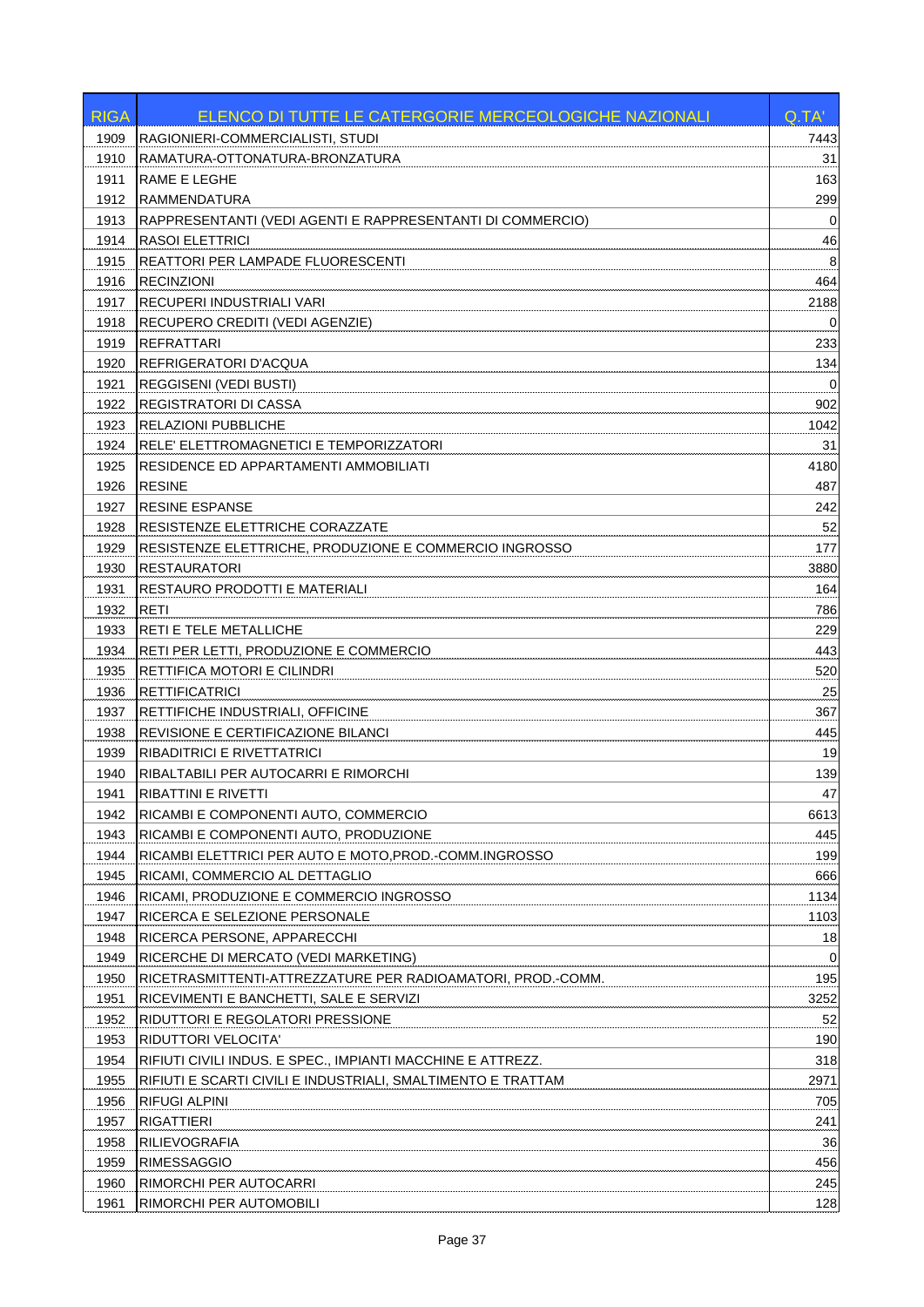| RIGA | ELENCO DI TUTTE LE CATERGORIE MERCEOLOGICHE NAZIONALI | Q.TA' |
|---|---|---|
| 1909 | RAGIONIERI-COMMERCIALISTI, STUDI | 7443 |
| 1910 | RAMATURA-OTTONATURA-BRONZATURA | 31 |
| 1911 | RAME E LEGHE | 163 |
| 1912 | RAMMENDATURA | 299 |
| 1913 | RAPPRESENTANTI (VEDI AGENTI E RAPPRESENTANTI DI COMMERCIO) | 0 |
| 1914 | RASOI ELETTRICI | 46 |
| 1915 | REATTORI PER LAMPADE FLUORESCENTI | 8 |
| 1916 | RECINZIONI | 464 |
| 1917 | RECUPERI INDUSTRIALI VARI | 2188 |
| 1918 | RECUPERO CREDITI (VEDI AGENZIE) | 0 |
| 1919 | REFRATTARI | 233 |
| 1920 | REFRIGERATORI D'ACQUA | 134 |
| 1921 | REGGISENI (VEDI BUSTI) | 0 |
| 1922 | REGISTRATORI DI CASSA | 902 |
| 1923 | RELAZIONI PUBBLICHE | 1042 |
| 1924 | RELE' ELETTROMAGNETICI E TEMPORIZZATORI | 31 |
| 1925 | RESIDENCE ED APPARTAMENTI AMMOBILIATI | 4180 |
| 1926 | RESINE | 487 |
| 1927 | RESINE ESPANSE | 242 |
| 1928 | RESISTENZE ELETTRICHE CORAZZATE | 52 |
| 1929 | RESISTENZE ELETTRICHE, PRODUZIONE E COMMERCIO INGROSSO | 177 |
| 1930 | RESTAURATORI | 3880 |
| 1931 | RESTAURO PRODOTTI E MATERIALI | 164 |
| 1932 | RETI | 786 |
| 1933 | RETI E TELE METALLICHE | 229 |
| 1934 | RETI PER LETTI, PRODUZIONE E COMMERCIO | 443 |
| 1935 | RETTIFICA MOTORI E CILINDRI | 520 |
| 1936 | RETTIFICATRICI | 25 |
| 1937 | RETTIFICHE INDUSTRIALI, OFFICINE | 367 |
| 1938 | REVISIONE E CERTIFICAZIONE BILANCI | 445 |
| 1939 | RIBADITRICI E RIVETTATRICI | 19 |
| 1940 | RIBALTABILI PER AUTOCARRI E RIMORCHI | 139 |
| 1941 | RIBATTINI E RIVETTI | 47 |
| 1942 | RICAMBI E COMPONENTI AUTO, COMMERCIO | 6613 |
| 1943 | RICAMBI E COMPONENTI AUTO, PRODUZIONE | 445 |
| 1944 | RICAMBI ELETTRICI PER AUTO E MOTO,PROD.-COMM.INGROSSO | 199 |
| 1945 | RICAMI, COMMERCIO AL DETTAGLIO | 666 |
| 1946 | RICAMI, PRODUZIONE E COMMERCIO INGROSSO | 1134 |
| 1947 | RICERCA E SELEZIONE PERSONALE | 1103 |
| 1948 | RICERCA PERSONE, APPARECCHI | 18 |
| 1949 | RICERCHE DI MERCATO (VEDI MARKETING) | 0 |
| 1950 | RICETRASMITTENTI-ATTREZZATURE PER RADIOAMATORI, PROD.-COMM. | 195 |
| 1951 | RICEVIMENTI E BANCHETTI, SALE E SERVIZI | 3252 |
| 1952 | RIDUTTORI E REGOLATORI PRESSIONE | 52 |
| 1953 | RIDUTTORI VELOCITA' | 190 |
| 1954 | RIFIUTI CIVILI INDUS. E SPEC., IMPIANTI MACCHINE E ATTREZZ. | 318 |
| 1955 | RIFIUTI E SCARTI CIVILI E INDUSTRIALI, SMALTIMENTO E TRATTAM | 2971 |
| 1956 | RIFUGI ALPINI | 705 |
| 1957 | RIGATTIERI | 241 |
| 1958 | RILIEVOGRAFIA | 36 |
| 1959 | RIMESSAGGIO | 456 |
| 1960 | RIMORCHI PER AUTOCARRI | 245 |
| 1961 | RIMORCHI PER AUTOMOBILI | 128 |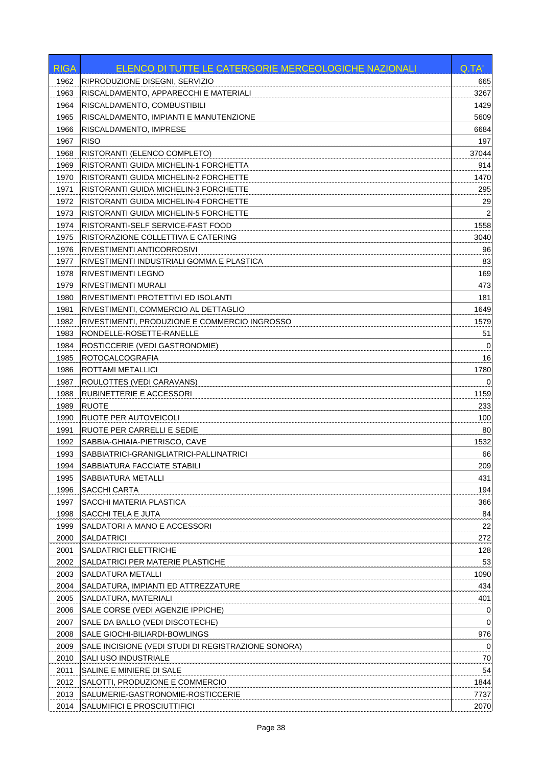| RIGA | ELENCO DI TUTTE LE CATERGORIE MERCEOLOGICHE NAZIONALI | Q.TA' |
|---|---|---|
| 1962 | RIPRODUZIONE DISEGNI, SERVIZIO | 665 |
| 1963 | RISCALDAMENTO, APPARECCHI E MATERIALI | 3267 |
| 1964 | RISCALDAMENTO, COMBUSTIBILI | 1429 |
| 1965 | RISCALDAMENTO, IMPIANTI E MANUTENZIONE | 5609 |
| 1966 | RISCALDAMENTO, IMPRESE | 6684 |
| 1967 | RISO | 197 |
| 1968 | RISTORANTI (ELENCO COMPLETO) | 37044 |
| 1969 | RISTORANTI GUIDA MICHELIN-1 FORCHETTA | 914 |
| 1970 | RISTORANTI GUIDA MICHELIN-2 FORCHETTE | 1470 |
| 1971 | RISTORANTI GUIDA MICHELIN-3 FORCHETTE | 295 |
| 1972 | RISTORANTI GUIDA MICHELIN-4 FORCHETTE | 29 |
| 1973 | RISTORANTI GUIDA MICHELIN-5 FORCHETTE | 2 |
| 1974 | RISTORANTI-SELF SERVICE-FAST FOOD | 1558 |
| 1975 | RISTORAZIONE COLLETTIVA E CATERING | 3040 |
| 1976 | RIVESTIMENTI ANTICORROSIVI | 96 |
| 1977 | RIVESTIMENTI INDUSTRIALI GOMMA E PLASTICA | 83 |
| 1978 | RIVESTIMENTI LEGNO | 169 |
| 1979 | RIVESTIMENTI MURALI | 473 |
| 1980 | RIVESTIMENTI PROTETTIVI ED ISOLANTI | 181 |
| 1981 | RIVESTIMENTI, COMMERCIO AL DETTAGLIO | 1649 |
| 1982 | RIVESTIMENTI, PRODUZIONE E COMMERCIO INGROSSO | 1579 |
| 1983 | RONDELLE-ROSETTE-RANELLE | 51 |
| 1984 | ROSTICCERIE (VEDI GASTRONOMIE) | 0 |
| 1985 | ROTOCALCOGRAFIA | 16 |
| 1986 | ROTTAMI METALLICI | 1780 |
| 1987 | ROULOTTES (VEDI CARAVANS) | 0 |
| 1988 | RUBINETTERIE E ACCESSORI | 1159 |
| 1989 | RUOTE | 233 |
| 1990 | RUOTE PER AUTOVEICOLI | 100 |
| 1991 | RUOTE PER CARRELLI E SEDIE | 80 |
| 1992 | SABBIA-GHIAIA-PIETRISCO, CAVE | 1532 |
| 1993 | SABBIATRICI-GRANIGLIATRICI-PALLINATRICI | 66 |
| 1994 | SABBIATURA FACCIATE STABILI | 209 |
| 1995 | SABBIATURA METALLI | 431 |
| 1996 | SACCHI CARTA | 194 |
| 1997 | SACCHI MATERIA PLASTICA | 366 |
| 1998 | SACCHI TELA E JUTA | 84 |
| 1999 | SALDATORI A MANO E ACCESSORI | 22 |
| 2000 | SALDATRICI | 272 |
| 2001 | SALDATRICI ELETTRICHE | 128 |
| 2002 | SALDATRICI PER MATERIE PLASTICHE | 53 |
| 2003 | SALDATURA METALLI | 1090 |
| 2004 | SALDATURA, IMPIANTI ED ATTREZZATURE | 434 |
| 2005 | SALDATURA, MATERIALI | 401 |
| 2006 | SALE CORSE (VEDI AGENZIE IPPICHE) | 0 |
| 2007 | SALE DA BALLO (VEDI DISCOTECHE) | 0 |
| 2008 | SALE GIOCHI-BILIARDI-BOWLINGS | 976 |
| 2009 | SALE INCISIONE (VEDI STUDI DI REGISTRAZIONE SONORA) | 0 |
| 2010 | SALI USO INDUSTRIALE | 70 |
| 2011 | SALINE E MINIERE DI SALE | 54 |
| 2012 | SALOTTI, PRODUZIONE E COMMERCIO | 1844 |
| 2013 | SALUMERIE-GASTRONOMIE-ROSTICCERIE | 7737 |
| 2014 | SALUMIFICI E PROSCIUTTIFICI | 2070 |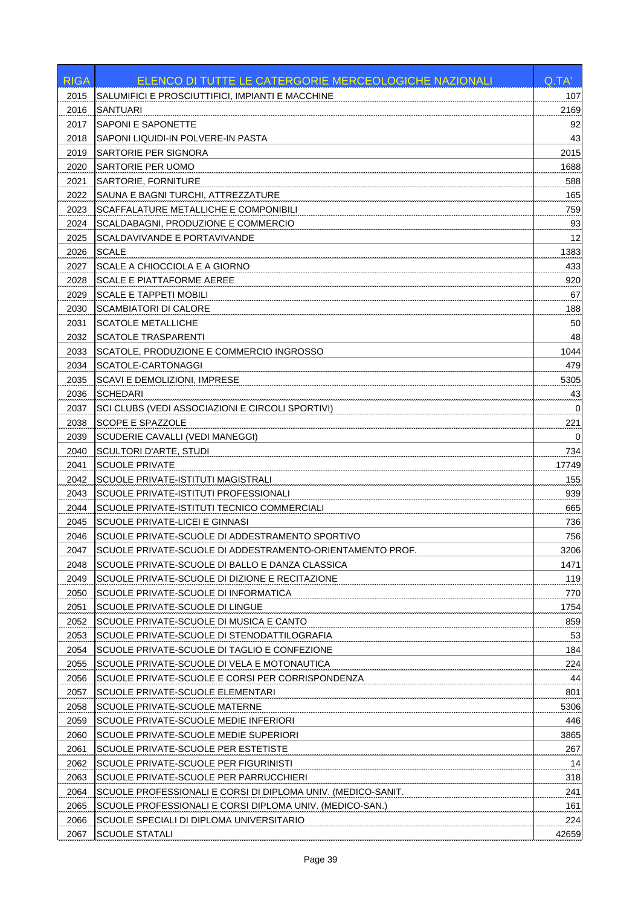| RIGA | ELENCO DI TUTTE LE CATERGORIE MERCEOLOGICHE NAZIONALI | Q.TA' |
|---|---|---|
| 2015 | SALUMIFICI E PROSCIUTTIFICI, IMPIANTI E MACCHINE | 107 |
| 2016 | SANTUARI | 2169 |
| 2017 | SAPONI E SAPONETTE | 92 |
| 2018 | SAPONI LIQUIDI-IN POLVERE-IN PASTA | 43 |
| 2019 | SARTORIE PER SIGNORA | 2015 |
| 2020 | SARTORIE PER UOMO | 1688 |
| 2021 | SARTORIE, FORNITURE | 588 |
| 2022 | SAUNA E BAGNI TURCHI, ATTREZZATURE | 165 |
| 2023 | SCAFFALATURE METALLICHE E COMPONIBILI | 759 |
| 2024 | SCALDABAGNI, PRODUZIONE E COMMERCIO | 93 |
| 2025 | SCALDAVIVANDE E PORTAVIVANDE | 12 |
| 2026 | SCALE | 1383 |
| 2027 | SCALE A CHIOCCIOLA E A GIORNO | 433 |
| 2028 | SCALE E PIATTAFORME AEREE | 920 |
| 2029 | SCALE E TAPPETI MOBILI | 67 |
| 2030 | SCAMBIATORI DI CALORE | 188 |
| 2031 | SCATOLE METALLICHE | 50 |
| 2032 | SCATOLE TRASPARENTI | 48 |
| 2033 | SCATOLE, PRODUZIONE E COMMERCIO INGROSSO | 1044 |
| 2034 | SCATOLE-CARTONAGGI | 479 |
| 2035 | SCAVI E DEMOLIZIONI, IMPRESE | 5305 |
| 2036 | SCHEDARI | 43 |
| 2037 | SCI CLUBS (VEDI ASSOCIAZIONI E CIRCOLI SPORTIVI) | 0 |
| 2038 | SCOPE E SPAZZOLE | 221 |
| 2039 | SCUDERIE CAVALLI (VEDI MANEGGI) | 0 |
| 2040 | SCULTORI D'ARTE, STUDI | 734 |
| 2041 | SCUOLE PRIVATE | 17749 |
| 2042 | SCUOLE PRIVATE-ISTITUTI MAGISTRALI | 155 |
| 2043 | SCUOLE PRIVATE-ISTITUTI PROFESSIONALI | 939 |
| 2044 | SCUOLE PRIVATE-ISTITUTI TECNICO COMMERCIALI | 665 |
| 2045 | SCUOLE PRIVATE-LICEI E GINNASI | 736 |
| 2046 | SCUOLE PRIVATE-SCUOLE DI ADDESTRAMENTO SPORTIVO | 756 |
| 2047 | SCUOLE PRIVATE-SCUOLE DI ADDESTRAMENTO-ORIENTAMENTO PROF. | 3206 |
| 2048 | SCUOLE PRIVATE-SCUOLE DI BALLO E DANZA CLASSICA | 1471 |
| 2049 | SCUOLE PRIVATE-SCUOLE DI DIZIONE E RECITAZIONE | 119 |
| 2050 | SCUOLE PRIVATE-SCUOLE DI INFORMATICA | 770 |
| 2051 | SCUOLE PRIVATE-SCUOLE DI LINGUE | 1754 |
| 2052 | SCUOLE PRIVATE-SCUOLE DI MUSICA E CANTO | 859 |
| 2053 | SCUOLE PRIVATE-SCUOLE DI STENODATTILOGRAFIA | 53 |
| 2054 | SCUOLE PRIVATE-SCUOLE DI TAGLIO E CONFEZIONE | 184 |
| 2055 | SCUOLE PRIVATE-SCUOLE DI VELA E MOTONAUTICA | 224 |
| 2056 | SCUOLE PRIVATE-SCUOLE E CORSI PER CORRISPONDENZA | 44 |
| 2057 | SCUOLE PRIVATE-SCUOLE ELEMENTARI | 801 |
| 2058 | SCUOLE PRIVATE-SCUOLE MATERNE | 5306 |
| 2059 | SCUOLE PRIVATE-SCUOLE MEDIE INFERIORI | 446 |
| 2060 | SCUOLE PRIVATE-SCUOLE MEDIE SUPERIORI | 3865 |
| 2061 | SCUOLE PRIVATE-SCUOLE PER ESTETISTE | 267 |
| 2062 | SCUOLE PRIVATE-SCUOLE PER FIGURINISTI | 14 |
| 2063 | SCUOLE PRIVATE-SCUOLE PER PARRUCCHIERI | 318 |
| 2064 | SCUOLE PROFESSIONALI E CORSI DI DIPLOMA UNIV. (MEDICO-SANIT. | 241 |
| 2065 | SCUOLE PROFESSIONALI E CORSI DIPLOMA UNIV. (MEDICO-SAN.) | 161 |
| 2066 | SCUOLE SPECIALI DI DIPLOMA UNIVERSITARIO | 224 |
| 2067 | SCUOLE STATALI | 42659 |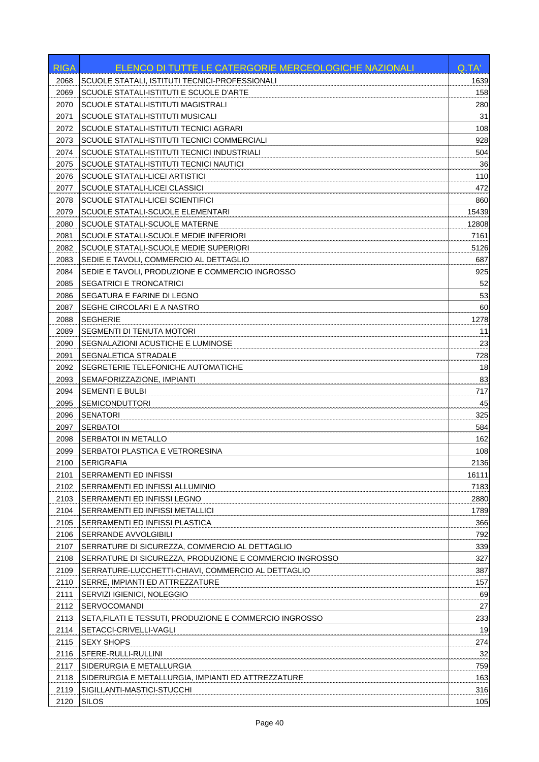| RIGA | ELENCO DI TUTTE LE CATERGORIE MERCEOLOGICHE NAZIONALI | Q.TA' |
|---|---|---|
| 2068 | SCUOLE STATALI, ISTITUTI TECNICI-PROFESSIONALI | 1639 |
| 2069 | SCUOLE STATALI-ISTITUTI E SCUOLE D'ARTE | 158 |
| 2070 | SCUOLE STATALI-ISTITUTI MAGISTRALI | 280 |
| 2071 | SCUOLE STATALI-ISTITUTI MUSICALI | 31 |
| 2072 | SCUOLE STATALI-ISTITUTI TECNICI AGRARI | 108 |
| 2073 | SCUOLE STATALI-ISTITUTI TECNICI COMMERCIALI | 928 |
| 2074 | SCUOLE STATALI-ISTITUTI TECNICI INDUSTRIALI | 504 |
| 2075 | SCUOLE STATALI-ISTITUTI TECNICI NAUTICI | 36 |
| 2076 | SCUOLE STATALI-LICEI ARTISTICI | 110 |
| 2077 | SCUOLE STATALI-LICEI CLASSICI | 472 |
| 2078 | SCUOLE STATALI-LICEI SCIENTIFICI | 860 |
| 2079 | SCUOLE STATALI-SCUOLE ELEMENTARI | 15439 |
| 2080 | SCUOLE STATALI-SCUOLE MATERNE | 12808 |
| 2081 | SCUOLE STATALI-SCUOLE MEDIE INFERIORI | 7161 |
| 2082 | SCUOLE STATALI-SCUOLE MEDIE SUPERIORI | 5126 |
| 2083 | SEDIE E TAVOLI, COMMERCIO AL DETTAGLIO | 687 |
| 2084 | SEDIE E TAVOLI, PRODUZIONE E COMMERCIO INGROSSO | 925 |
| 2085 | SEGATRICI E TRONCATRICI | 52 |
| 2086 | SEGATURA E FARINE DI LEGNO | 53 |
| 2087 | SEGHE CIRCOLARI E A NASTRO | 60 |
| 2088 | SEGHERIE | 1278 |
| 2089 | SEGMENTI DI TENUTA MOTORI | 11 |
| 2090 | SEGNALAZIONI ACUSTICHE E LUMINOSE | 23 |
| 2091 | SEGNALETICA STRADALE | 728 |
| 2092 | SEGRETERIE TELEFONICHE AUTOMATICHE | 18 |
| 2093 | SEMAFORIZZAZIONE, IMPIANTI | 83 |
| 2094 | SEMENTI E BULBI | 717 |
| 2095 | SEMICONDUTTORI | 45 |
| 2096 | SENATORI | 325 |
| 2097 | SERBATOI | 584 |
| 2098 | SERBATOI IN METALLO | 162 |
| 2099 | SERBATOI PLASTICA E VETRORESINA | 108 |
| 2100 | SERIGRAFIA | 2136 |
| 2101 | SERRAMENTI ED INFISSI | 16111 |
| 2102 | SERRAMENTI ED INFISSI ALLUMINIO | 7183 |
| 2103 | SERRAMENTI ED INFISSI LEGNO | 2880 |
| 2104 | SERRAMENTI ED INFISSI METALLICI | 1789 |
| 2105 | SERRAMENTI ED INFISSI PLASTICA | 366 |
| 2106 | SERRANDE AVVOLGIBILI | 792 |
| 2107 | SERRATURE DI SICUREZZA, COMMERCIO AL DETTAGLIO | 339 |
| 2108 | SERRATURE DI SICUREZZA, PRODUZIONE E COMMERCIO INGROSSO | 327 |
| 2109 | SERRATURE-LUCCHETTI-CHIAVI, COMMERCIO AL DETTAGLIO | 387 |
| 2110 | SERRE, IMPIANTI ED ATTREZZATURE | 157 |
| 2111 | SERVIZI IGIENICI, NOLEGGIO | 69 |
| 2112 | SERVOCOMANDI | 27 |
| 2113 | SETA,FILATI E TESSUTI, PRODUZIONE E COMMERCIO INGROSSO | 233 |
| 2114 | SETACCI-CRIVELLI-VAGLI | 19 |
| 2115 | SEXY SHOPS | 274 |
| 2116 | SFERE-RULLI-RULLINI | 32 |
| 2117 | SIDERURGIA E METALLURGIA | 759 |
| 2118 | SIDERURGIA E METALLURGIA, IMPIANTI ED ATTREZZATURE | 163 |
| 2119 | SIGILLANTI-MASTICI-STUCCHI | 316 |
| 2120 | SILOS | 105 |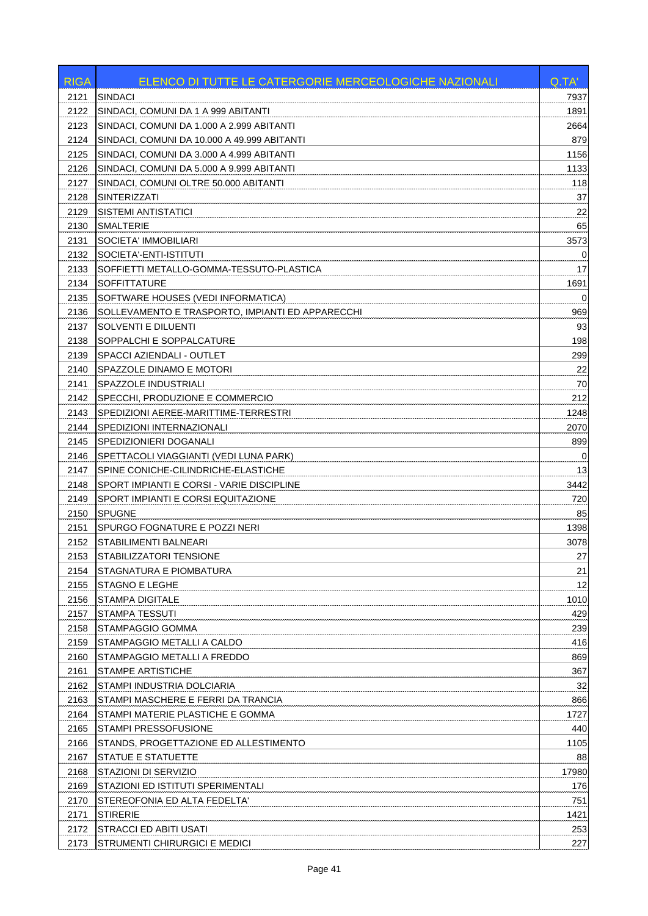| RIGA | ELENCO DI TUTTE LE CATERGORIE MERCEOLOGICHE NAZIONALI | Q.TA' |
|---|---|---|
| 2121 | SINDACI | 7937 |
| 2122 | SINDACI, COMUNI DA 1 A 999 ABITANTI | 1891 |
| 2123 | SINDACI, COMUNI DA 1.000 A 2.999 ABITANTI | 2664 |
| 2124 | SINDACI, COMUNI DA 10.000 A 49.999 ABITANTI | 879 |
| 2125 | SINDACI, COMUNI DA 3.000 A 4.999 ABITANTI | 1156 |
| 2126 | SINDACI, COMUNI DA 5.000 A 9.999 ABITANTI | 1133 |
| 2127 | SINDACI, COMUNI OLTRE 50.000 ABITANTI | 118 |
| 2128 | SINTERIZZATI | 37 |
| 2129 | SISTEMI ANTISTATICI | 22 |
| 2130 | SMALTERIE | 65 |
| 2131 | SOCIETA' IMMOBILIARI | 3573 |
| 2132 | SOCIETA'-ENTI-ISTITUTI | 0 |
| 2133 | SOFFIETTI METALLO-GOMMA-TESSUTO-PLASTICA | 17 |
| 2134 | SOFFITTATURE | 1691 |
| 2135 | SOFTWARE HOUSES (VEDI INFORMATICA) | 0 |
| 2136 | SOLLEVAMENTO E TRASPORTO, IMPIANTI ED APPARECCHI | 969 |
| 2137 | SOLVENTI E DILUENTI | 93 |
| 2138 | SOPPALCHI E SOPPALCATURE | 198 |
| 2139 | SPACCI AZIENDALI - OUTLET | 299 |
| 2140 | SPAZZOLE DINAMO E MOTORI | 22 |
| 2141 | SPAZZOLE INDUSTRIALI | 70 |
| 2142 | SPECCHI, PRODUZIONE E COMMERCIO | 212 |
| 2143 | SPEDIZIONI AEREE-MARITTIME-TERRESTRI | 1248 |
| 2144 | SPEDIZIONI INTERNAZIONALI | 2070 |
| 2145 | SPEDIZIONIERI DOGANALI | 899 |
| 2146 | SPETTACOLI VIAGGIANTI (VEDI LUNA PARK) | 0 |
| 2147 | SPINE CONICHE-CILINDRICHE-ELASTICHE | 13 |
| 2148 | SPORT IMPIANTI E CORSI - VARIE DISCIPLINE | 3442 |
| 2149 | SPORT IMPIANTI E CORSI EQUITAZIONE | 720 |
| 2150 | SPUGNE | 85 |
| 2151 | SPURGO FOGNATURE E POZZI NERI | 1398 |
| 2152 | STABILIMENTI BALNEARI | 3078 |
| 2153 | STABILIZZATORI TENSIONE | 27 |
| 2154 | STAGNATURA E PIOMBATURA | 21 |
| 2155 | STAGNO E LEGHE | 12 |
| 2156 | STAMPA DIGITALE | 1010 |
| 2157 | STAMPA TESSUTI | 429 |
| 2158 | STAMPAGGIO GOMMA | 239 |
| 2159 | STAMPAGGIO METALLI A CALDO | 416 |
| 2160 | STAMPAGGIO METALLI A FREDDO | 869 |
| 2161 | STAMPE ARTISTICHE | 367 |
| 2162 | STAMPI INDUSTRIA DOLCIARIA | 32 |
| 2163 | STAMPI MASCHERE E FERRI DA TRANCIA | 866 |
| 2164 | STAMPI MATERIE PLASTICHE E GOMMA | 1727 |
| 2165 | STAMPI PRESSOFUSIONE | 440 |
| 2166 | STANDS, PROGETTAZIONE ED ALLESTIMENTO | 1105 |
| 2167 | STATUE E STATUETTE | 88 |
| 2168 | STAZIONI DI SERVIZIO | 17980 |
| 2169 | STAZIONI ED ISTITUTI SPERIMENTALI | 176 |
| 2170 | STEREOFONIA ED ALTA FEDELTA' | 751 |
| 2171 | STIRERIE | 1421 |
| 2172 | STRACCI ED ABITI USATI | 253 |
| 2173 | STRUMENTI CHIRURGICI E MEDICI | 227 |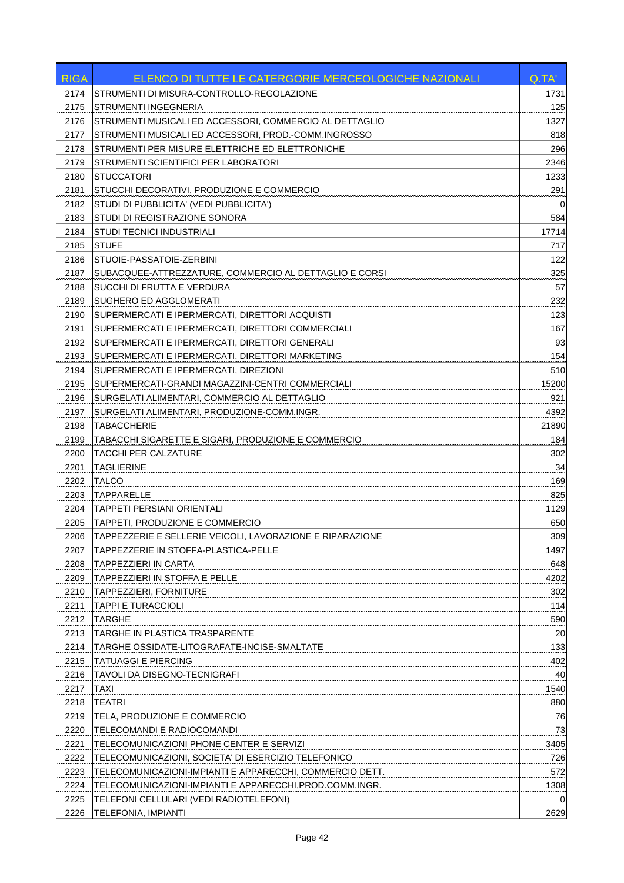| RIGA | ELENCO DI TUTTE LE CATERGORIE MERCEOLOGICHE NAZIONALI | Q.TA' |
|---|---|---|
| 2174 | STRUMENTI DI MISURA-CONTROLLO-REGOLAZIONE | 1731 |
| 2175 | STRUMENTI INGEGNERIA | 125 |
| 2176 | STRUMENTI MUSICALI ED ACCESSORI, COMMERCIO AL DETTAGLIO | 1327 |
| 2177 | STRUMENTI MUSICALI ED ACCESSORI, PROD.-COMM.INGROSSO | 818 |
| 2178 | STRUMENTI PER MISURE ELETTRICHE ED ELETTRONICHE | 296 |
| 2179 | STRUMENTI SCIENTIFICI PER LABORATORI | 2346 |
| 2180 | STUCCATORI | 1233 |
| 2181 | STUCCHI DECORATIVI, PRODUZIONE E COMMERCIO | 291 |
| 2182 | STUDI DI PUBBLICITA' (VEDI PUBBLICITA') | 0 |
| 2183 | STUDI DI REGISTRAZIONE SONORA | 584 |
| 2184 | STUDI TECNICI INDUSTRIALI | 17714 |
| 2185 | STUFE | 717 |
| 2186 | STUOIE-PASSATOIE-ZERBINI | 122 |
| 2187 | SUBACQUEE-ATTREZZATURE, COMMERCIO AL DETTAGLIO E CORSI | 325 |
| 2188 | SUCCHI DI FRUTTA E VERDURA | 57 |
| 2189 | SUGHERO ED AGGLOMERATI | 232 |
| 2190 | SUPERMERCATI E IPERMERCATI, DIRETTORI ACQUISTI | 123 |
| 2191 | SUPERMERCATI E IPERMERCATI, DIRETTORI COMMERCIALI | 167 |
| 2192 | SUPERMERCATI E IPERMERCATI, DIRETTORI GENERALI | 93 |
| 2193 | SUPERMERCATI E IPERMERCATI, DIRETTORI MARKETING | 154 |
| 2194 | SUPERMERCATI E IPERMERCATI, DIREZIONI | 510 |
| 2195 | SUPERMERCATI-GRANDI MAGAZZINI-CENTRI COMMERCIALI | 15200 |
| 2196 | SURGELATI ALIMENTARI, COMMERCIO AL DETTAGLIO | 921 |
| 2197 | SURGELATI ALIMENTARI, PRODUZIONE-COMM.INGR. | 4392 |
| 2198 | TABACCHERIE | 21890 |
| 2199 | TABACCHI SIGARETTE E SIGARI, PRODUZIONE E COMMERCIO | 184 |
| 2200 | TACCHI PER CALZATURE | 302 |
| 2201 | TAGLIERINE | 34 |
| 2202 | TALCO | 169 |
| 2203 | TAPPARELLE | 825 |
| 2204 | TAPPETI PERSIANI ORIENTALI | 1129 |
| 2205 | TAPPETI, PRODUZIONE E COMMERCIO | 650 |
| 2206 | TAPPEZZERIE E SELLERIE VEICOLI, LAVORAZIONE E RIPARAZIONE | 309 |
| 2207 | TAPPEZZERIE IN STOFFA-PLASTICA-PELLE | 1497 |
| 2208 | TAPPEZZIERI IN CARTA | 648 |
| 2209 | TAPPEZZIERI IN STOFFA E PELLE | 4202 |
| 2210 | TAPPEZZIERI, FORNITURE | 302 |
| 2211 | TAPPI E TURACCIOLI | 114 |
| 2212 | TARGHE | 590 |
| 2213 | TARGHE IN PLASTICA TRASPARENTE | 20 |
| 2214 | TARGHE OSSIDATE-LITOGRAFATE-INCISE-SMALTATE | 133 |
| 2215 | TATUAGGI E PIERCING | 402 |
| 2216 | TAVOLI DA DISEGNO-TECNIGRAFI | 40 |
| 2217 | TAXI | 1540 |
| 2218 | TEATRI | 880 |
| 2219 | TELA, PRODUZIONE E COMMERCIO | 76 |
| 2220 | TELECOMANDI E RADIOCOMANDI | 73 |
| 2221 | TELECOMUNICAZIONI PHONE CENTER E SERVIZI | 3405 |
| 2222 | TELECOMUNICAZIONI, SOCIETA' DI ESERCIZIO TELEFONICO | 726 |
| 2223 | TELECOMUNICAZIONI-IMPIANTI E APPARECCHI, COMMERCIO DETT. | 572 |
| 2224 | TELECOMUNICAZIONI-IMPIANTI E APPARECCHI,PROD.COMM.INGR. | 1308 |
| 2225 | TELEFONI CELLULARI (VEDI RADIOTELEFONI) | 0 |
| 2226 | TELEFONIA, IMPIANTI | 2629 |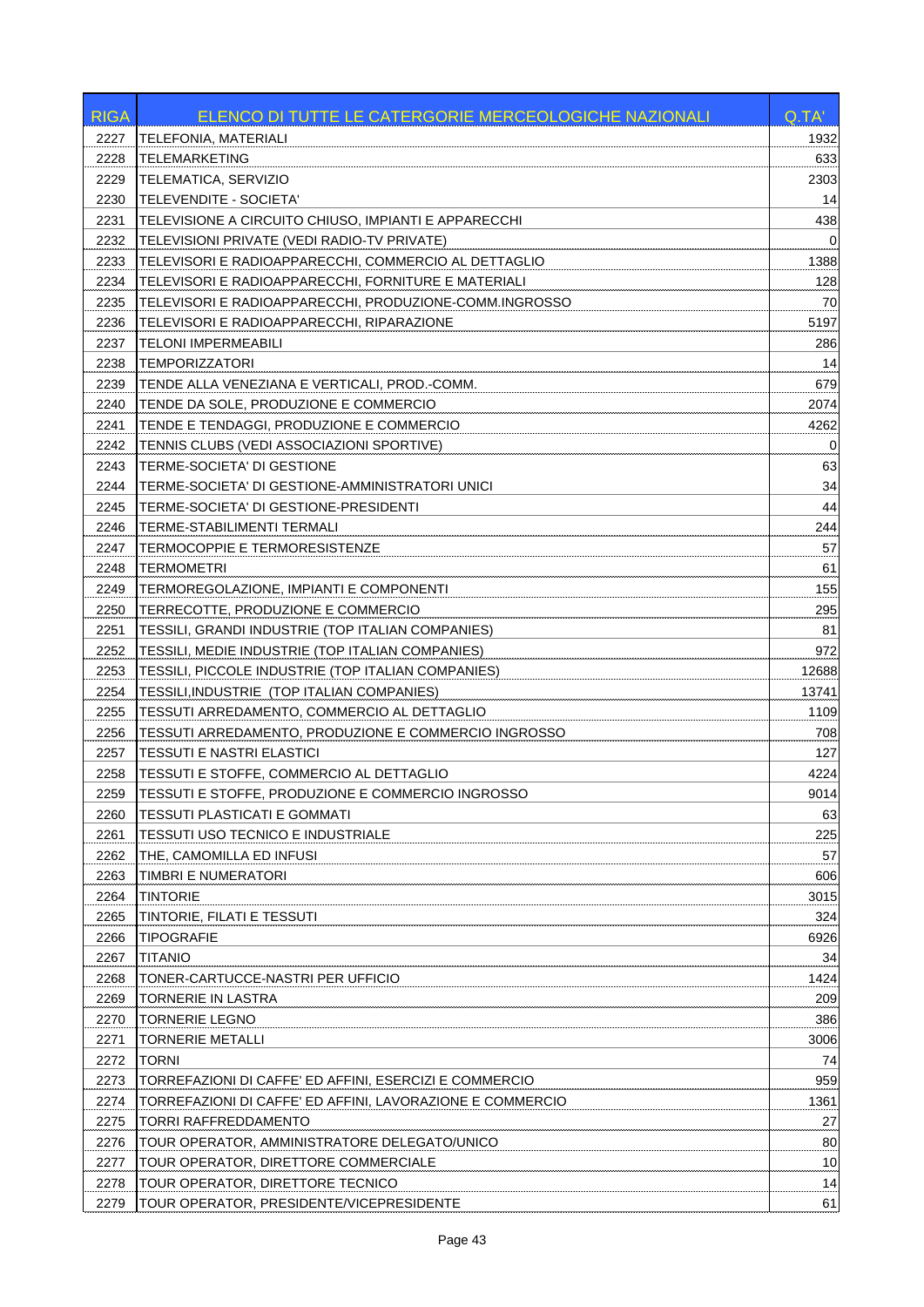| RIGA | ELENCO DI TUTTE LE CATERGORIE MERCEOLOGICHE NAZIONALI | Q.TA' |
|---|---|---|
| 2227 | TELEFONIA, MATERIALI | 1932 |
| 2228 | TELEMARKETING | 633 |
| 2229 | TELEMATICA, SERVIZIO | 2303 |
| 2230 | TELEVENDITE - SOCIETA' | 14 |
| 2231 | TELEVISIONE A CIRCUITO CHIUSO, IMPIANTI E APPARECCHI | 438 |
| 2232 | TELEVISIONI PRIVATE (VEDI RADIO-TV PRIVATE) | 0 |
| 2233 | TELEVISORI E RADIOAPPARECCHI, COMMERCIO AL DETTAGLIO | 1388 |
| 2234 | TELEVISORI E RADIOAPPARECCHI, FORNITURE E MATERIALI | 128 |
| 2235 | TELEVISORI E RADIOAPPARECCHI, PRODUZIONE-COMM.INGROSSO | 70 |
| 2236 | TELEVISORI E RADIOAPPARECCHI, RIPARAZIONE | 5197 |
| 2237 | TELONI IMPERMEABILI | 286 |
| 2238 | TEMPORIZZATORI | 14 |
| 2239 | TENDE ALLA VENEZIANA E VERTICALI, PROD.-COMM. | 679 |
| 2240 | TENDE DA SOLE, PRODUZIONE E COMMERCIO | 2074 |
| 2241 | TENDE E TENDAGGI, PRODUZIONE E COMMERCIO | 4262 |
| 2242 | TENNIS CLUBS (VEDI ASSOCIAZIONI SPORTIVE) | 0 |
| 2243 | TERME-SOCIETA' DI GESTIONE | 63 |
| 2244 | TERME-SOCIETA' DI GESTIONE-AMMINISTRATORI UNICI | 34 |
| 2245 | TERME-SOCIETA' DI GESTIONE-PRESIDENTI | 44 |
| 2246 | TERME-STABILIMENTI TERMALI | 244 |
| 2247 | TERMOCOPPIE E TERMORESISTENZE | 57 |
| 2248 | TERMOMETRI | 61 |
| 2249 | TERMOREGOLAZIONE, IMPIANTI E COMPONENTI | 155 |
| 2250 | TERRECOTTE, PRODUZIONE E COMMERCIO | 295 |
| 2251 | TESSILI, GRANDI INDUSTRIE (TOP ITALIAN COMPANIES) | 81 |
| 2252 | TESSILI, MEDIE INDUSTRIE (TOP ITALIAN COMPANIES) | 972 |
| 2253 | TESSILI, PICCOLE INDUSTRIE (TOP ITALIAN COMPANIES) | 12688 |
| 2254 | TESSILI,INDUSTRIE (TOP ITALIAN COMPANIES) | 13741 |
| 2255 | TESSUTI ARREDAMENTO, COMMERCIO AL DETTAGLIO | 1109 |
| 2256 | TESSUTI ARREDAMENTO, PRODUZIONE E COMMERCIO INGROSSO | 708 |
| 2257 | TESSUTI E NASTRI ELASTICI | 127 |
| 2258 | TESSUTI E STOFFE, COMMERCIO AL DETTAGLIO | 4224 |
| 2259 | TESSUTI E STOFFE, PRODUZIONE E COMMERCIO INGROSSO | 9014 |
| 2260 | TESSUTI PLASTICATI E GOMMATI | 63 |
| 2261 | TESSUTI USO TECNICO E INDUSTRIALE | 225 |
| 2262 | THE, CAMOMILLA ED INFUSI | 57 |
| 2263 | TIMBRI E NUMERATORI | 606 |
| 2264 | TINTORIE | 3015 |
| 2265 | TINTORIE, FILATI E TESSUTI | 324 |
| 2266 | TIPOGRAFIE | 6926 |
| 2267 | TITANIO | 34 |
| 2268 | TONER-CARTUCCE-NASTRI PER UFFICIO | 1424 |
| 2269 | TORNERIE IN LASTRA | 209 |
| 2270 | TORNERIE LEGNO | 386 |
| 2271 | TORNERIE METALLI | 3006 |
| 2272 | TORNI | 74 |
| 2273 | TORREFAZIONI DI CAFFE' ED AFFINI, ESERCIZI E COMMERCIO | 959 |
| 2274 | TORREFAZIONI DI CAFFE' ED AFFINI, LAVORAZIONE E COMMERCIO | 1361 |
| 2275 | TORRI RAFFREDDAMENTO | 27 |
| 2276 | TOUR OPERATOR, AMMINISTRATORE DELEGATO/UNICO | 80 |
| 2277 | TOUR OPERATOR, DIRETTORE COMMERCIALE | 10 |
| 2278 | TOUR OPERATOR, DIRETTORE TECNICO | 14 |
| 2279 | TOUR OPERATOR, PRESIDENTE/VICEPRESIDENTE | 61 |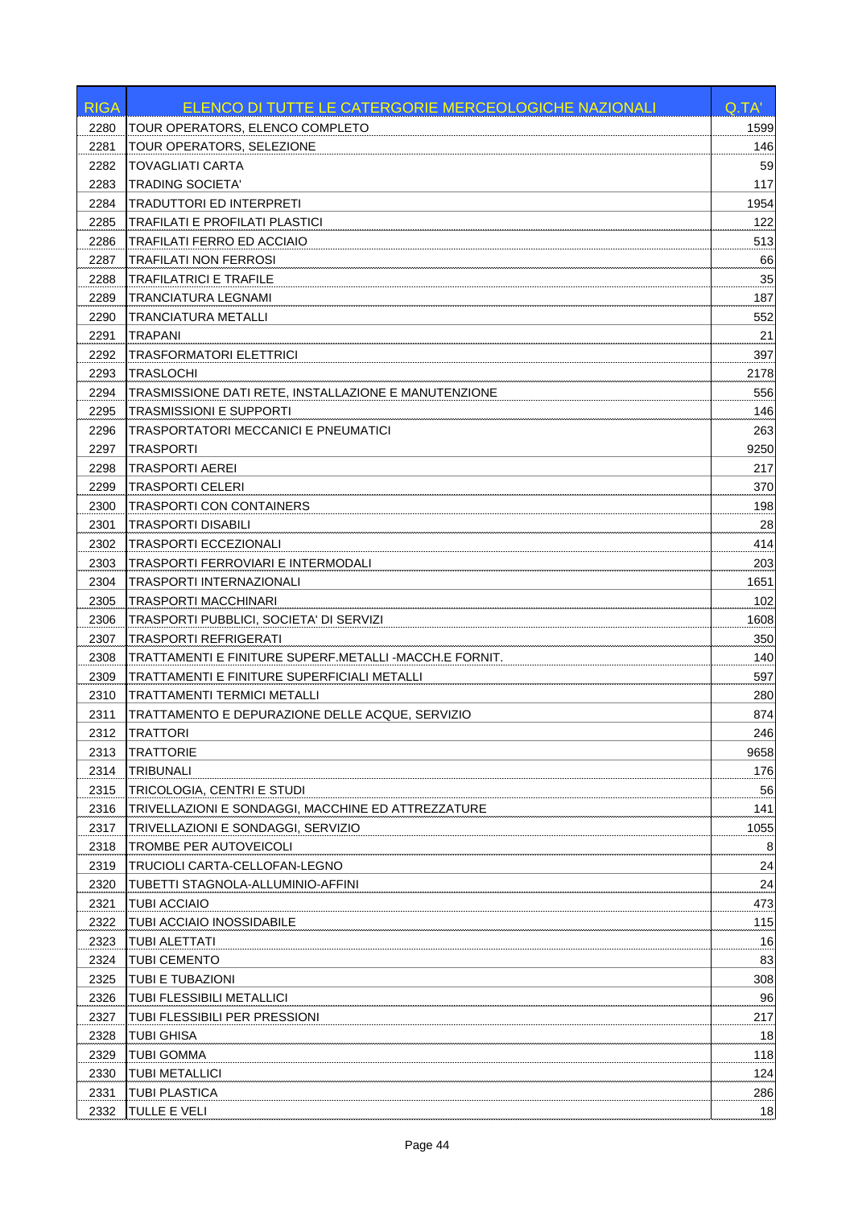| RIGA | ELENCO DI TUTTE LE CATERGORIE MERCEOLOGICHE NAZIONALI | Q.TA' |
|---|---|---|
| 2280 | TOUR OPERATORS, ELENCO COMPLETO | 1599 |
| 2281 | TOUR OPERATORS, SELEZIONE | 146 |
| 2282 | TOVAGLIATI CARTA | 59 |
| 2283 | TRADING SOCIETA' | 117 |
| 2284 | TRADUTTORI ED INTERPRETI | 1954 |
| 2285 | TRAFILATI E PROFILATI PLASTICI | 122 |
| 2286 | TRAFILATI FERRO ED ACCIAIO | 513 |
| 2287 | TRAFILATI NON FERROSI | 66 |
| 2288 | TRAFILATRICI E TRAFILE | 35 |
| 2289 | TRANCIATURA LEGNAMI | 187 |
| 2290 | TRANCIATURA METALLI | 552 |
| 2291 | TRAPANI | 21 |
| 2292 | TRASFORMATORI ELETTRICI | 397 |
| 2293 | TRASLOCHI | 2178 |
| 2294 | TRASMISSIONE DATI RETE, INSTALLAZIONE E MANUTENZIONE | 556 |
| 2295 | TRASMISSIONI E SUPPORTI | 146 |
| 2296 | TRASPORTATORI MECCANICI E PNEUMATICI | 263 |
| 2297 | TRASPORTI | 9250 |
| 2298 | TRASPORTI AEREI | 217 |
| 2299 | TRASPORTI CELERI | 370 |
| 2300 | TRASPORTI CON CONTAINERS | 198 |
| 2301 | TRASPORTI DISABILI | 28 |
| 2302 | TRASPORTI ECCEZIONALI | 414 |
| 2303 | TRASPORTI FERROVIARI E INTERMODALI | 203 |
| 2304 | TRASPORTI INTERNAZIONALI | 1651 |
| 2305 | TRASPORTI MACCHINARI | 102 |
| 2306 | TRASPORTI PUBBLICI, SOCIETA' DI SERVIZI | 1608 |
| 2307 | TRASPORTI REFRIGERATI | 350 |
| 2308 | TRATTAMENTI E FINITURE SUPERF.METALLI -MACCH.E FORNIT. | 140 |
| 2309 | TRATTAMENTI E FINITURE SUPERFICIALI METALLI | 597 |
| 2310 | TRATTAMENTI TERMICI METALLI | 280 |
| 2311 | TRATTAMENTO E DEPURAZIONE DELLE ACQUE, SERVIZIO | 874 |
| 2312 | TRATTORI | 246 |
| 2313 | TRATTORIE | 9658 |
| 2314 | TRIBUNALI | 176 |
| 2315 | TRICOLOGIA, CENTRI E STUDI | 56 |
| 2316 | TRIVELLAZIONI E SONDAGGI, MACCHINE ED ATTREZZATURE | 141 |
| 2317 | TRIVELLAZIONI E SONDAGGI, SERVIZIO | 1055 |
| 2318 | TROMBE PER AUTOVEICOLI | 8 |
| 2319 | TRUCIOLI CARTA-CELLOFAN-LEGNO | 24 |
| 2320 | TUBETTI STAGNOLA-ALLUMINIO-AFFINI | 24 |
| 2321 | TUBI ACCIAIO | 473 |
| 2322 | TUBI ACCIAIO INOSSIDABILE | 115 |
| 2323 | TUBI ALETTATI | 16 |
| 2324 | TUBI CEMENTO | 83 |
| 2325 | TUBI E TUBAZIONI | 308 |
| 2326 | TUBI FLESSIBILI METALLICI | 96 |
| 2327 | TUBI FLESSIBILI PER PRESSIONI | 217 |
| 2328 | TUBI GHISA | 18 |
| 2329 | TUBI GOMMA | 118 |
| 2330 | TUBI METALLICI | 124 |
| 2331 | TUBI PLASTICA | 286 |
| 2332 | TULLE E VELI | 18 |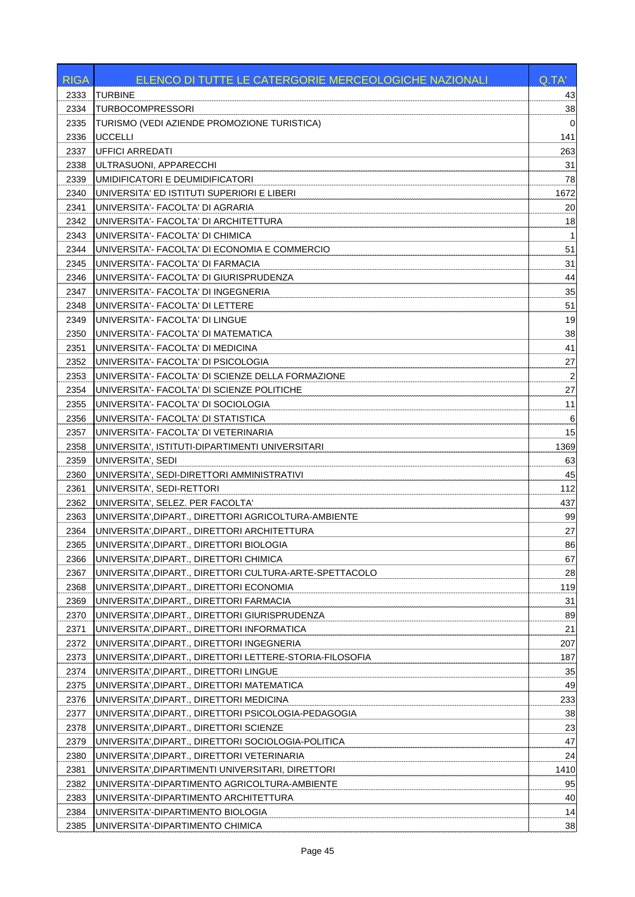| RIGA | ELENCO DI TUTTE LE CATERGORIE MERCEOLOGICHE NAZIONALI | Q.TA' |
|---|---|---|
| 2333 | TURBINE | 43 |
| 2334 | TURBOCOMPRESSORI | 38 |
| 2335 | TURISMO (VEDI AZIENDE PROMOZIONE TURISTICA) | 0 |
| 2336 | UCCELLI | 141 |
| 2337 | UFFICI ARREDATI | 263 |
| 2338 | ULTRASUONI, APPARECCHI | 31 |
| 2339 | UMIDIFICATORI E DEUMIDIFICATORI | 78 |
| 2340 | UNIVERSITA' ED ISTITUTI SUPERIORI E LIBERI | 1672 |
| 2341 | UNIVERSITA'- FACOLTA' DI AGRARIA | 20 |
| 2342 | UNIVERSITA'- FACOLTA' DI ARCHITETTURA | 18 |
| 2343 | UNIVERSITA'- FACOLTA' DI CHIMICA | 1 |
| 2344 | UNIVERSITA'- FACOLTA' DI ECONOMIA E COMMERCIO | 51 |
| 2345 | UNIVERSITA'- FACOLTA' DI FARMACIA | 31 |
| 2346 | UNIVERSITA'- FACOLTA' DI GIURISPRUDENZA | 44 |
| 2347 | UNIVERSITA'- FACOLTA' DI INGEGNERIA | 35 |
| 2348 | UNIVERSITA'- FACOLTA' DI LETTERE | 51 |
| 2349 | UNIVERSITA'- FACOLTA' DI LINGUE | 19 |
| 2350 | UNIVERSITA'- FACOLTA' DI MATEMATICA | 38 |
| 2351 | UNIVERSITA'- FACOLTA' DI MEDICINA | 41 |
| 2352 | UNIVERSITA'- FACOLTA' DI PSICOLOGIA | 27 |
| 2353 | UNIVERSITA'- FACOLTA' DI SCIENZE DELLA FORMAZIONE | 2 |
| 2354 | UNIVERSITA'- FACOLTA' DI SCIENZE POLITICHE | 27 |
| 2355 | UNIVERSITA'- FACOLTA' DI SOCIOLOGIA | 11 |
| 2356 | UNIVERSITA'- FACOLTA' DI STATISTICA | 6 |
| 2357 | UNIVERSITA'- FACOLTA' DI VETERINARIA | 15 |
| 2358 | UNIVERSITA', ISTITUTI-DIPARTIMENTI UNIVERSITARI | 1369 |
| 2359 | UNIVERSITA', SEDI | 63 |
| 2360 | UNIVERSITA', SEDI-DIRETTORI AMMINISTRATIVI | 45 |
| 2361 | UNIVERSITA', SEDI-RETTORI | 112 |
| 2362 | UNIVERSITA', SELEZ. PER FACOLTA' | 437 |
| 2363 | UNIVERSITA',DIPART., DIRETTORI AGRICOLTURA-AMBIENTE | 99 |
| 2364 | UNIVERSITA',DIPART., DIRETTORI ARCHITETTURA | 27 |
| 2365 | UNIVERSITA',DIPART., DIRETTORI BIOLOGIA | 86 |
| 2366 | UNIVERSITA',DIPART., DIRETTORI CHIMICA | 67 |
| 2367 | UNIVERSITA',DIPART., DIRETTORI CULTURA-ARTE-SPETTACOLO | 28 |
| 2368 | UNIVERSITA',DIPART., DIRETTORI ECONOMIA | 119 |
| 2369 | UNIVERSITA',DIPART., DIRETTORI FARMACIA | 31 |
| 2370 | UNIVERSITA',DIPART., DIRETTORI GIURISPRUDENZA | 89 |
| 2371 | UNIVERSITA',DIPART., DIRETTORI INFORMATICA | 21 |
| 2372 | UNIVERSITA',DIPART., DIRETTORI INGEGNERIA | 207 |
| 2373 | UNIVERSITA',DIPART., DIRETTORI LETTERE-STORIA-FILOSOFIA | 187 |
| 2374 | UNIVERSITA',DIPART., DIRETTORI LINGUE | 35 |
| 2375 | UNIVERSITA',DIPART., DIRETTORI MATEMATICA | 49 |
| 2376 | UNIVERSITA',DIPART., DIRETTORI MEDICINA | 233 |
| 2377 | UNIVERSITA',DIPART., DIRETTORI PSICOLOGIA-PEDAGOGIA | 38 |
| 2378 | UNIVERSITA',DIPART., DIRETTORI SCIENZE | 23 |
| 2379 | UNIVERSITA',DIPART., DIRETTORI SOCIOLOGIA-POLITICA | 47 |
| 2380 | UNIVERSITA',DIPART., DIRETTORI VETERINARIA | 24 |
| 2381 | UNIVERSITA',DIPARTIMENTI UNIVERSITARI, DIRETTORI | 1410 |
| 2382 | UNIVERSITA'-DIPARTIMENTO AGRICOLTURA-AMBIENTE | 95 |
| 2383 | UNIVERSITA'-DIPARTIMENTO ARCHITETTURA | 40 |
| 2384 | UNIVERSITA'-DIPARTIMENTO BIOLOGIA | 14 |
| 2385 | UNIVERSITA'-DIPARTIMENTO CHIMICA | 38 |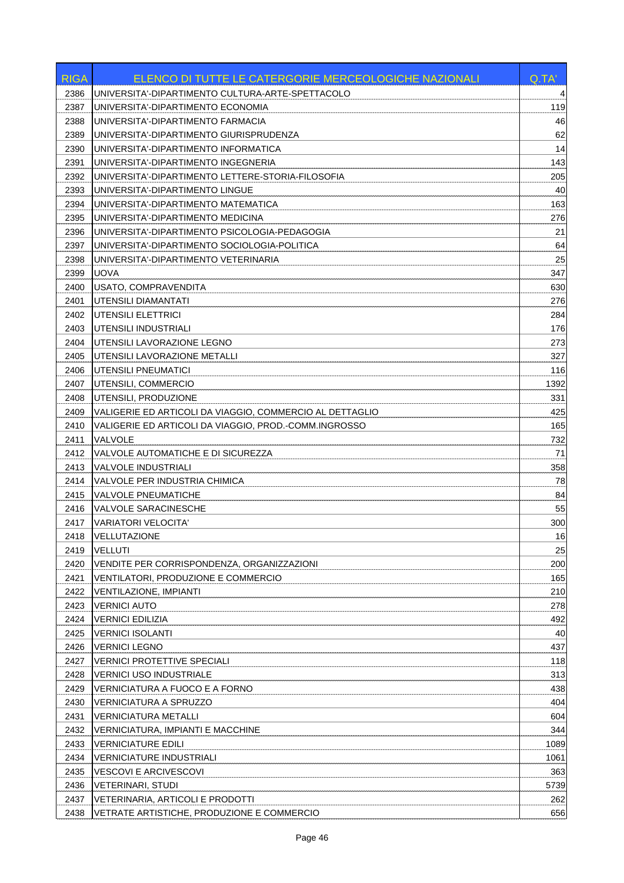| RIGA | ELENCO DI TUTTE LE CATERGORIE MERCEOLOGICHE NAZIONALI | Q.TA' |
|---|---|---|
| 2386 | UNIVERSITA'-DIPARTIMENTO CULTURA-ARTE-SPETTACOLO | 4 |
| 2387 | UNIVERSITA'-DIPARTIMENTO ECONOMIA | 119 |
| 2388 | UNIVERSITA'-DIPARTIMENTO FARMACIA | 46 |
| 2389 | UNIVERSITA'-DIPARTIMENTO GIURISPRUDENZA | 62 |
| 2390 | UNIVERSITA'-DIPARTIMENTO INFORMATICA | 14 |
| 2391 | UNIVERSITA'-DIPARTIMENTO INGEGNERIA | 143 |
| 2392 | UNIVERSITA'-DIPARTIMENTO LETTERE-STORIA-FILOSOFIA | 205 |
| 2393 | UNIVERSITA'-DIPARTIMENTO LINGUE | 40 |
| 2394 | UNIVERSITA'-DIPARTIMENTO MATEMATICA | 163 |
| 2395 | UNIVERSITA'-DIPARTIMENTO MEDICINA | 276 |
| 2396 | UNIVERSITA'-DIPARTIMENTO PSICOLOGIA-PEDAGOGIA | 21 |
| 2397 | UNIVERSITA'-DIPARTIMENTO SOCIOLOGIA-POLITICA | 64 |
| 2398 | UNIVERSITA'-DIPARTIMENTO VETERINARIA | 25 |
| 2399 | UOVA | 347 |
| 2400 | USATO, COMPRAVENDITA | 630 |
| 2401 | UTENSILI DIAMANTATI | 276 |
| 2402 | UTENSILI ELETTRICI | 284 |
| 2403 | UTENSILI INDUSTRIALI | 176 |
| 2404 | UTENSILI LAVORAZIONE LEGNO | 273 |
| 2405 | UTENSILI LAVORAZIONE METALLI | 327 |
| 2406 | UTENSILI PNEUMATICI | 116 |
| 2407 | UTENSILI, COMMERCIO | 1392 |
| 2408 | UTENSILI, PRODUZIONE | 331 |
| 2409 | VALIGERIE ED ARTICOLI DA VIAGGIO, COMMERCIO AL DETTAGLIO | 425 |
| 2410 | VALIGERIE ED ARTICOLI DA VIAGGIO, PROD.-COMM.INGROSSO | 165 |
| 2411 | VALVOLE | 732 |
| 2412 | VALVOLE AUTOMATICHE E DI SICUREZZA | 71 |
| 2413 | VALVOLE INDUSTRIALI | 358 |
| 2414 | VALVOLE PER INDUSTRIA CHIMICA | 78 |
| 2415 | VALVOLE PNEUMATICHE | 84 |
| 2416 | VALVOLE SARACINESCHE | 55 |
| 2417 | VARIATORI VELOCITA' | 300 |
| 2418 | VELLUTAZIONE | 16 |
| 2419 | VELLUTI | 25 |
| 2420 | VENDITE PER CORRISPONDENZA, ORGANIZZAZIONI | 200 |
| 2421 | VENTILATORI, PRODUZIONE E COMMERCIO | 165 |
| 2422 | VENTILAZIONE, IMPIANTI | 210 |
| 2423 | VERNICI AUTO | 278 |
| 2424 | VERNICI EDILIZIA | 492 |
| 2425 | VERNICI ISOLANTI | 40 |
| 2426 | VERNICI LEGNO | 437 |
| 2427 | VERNICI PROTETTIVE SPECIALI | 118 |
| 2428 | VERNICI USO INDUSTRIALE | 313 |
| 2429 | VERNICIATURA A FUOCO E A FORNO | 438 |
| 2430 | VERNICIATURA A SPRUZZO | 404 |
| 2431 | VERNICIATURA METALLI | 604 |
| 2432 | VERNICIATURA, IMPIANTI E MACCHINE | 344 |
| 2433 | VERNICIATURE EDILI | 1089 |
| 2434 | VERNICIATURE INDUSTRIALI | 1061 |
| 2435 | VESCOVI E ARCIVESCOVI | 363 |
| 2436 | VETERINARI, STUDI | 5739 |
| 2437 | VETERINARIA, ARTICOLI E PRODOTTI | 262 |
| 2438 | VETRATE ARTISTICHE, PRODUZIONE E COMMERCIO | 656 |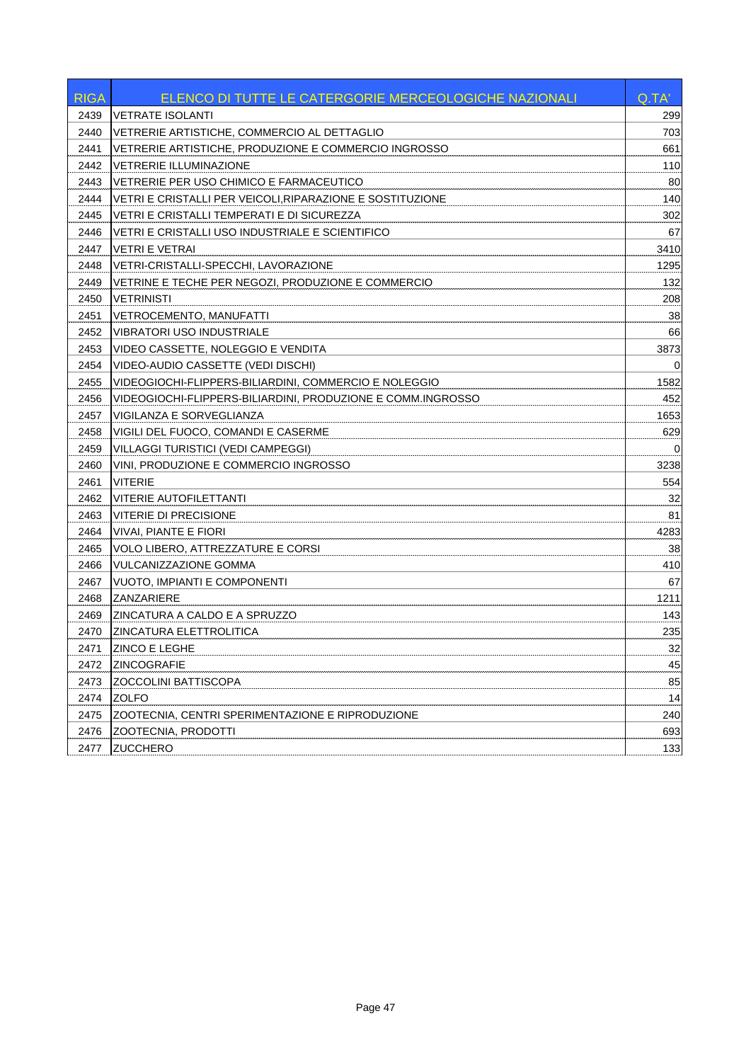| RIGA | ELENCO DI TUTTE LE CATERGORIE MERCEOLOGICHE NAZIONALI | Q.TA' |
|---|---|---|
| 2439 | VETRATE ISOLANTI | 299 |
| 2440 | VETRERIE ARTISTICHE, COMMERCIO AL DETTAGLIO | 703 |
| 2441 | VETRERIE ARTISTICHE, PRODUZIONE E COMMERCIO INGROSSO | 661 |
| 2442 | VETRERIE ILLUMINAZIONE | 110 |
| 2443 | VETRERIE PER USO CHIMICO E FARMACEUTICO | 80 |
| 2444 | VETRI E CRISTALLI PER VEICOLI,RIPARAZIONE E SOSTITUZIONE | 140 |
| 2445 | VETRI E CRISTALLI TEMPERATI E DI SICUREZZA | 302 |
| 2446 | VETRI E CRISTALLI USO INDUSTRIALE E SCIENTIFICO | 67 |
| 2447 | VETRI E VETRAI | 3410 |
| 2448 | VETRI-CRISTALLI-SPECCHI, LAVORAZIONE | 1295 |
| 2449 | VETRINE E TECHE PER NEGOZI, PRODUZIONE E COMMERCIO | 132 |
| 2450 | VETRINISTI | 208 |
| 2451 | VETROCEMENTO, MANUFATTI | 38 |
| 2452 | VIBRATORI USO INDUSTRIALE | 66 |
| 2453 | VIDEO CASSETTE, NOLEGGIO E VENDITA | 3873 |
| 2454 | VIDEO-AUDIO CASSETTE (VEDI DISCHI) | 0 |
| 2455 | VIDEOGIOCHI-FLIPPERS-BILIARDINI, COMMERCIO E NOLEGGIO | 1582 |
| 2456 | VIDEOGIOCHI-FLIPPERS-BILIARDINI, PRODUZIONE E COMM.INGROSSO | 452 |
| 2457 | VIGILANZA E SORVEGLIANZA | 1653 |
| 2458 | VIGILI DEL FUOCO, COMANDI E CASERME | 629 |
| 2459 | VILLAGGI TURISTICI (VEDI CAMPEGGI) | 0 |
| 2460 | VINI, PRODUZIONE E COMMERCIO INGROSSO | 3238 |
| 2461 | VITERIE | 554 |
| 2462 | VITERIE AUTOFILETTANTI | 32 |
| 2463 | VITERIE DI PRECISIONE | 81 |
| 2464 | VIVAI, PIANTE E FIORI | 4283 |
| 2465 | VOLO LIBERO, ATTREZZATURE E CORSI | 38 |
| 2466 | VULCANIZZAZIONE GOMMA | 410 |
| 2467 | VUOTO, IMPIANTI E COMPONENTI | 67 |
| 2468 | ZANZARIERE | 1211 |
| 2469 | ZINCATURA A CALDO E A SPRUZZO | 143 |
| 2470 | ZINCATURA ELETTROLITICA | 235 |
| 2471 | ZINCO E LEGHE | 32 |
| 2472 | ZINCOGRAFIE | 45 |
| 2473 | ZOCCOLINI BATTISCOPA | 85 |
| 2474 | ZOLFO | 14 |
| 2475 | ZOOTECNIA, CENTRI SPERIMENTAZIONE E RIPRODUZIONE | 240 |
| 2476 | ZOOTECNIA, PRODOTTI | 693 |
| 2477 | ZUCCHERO | 133 |